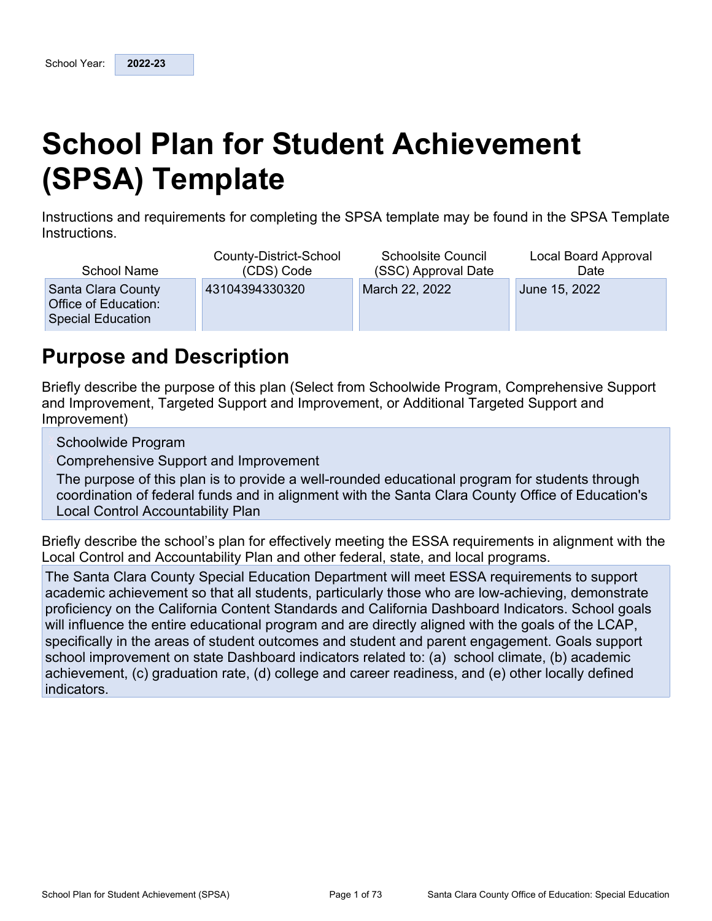School Year: **2022-23**

# School Plan for Student Achievement (SPSA) Template

Instructions and requirements for completing the SPSA template may be found in the SPSA Template Instructions.

| School Name | County-District-School (CDS) Code | Schoolsite Council (SSC) Approval Date | Local Board Approval Date |
|---|---|---|---|
| Santa Clara County Office of Education: Special Education | 43104394330320 | March 22, 2022 | June 15, 2022 |

## Purpose and Description

Briefly describe the purpose of this plan (Select from Schoolwide Program, Comprehensive Support and Improvement, Targeted Support and Improvement, or Additional Targeted Support and Improvement)

Schoolwide Program

Comprehensive Support and Improvement

The purpose of this plan is to provide a well-rounded educational program for students through coordination of federal funds and in alignment with the Santa Clara County Office of Education's Local Control Accountability Plan

Briefly describe the school's plan for effectively meeting the ESSA requirements in alignment with the Local Control and Accountability Plan and other federal, state, and local programs.

The Santa Clara County Special Education Department will meet ESSA requirements to support academic achievement so that all students, particularly those who are low-achieving, demonstrate proficiency on the California Content Standards and California Dashboard Indicators. School goals will influence the entire educational program and are directly aligned with the goals of the LCAP, specifically in the areas of student outcomes and student and parent engagement. Goals support school improvement on state Dashboard indicators related to: (a) school climate, (b) academic achievement, (c) graduation rate, (d) college and career readiness, and (e) other locally defined indicators.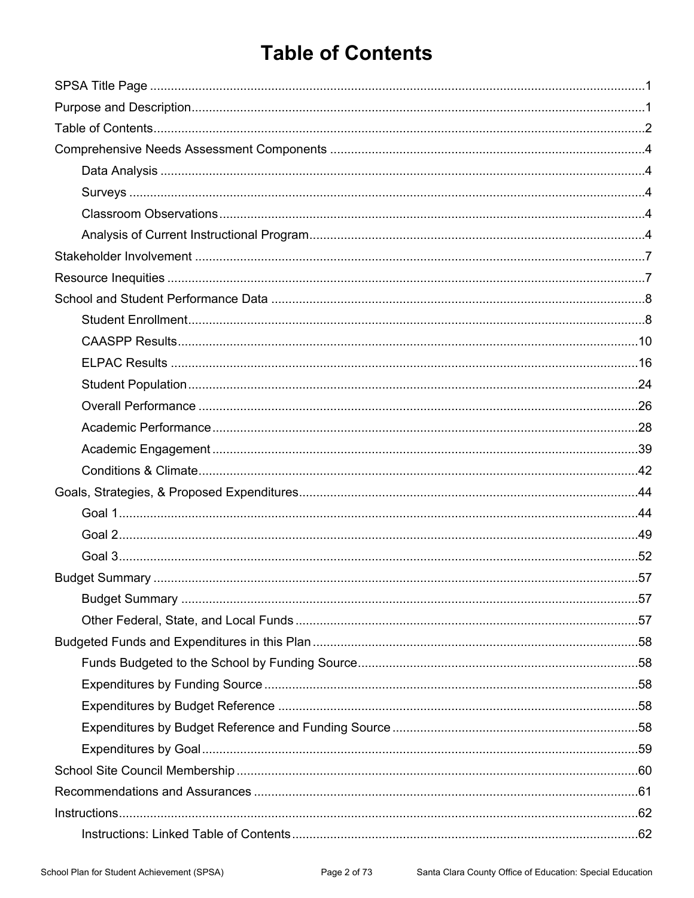# Table of Contents

SPSA Title Page ....................................................................................................................................1

Purpose and Description.......................................................................................................................1

Table of Contents..................................................................................................................................2

Comprehensive Needs Assessment Components ................................................................................4

- Data Analysis ..................................................................................................................................4
- Surveys ...........................................................................................................................................4
- Classroom Observations.................................................................................................................4
- Analysis of Current Instructional Program......................................................................................4

Stakeholder Involvement .......................................................................................................................7

Resource Inequities ...............................................................................................................................7

School and Student Performance Data ..................................................................................................8

- Student Enrollment..........................................................................................................................8
- CAASPP Results...........................................................................................................................10
- ELPAC Results .............................................................................................................................16
- Student Population........................................................................................................................24
- Overall Performance .....................................................................................................................26
- Academic Performance.................................................................................................................28
- Academic Engagement .................................................................................................................39
- Conditions & Climate.....................................................................................................................42

Goals, Strategies, & Proposed Expenditures.......................................................................................44

- Goal 1............................................................................................................................................44
- Goal 2............................................................................................................................................49
- Goal 3............................................................................................................................................52

Budget Summary .................................................................................................................................57

- Budget Summary ..........................................................................................................................57
- Other Federal, State, and Local Funds .........................................................................................57

Budgeted Funds and Expenditures in this Plan ....................................................................................58

- Funds Budgeted to the School by Funding Source.......................................................................58
- Expenditures by Funding Source ..................................................................................................58
- Expenditures by Budget Reference ..............................................................................................58
- Expenditures by Budget Reference and Funding Source .............................................................58
- Expenditures by Goal....................................................................................................................59

School Site Council Membership .........................................................................................................60

Recommendations and Assurances .....................................................................................................61

Instructions...........................................................................................................................................62

- Instructions: Linked Table of Contents ..........................................................................................62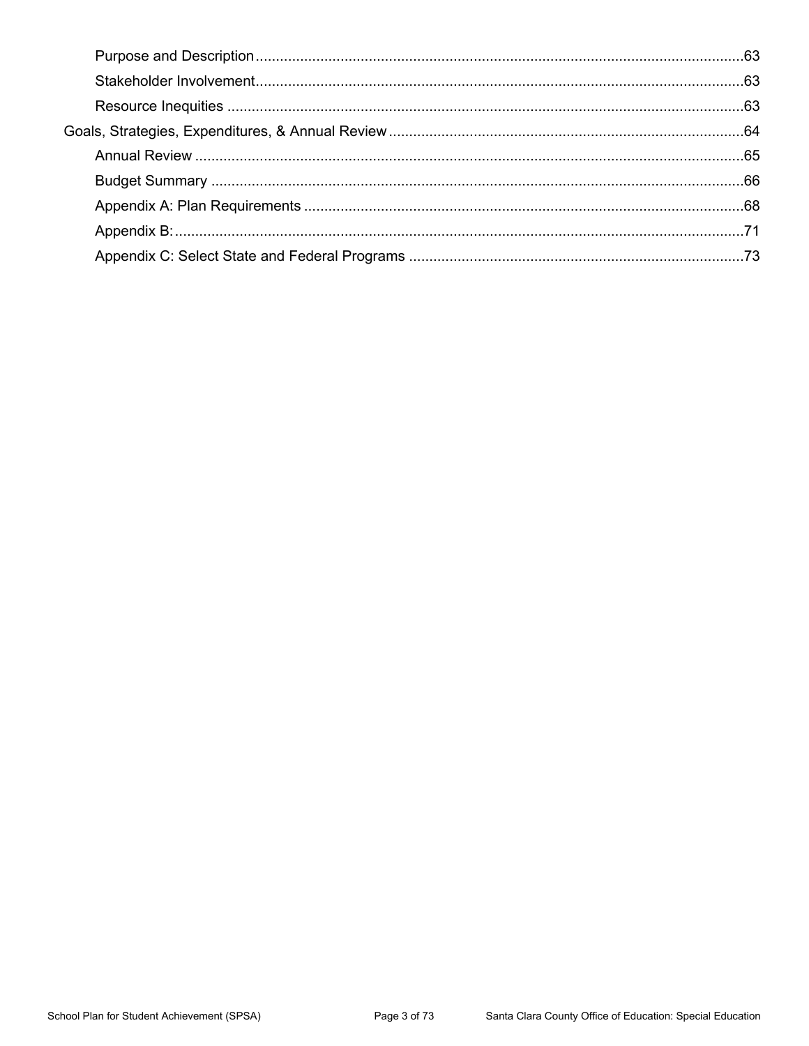- Purpose and Description ....................................................................................................................63
- Stakeholder Involvement......................................................................................................................63
- Resource Inequities ............................................................................................................................63

Goals, Strategies, Expenditures, & Annual Review .......................................................................................64

- Annual Review ....................................................................................................................................65
- Budget Summary .................................................................................................................................66
- Appendix A: Plan Requirements ..........................................................................................................68
- Appendix B: .........................................................................................................................................71
- Appendix C: Select State and Federal Programs .................................................................................73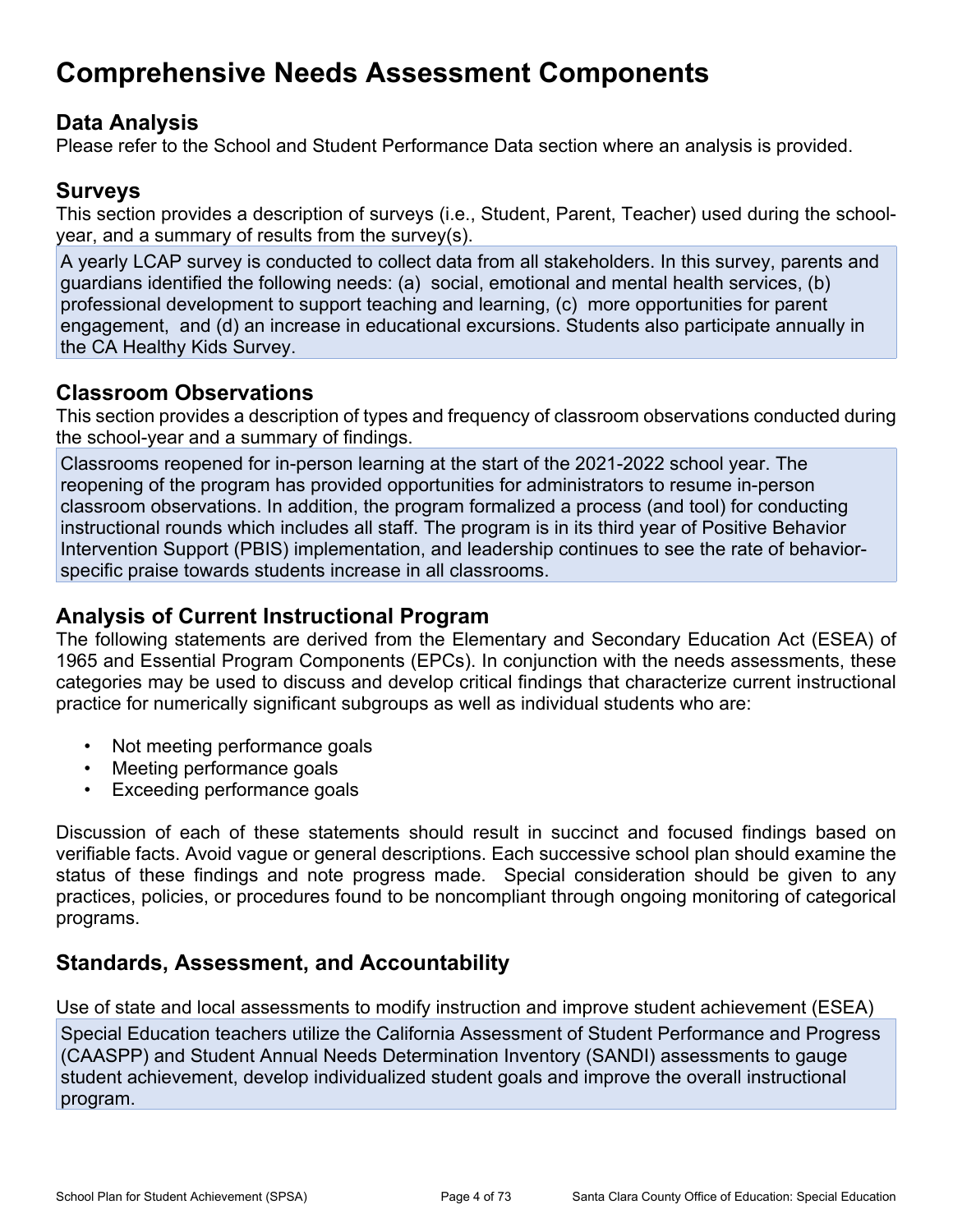# Comprehensive Needs Assessment Components

## Data Analysis

Please refer to the School and Student Performance Data section where an analysis is provided.

## Surveys

This section provides a description of surveys (i.e., Student, Parent, Teacher) used during the school-year, and a summary of results from the survey(s).

A yearly LCAP survey is conducted to collect data from all stakeholders. In this survey, parents and guardians identified the following needs: (a) social, emotional and mental health services, (b) professional development to support teaching and learning, (c) more opportunities for parent engagement, and (d) an increase in educational excursions. Students also participate annually in the CA Healthy Kids Survey.

## Classroom Observations

This section provides a description of types and frequency of classroom observations conducted during the school-year and a summary of findings.

Classrooms reopened for in-person learning at the start of the 2021-2022 school year. The reopening of the program has provided opportunities for administrators to resume in-person classroom observations. In addition, the program formalized a process (and tool) for conducting instructional rounds which includes all staff. The program is in its third year of Positive Behavior Intervention Support (PBIS) implementation, and leadership continues to see the rate of behavior-specific praise towards students increase in all classrooms.

## Analysis of Current Instructional Program

The following statements are derived from the Elementary and Secondary Education Act (ESEA) of 1965 and Essential Program Components (EPCs). In conjunction with the needs assessments, these categories may be used to discuss and develop critical findings that characterize current instructional practice for numerically significant subgroups as well as individual students who are:

- Not meeting performance goals
- Meeting performance goals
- Exceeding performance goals

Discussion of each of these statements should result in succinct and focused findings based on verifiable facts. Avoid vague or general descriptions. Each successive school plan should examine the status of these findings and note progress made. Special consideration should be given to any practices, policies, or procedures found to be noncompliant through ongoing monitoring of categorical programs.

## Standards, Assessment, and Accountability

Use of state and local assessments to modify instruction and improve student achievement (ESEA)

Special Education teachers utilize the California Assessment of Student Performance and Progress (CAASPP) and Student Annual Needs Determination Inventory (SANDI) assessments to gauge student achievement, develop individualized student goals and improve the overall instructional program.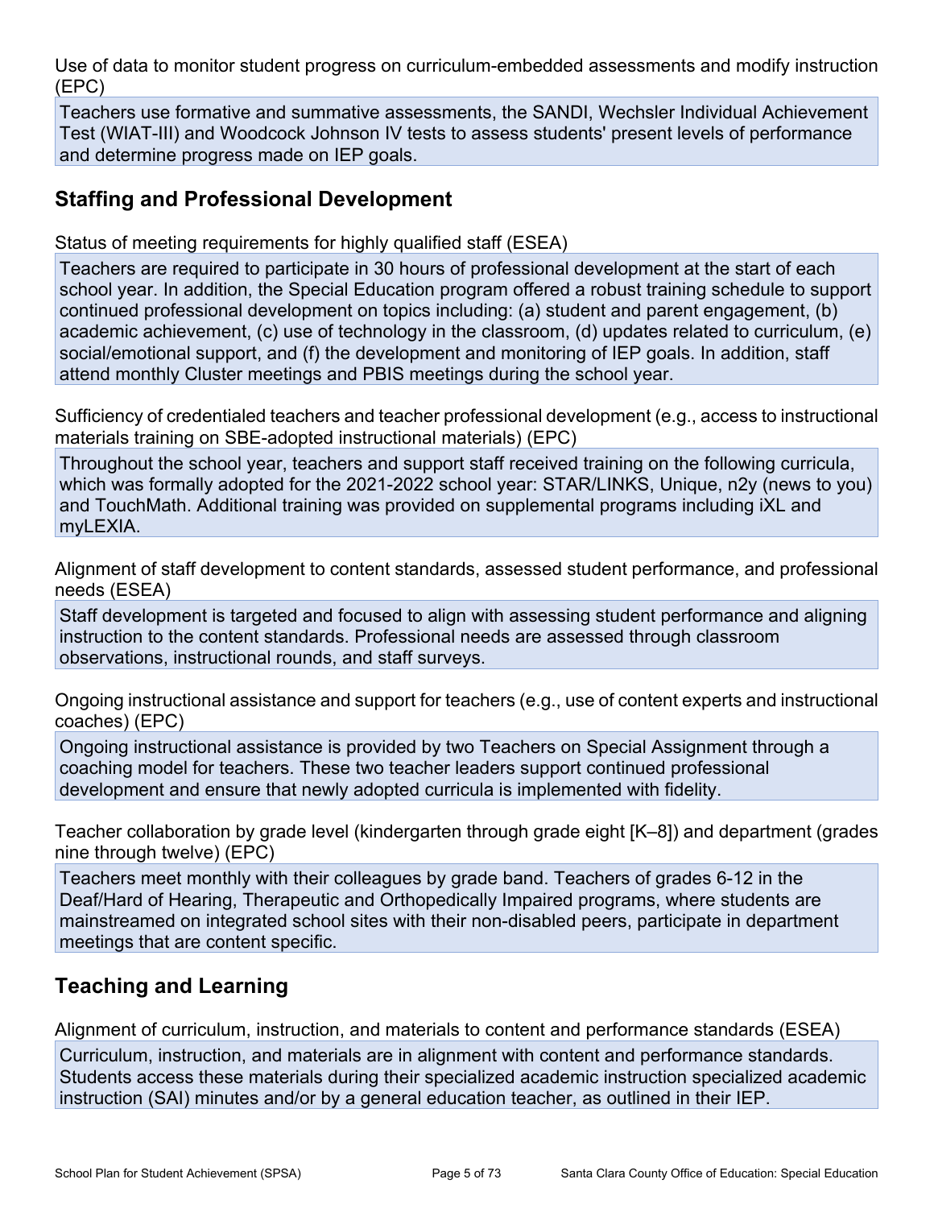Use of data to monitor student progress on curriculum-embedded assessments and modify instruction (EPC)

Teachers use formative and summative assessments, the SANDI, Wechsler Individual Achievement Test (WIAT-III) and Woodcock Johnson IV tests to assess students' present levels of performance and determine progress made on IEP goals.

## Staffing and Professional Development

Status of meeting requirements for highly qualified staff (ESEA)

Teachers are required to participate in 30 hours of professional development at the start of each school year. In addition, the Special Education program offered a robust training schedule to support continued professional development on topics including: (a) student and parent engagement, (b) academic achievement, (c) use of technology in the classroom, (d) updates related to curriculum, (e) social/emotional support, and (f) the development and monitoring of IEP goals. In addition, staff attend monthly Cluster meetings and PBIS meetings during the school year.

Sufficiency of credentialed teachers and teacher professional development (e.g., access to instructional materials training on SBE-adopted instructional materials) (EPC)

Throughout the school year, teachers and support staff received training on the following curricula, which was formally adopted for the 2021-2022 school year: STAR/LINKS, Unique, n2y (news to you) and TouchMath. Additional training was provided on supplemental programs including iXL and myLEXIA.

Alignment of staff development to content standards, assessed student performance, and professional needs (ESEA)

Staff development is targeted and focused to align with assessing student performance and aligning instruction to the content standards. Professional needs are assessed through classroom observations, instructional rounds, and staff surveys.

Ongoing instructional assistance and support for teachers (e.g., use of content experts and instructional coaches) (EPC)

Ongoing instructional assistance is provided by two Teachers on Special Assignment through a coaching model for teachers. These two teacher leaders support continued professional development and ensure that newly adopted curricula is implemented with fidelity.

Teacher collaboration by grade level (kindergarten through grade eight [K–8]) and department (grades nine through twelve) (EPC)

Teachers meet monthly with their colleagues by grade band. Teachers of grades 6-12 in the Deaf/Hard of Hearing, Therapeutic and Orthopedically Impaired programs, where students are mainstreamed on integrated school sites with their non-disabled peers, participate in department meetings that are content specific.

## Teaching and Learning

Alignment of curriculum, instruction, and materials to content and performance standards (ESEA)

Curriculum, instruction, and materials are in alignment with content and performance standards. Students access these materials during their specialized academic instruction specialized academic instruction (SAI) minutes and/or by a general education teacher, as outlined in their IEP.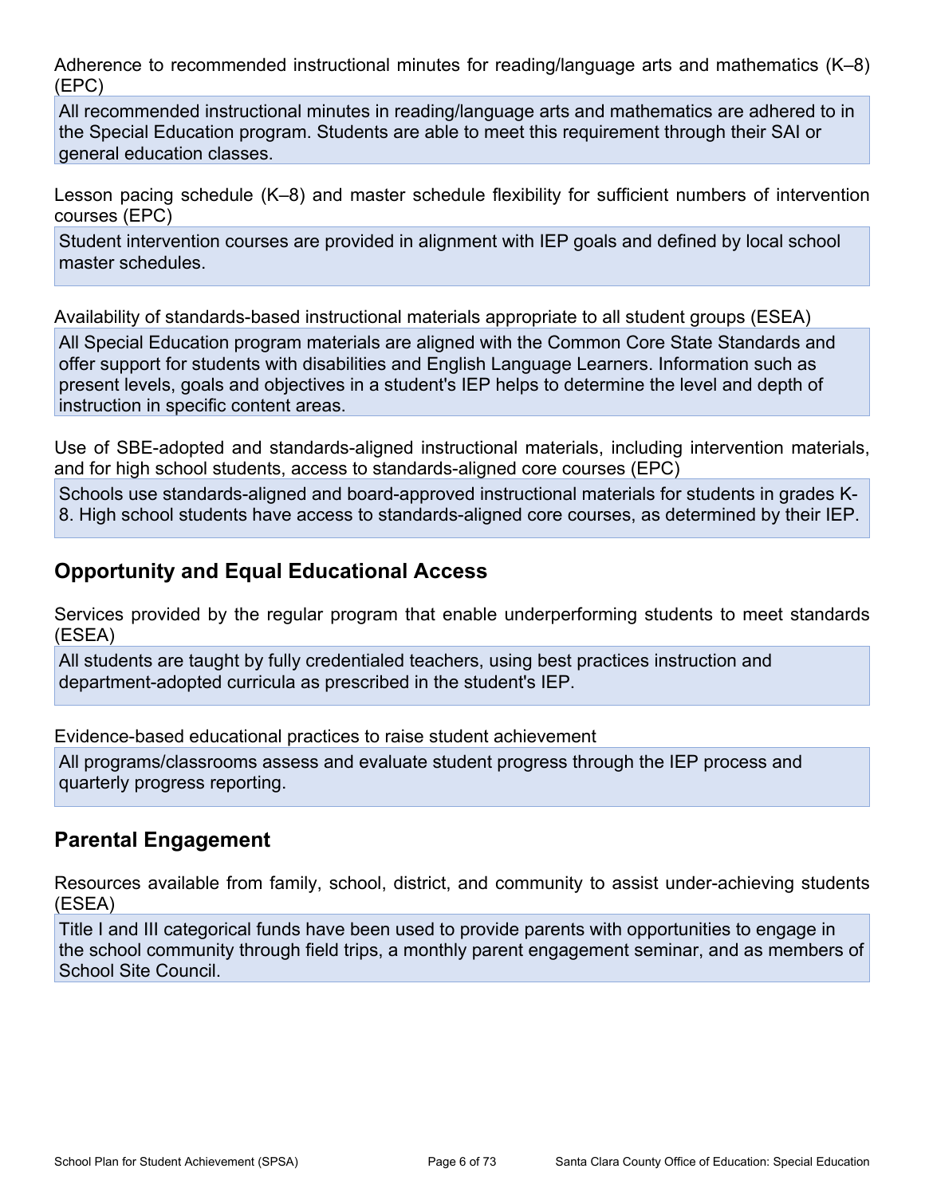Adherence to recommended instructional minutes for reading/language arts and mathematics (K–8) (EPC)

All recommended instructional minutes in reading/language arts and mathematics are adhered to in the Special Education program. Students are able to meet this requirement through their SAI or general education classes.

Lesson pacing schedule (K–8) and master schedule flexibility for sufficient numbers of intervention courses (EPC)

Student intervention courses are provided in alignment with IEP goals and defined by local school master schedules.

Availability of standards-based instructional materials appropriate to all student groups (ESEA)

All Special Education program materials are aligned with the Common Core State Standards and offer support for students with disabilities and English Language Learners. Information such as present levels, goals and objectives in a student's IEP helps to determine the level and depth of instruction in specific content areas.

Use of SBE-adopted and standards-aligned instructional materials, including intervention materials, and for high school students, access to standards-aligned core courses (EPC)

Schools use standards-aligned and board-approved instructional materials for students in grades K-8. High school students have access to standards-aligned core courses, as determined by their IEP.

## Opportunity and Equal Educational Access

Services provided by the regular program that enable underperforming students to meet standards (ESEA)

All students are taught by fully credentialed teachers, using best practices instruction and department-adopted curricula as prescribed in the student's IEP.

Evidence-based educational practices to raise student achievement

All programs/classrooms assess and evaluate student progress through the IEP process and quarterly progress reporting.

## Parental Engagement

Resources available from family, school, district, and community to assist under-achieving students (ESEA)

Title I and III categorical funds have been used to provide parents with opportunities to engage in the school community through field trips, a monthly parent engagement seminar, and as members of School Site Council.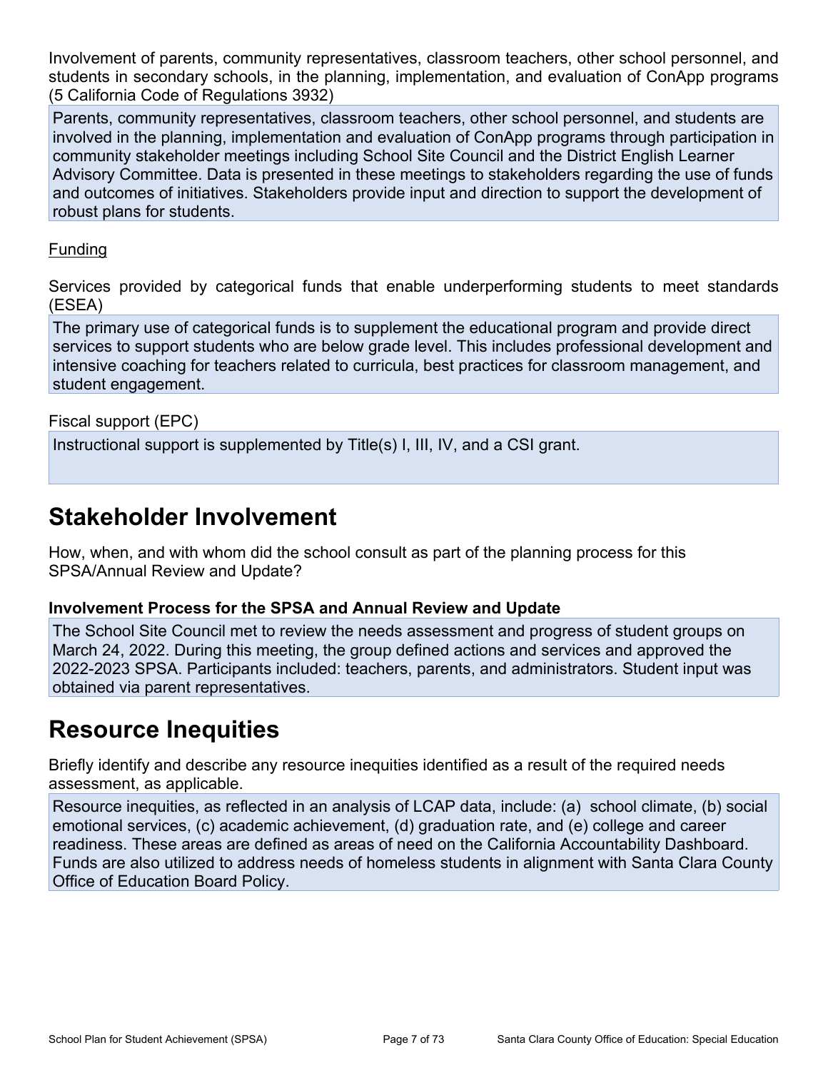Involvement of parents, community representatives, classroom teachers, other school personnel, and students in secondary schools, in the planning, implementation, and evaluation of ConApp programs (5 California Code of Regulations 3932)

Parents, community representatives, classroom teachers, other school personnel, and students are involved in the planning, implementation and evaluation of ConApp programs through participation in community stakeholder meetings including School Site Council and the District English Learner Advisory Committee. Data is presented in these meetings to stakeholders regarding the use of funds and outcomes of initiatives. Stakeholders provide input and direction to support the development of robust plans for students.

Funding

Services provided by categorical funds that enable underperforming students to meet standards (ESEA)

The primary use of categorical funds is to supplement the educational program and provide direct services to support students who are below grade level. This includes professional development and intensive coaching for teachers related to curricula, best practices for classroom management, and student engagement.

Fiscal support (EPC)

Instructional support is supplemented by Title(s) I, III, IV, and a CSI grant.

# Stakeholder Involvement

How, when, and with whom did the school consult as part of the planning process for this SPSA/Annual Review and Update?

### Involvement Process for the SPSA and Annual Review and Update

The School Site Council met to review the needs assessment and progress of student groups on March 24, 2022. During this meeting, the group defined actions and services and approved the 2022-2023 SPSA. Participants included: teachers, parents, and administrators. Student input was obtained via parent representatives.

# Resource Inequities

Briefly identify and describe any resource inequities identified as a result of the required needs assessment, as applicable.

Resource inequities, as reflected in an analysis of LCAP data, include: (a) school climate, (b) social emotional services, (c) academic achievement, (d) graduation rate, and (e) college and career readiness. These areas are defined as areas of need on the California Accountability Dashboard. Funds are also utilized to address needs of homeless students in alignment with Santa Clara County Office of Education Board Policy.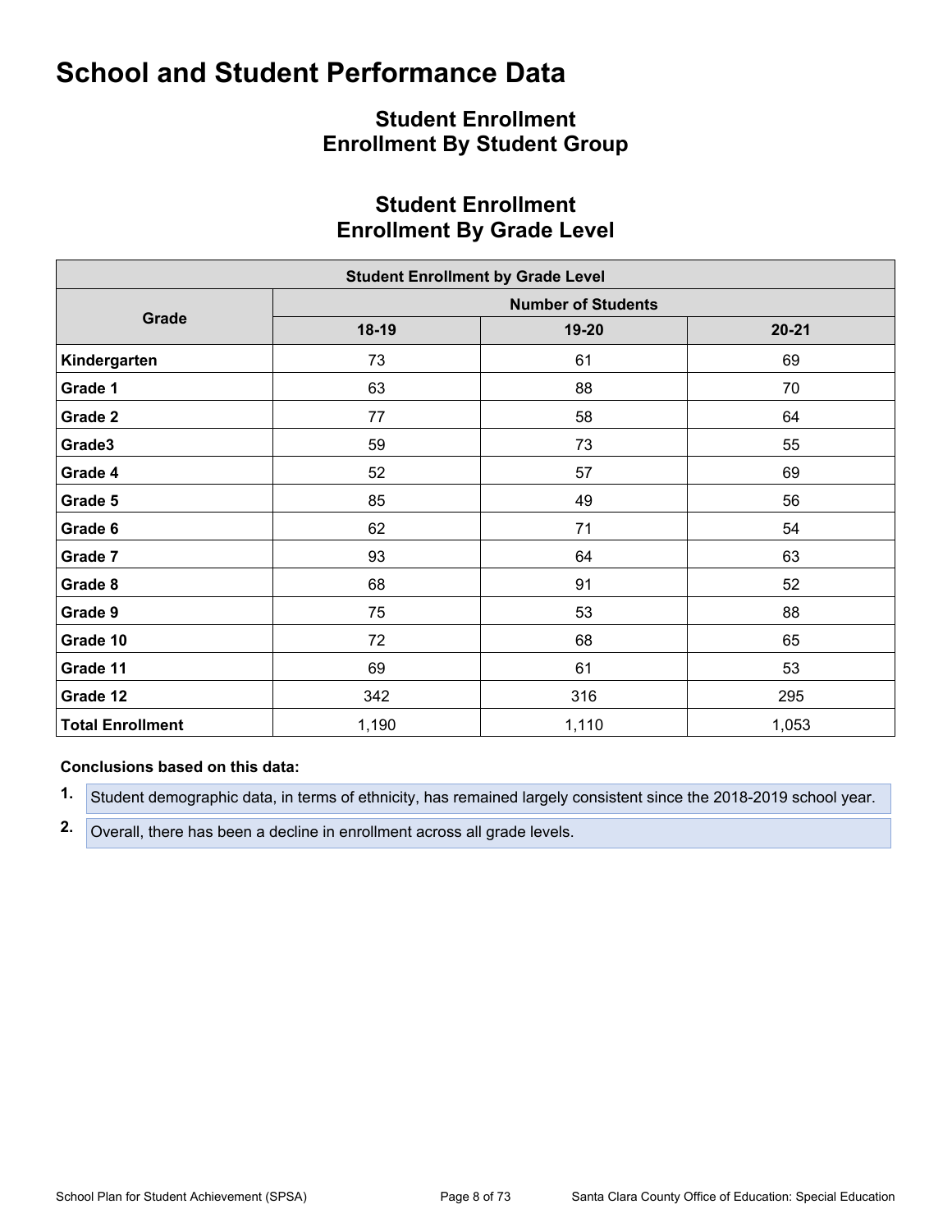# School and Student Performance Data

## Student Enrollment
## Enrollment By Student Group

## Student Enrollment
## Enrollment By Grade Level

| Student Enrollment by Grade Level | | | |
|---|---|---|---|
| **Grade** | **Number of Students** | | |
| | **18-19** | **19-20** | **20-21** |
| **Kindergarten** | 73 | 61 | 69 |
| **Grade 1** | 63 | 88 | 70 |
| **Grade 2** | 77 | 58 | 64 |
| **Grade3** | 59 | 73 | 55 |
| **Grade 4** | 52 | 57 | 69 |
| **Grade 5** | 85 | 49 | 56 |
| **Grade 6** | 62 | 71 | 54 |
| **Grade 7** | 93 | 64 | 63 |
| **Grade 8** | 68 | 91 | 52 |
| **Grade 9** | 75 | 53 | 88 |
| **Grade 10** | 72 | 68 | 65 |
| **Grade 11** | 69 | 61 | 53 |
| **Grade 12** | 342 | 316 | 295 |
| **Total Enrollment** | 1,190 | 1,110 | 1,053 |

**Conclusions based on this data:**

1. Student demographic data, in terms of ethnicity, has remained largely consistent since the 2018-2019 school year.
2. Overall, there has been a decline in enrollment across all grade levels.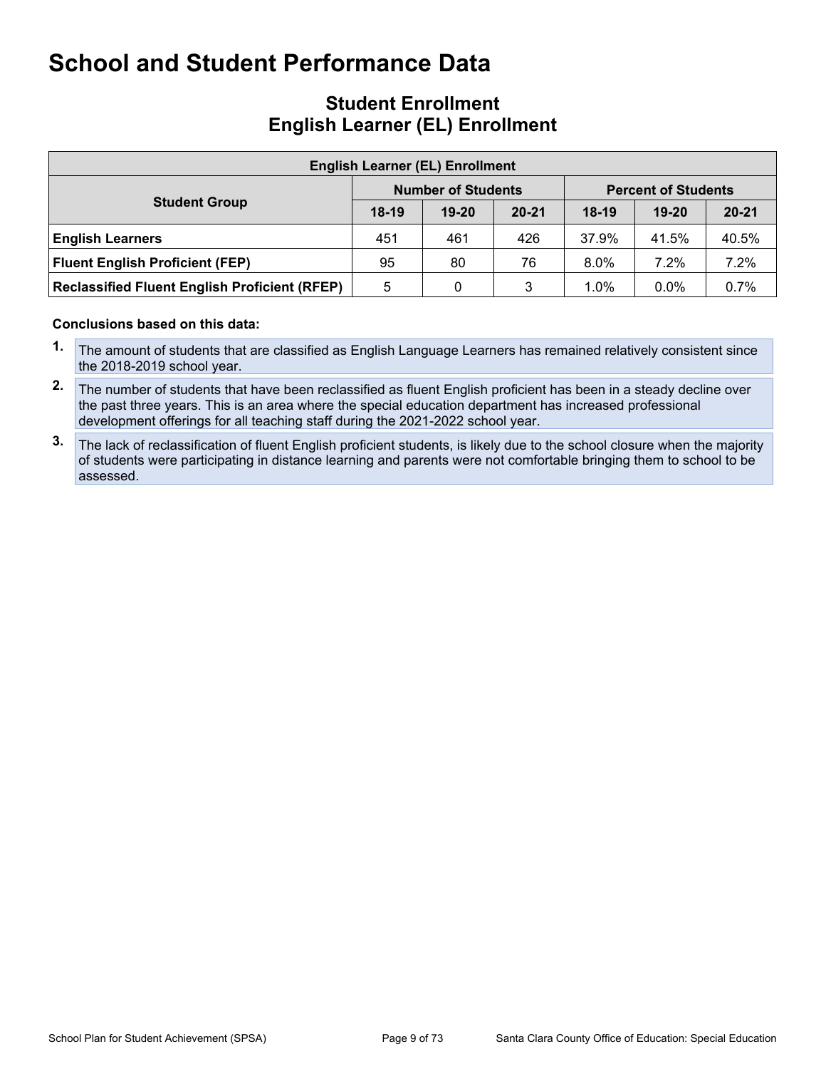# School and Student Performance Data

## Student Enrollment
## English Learner (EL) Enrollment

| English Learner (EL) Enrollment | | | | | | |
|---|---|---|---|---|---|---|
| **Student Group** | **Number of Students** | | | **Percent of Students** | | |
| | **18-19** | **19-20** | **20-21** | **18-19** | **19-20** | **20-21** |
| **English Learners** | 451 | 461 | 426 | 37.9% | 41.5% | 40.5% |
| **Fluent English Proficient (FEP)** | 95 | 80 | 76 | 8.0% | 7.2% | 7.2% |
| **Reclassified Fluent English Proficient (RFEP)** | 5 | 0 | 3 | 1.0% | 0.0% | 0.7% |

**Conclusions based on this data:**

1. The amount of students that are classified as English Language Learners has remained relatively consistent since the 2018-2019 school year.
2. The number of students that have been reclassified as fluent English proficient has been in a steady decline over the past three years. This is an area where the special education department has increased professional development offerings for all teaching staff during the 2021-2022 school year.
3. The lack of reclassification of fluent English proficient students, is likely due to the school closure when the majority of students were participating in distance learning and parents were not comfortable bringing them to school to be assessed.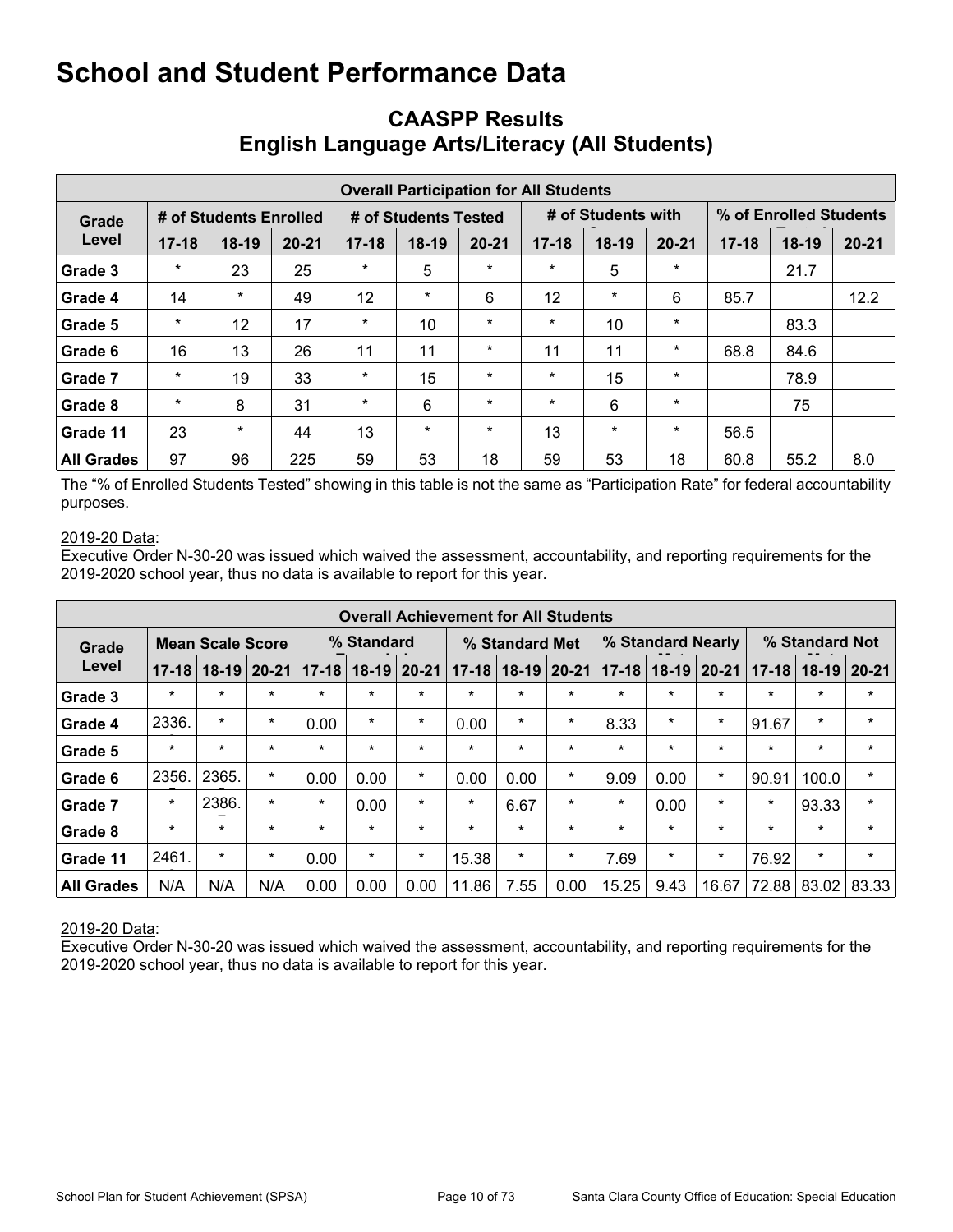# School and Student Performance Data

## CAASPP Results
## English Language Arts/Literacy (All Students)

| Overall Participation for All Students | | | | | | | | | | | | |
|---|---|---|---|---|---|---|---|---|---|---|---|---|
| Grade Level | # of Students Enrolled | | | # of Students Tested | | | # of Students with | | | % of Enrolled Students | | |
| | 17-18 | 18-19 | 20-21 | 17-18 | 18-19 | 20-21 | 17-18 | 18-19 | 20-21 | 17-18 | 18-19 | 20-21 |
| Grade 3 | * | 23 | 25 | * | 5 | * | * | 5 | * | | 21.7 | |
| Grade 4 | 14 | * | 49 | 12 | * | 6 | 12 | * | 6 | 85.7 | | 12.2 |
| Grade 5 | * | 12 | 17 | * | 10 | * | * | 10 | * | | 83.3 | |
| Grade 6 | 16 | 13 | 26 | 11 | 11 | * | 11 | 11 | * | 68.8 | 84.6 | |
| Grade 7 | * | 19 | 33 | * | 15 | * | * | 15 | * | | 78.9 | |
| Grade 8 | * | 8 | 31 | * | 6 | * | * | 6 | * | | 75 | |
| Grade 11 | 23 | * | 44 | 13 | * | * | 13 | * | * | 56.5 | | |
| All Grades | 97 | 96 | 225 | 59 | 53 | 18 | 59 | 53 | 18 | 60.8 | 55.2 | 8.0 |

The "% of Enrolled Students Tested" showing in this table is not the same as "Participation Rate" for federal accountability purposes.

2019-20 Data:
Executive Order N-30-20 was issued which waived the assessment, accountability, and reporting requirements for the 2019-2020 school year, thus no data is available to report for this year.

| Overall Achievement for All Students | | | | | | | | | | | | | | | |
|---|---|---|---|---|---|---|---|---|---|---|---|---|---|---|---|
| Grade Level | Mean Scale Score | | | % Standard | | | % Standard Met | | | % Standard Nearly | | | % Standard Not | | |
| | 17-18 | 18-19 | 20-21 | 17-18 | 18-19 | 20-21 | 17-18 | 18-19 | 20-21 | 17-18 | 18-19 | 20-21 | 17-18 | 18-19 | 20-21 |
| Grade 3 | * | * | * | * | * | * | * | * | * | * | * | * | * | * | * |
| Grade 4 | 2336. | * | * | 0.00 | * | * | 0.00 | * | * | 8.33 | * | * | 91.67 | * | * |
| Grade 5 | * | * | * | * | * | * | * | * | * | * | * | * | * | * | * |
| Grade 6 | 2356. | 2365. | * | 0.00 | 0.00 | * | 0.00 | 0.00 | * | 9.09 | 0.00 | * | 90.91 | 100.0 | * |
| Grade 7 | * | 2386. | * | * | 0.00 | * | * | 6.67 | * | * | 0.00 | * | * | 93.33 | * |
| Grade 8 | * | * | * | * | * | * | * | * | * | * | * | * | * | * | * |
| Grade 11 | 2461. | * | * | 0.00 | * | * | 15.38 | * | * | 7.69 | * | * | 76.92 | * | * |
| All Grades | N/A | N/A | N/A | 0.00 | 0.00 | 0.00 | 11.86 | 7.55 | 0.00 | 15.25 | 9.43 | 16.67 | 72.88 | 83.02 | 83.33 |

2019-20 Data:
Executive Order N-30-20 was issued which waived the assessment, accountability, and reporting requirements for the 2019-2020 school year, thus no data is available to report for this year.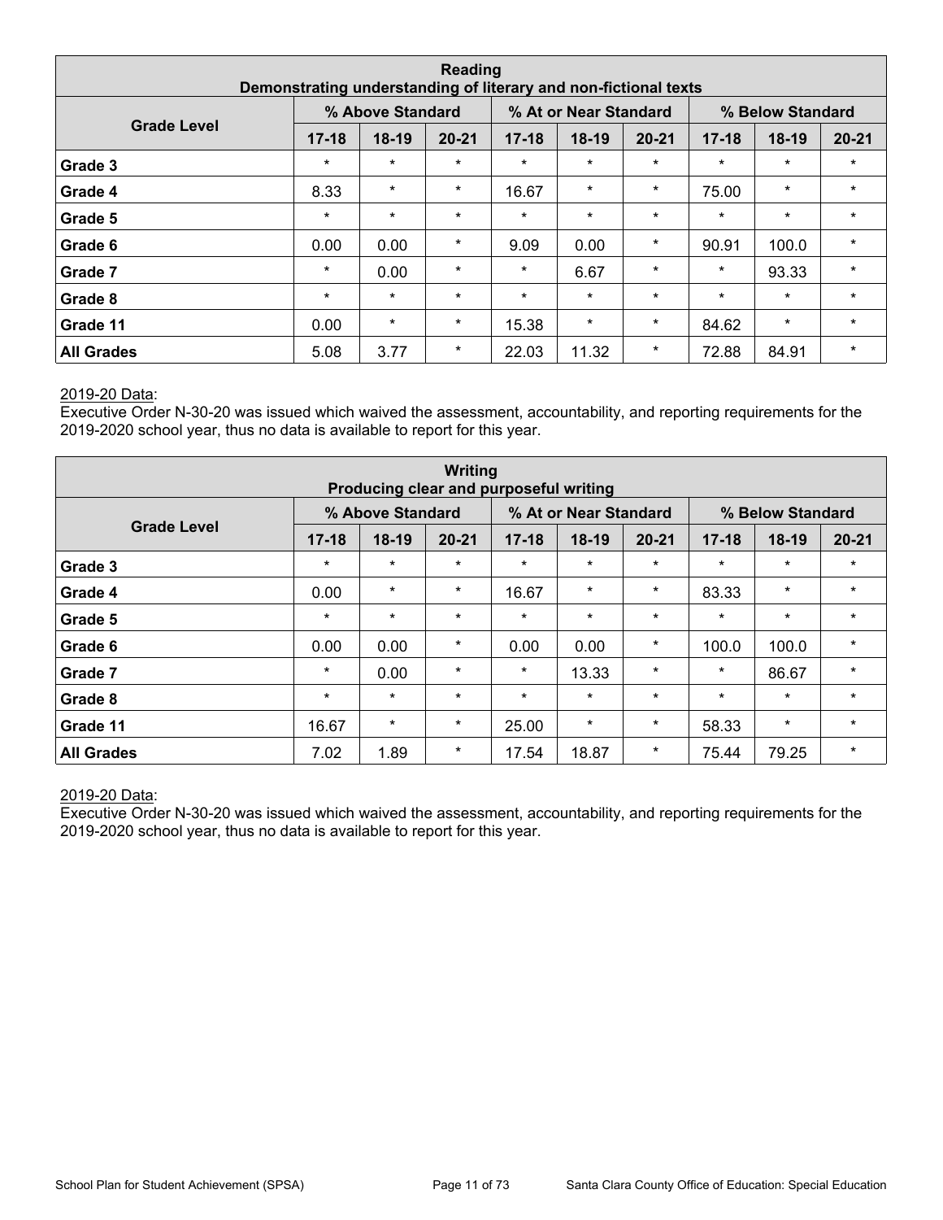| Reading<br>Demonstrating understanding of literary and non-fictional texts | | | | | | | | | |
|---|---|---|---|---|---|---|---|---|---|
| **Grade Level** | **% Above Standard** | | | **% At or Near Standard** | | | **% Below Standard** | | |
| | **17-18** | **18-19** | **20-21** | **17-18** | **18-19** | **20-21** | **17-18** | **18-19** | **20-21** |
| **Grade 3** | * | * | * | * | * | * | * | * | * |
| **Grade 4** | 8.33 | * | * | 16.67 | * | * | 75.00 | * | * |
| **Grade 5** | * | * | * | * | * | * | * | * | * |
| **Grade 6** | 0.00 | 0.00 | * | 9.09 | 0.00 | * | 90.91 | 100.0 | * |
| **Grade 7** | * | 0.00 | * | * | 6.67 | * | * | 93.33 | * |
| **Grade 8** | * | * | * | * | * | * | * | * | * |
| **Grade 11** | 0.00 | * | * | 15.38 | * | * | 84.62 | * | * |
| **All Grades** | 5.08 | 3.77 | * | 22.03 | 11.32 | * | 72.88 | 84.91 | * |

<u>2019-20 Data</u>:
Executive Order N-30-20 was issued which waived the assessment, accountability, and reporting requirements for the 2019-2020 school year, thus no data is available to report for this year.

| Writing<br>Producing clear and purposeful writing | | | | | | | | | |
|---|---|---|---|---|---|---|---|---|---|
| **Grade Level** | **% Above Standard** | | | **% At or Near Standard** | | | **% Below Standard** | | |
| | **17-18** | **18-19** | **20-21** | **17-18** | **18-19** | **20-21** | **17-18** | **18-19** | **20-21** |
| **Grade 3** | * | * | * | * | * | * | * | * | * |
| **Grade 4** | 0.00 | * | * | 16.67 | * | * | 83.33 | * | * |
| **Grade 5** | * | * | * | * | * | * | * | * | * |
| **Grade 6** | 0.00 | 0.00 | * | 0.00 | 0.00 | * | 100.0 | 100.0 | * |
| **Grade 7** | * | 0.00 | * | * | 13.33 | * | * | 86.67 | * |
| **Grade 8** | * | * | * | * | * | * | * | * | * |
| **Grade 11** | 16.67 | * | * | 25.00 | * | * | 58.33 | * | * |
| **All Grades** | 7.02 | 1.89 | * | 17.54 | 18.87 | * | 75.44 | 79.25 | * |

<u>2019-20 Data</u>:
Executive Order N-30-20 was issued which waived the assessment, accountability, and reporting requirements for the 2019-2020 school year, thus no data is available to report for this year.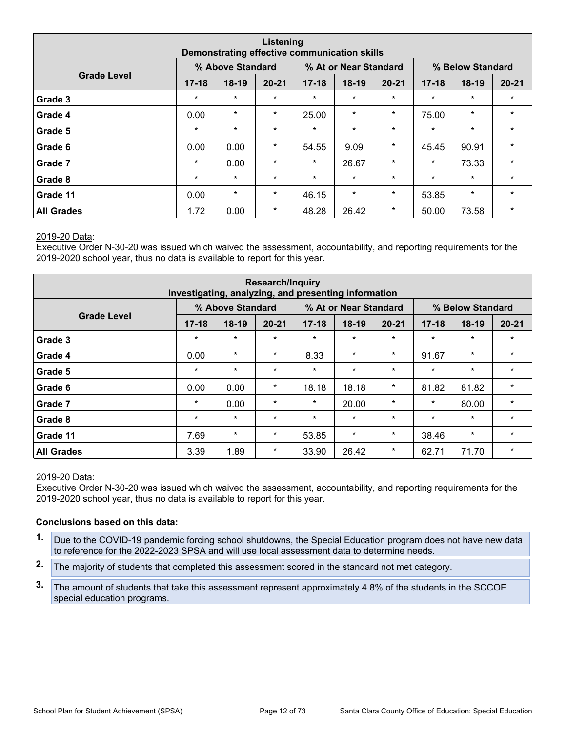| Listening<br>Demonstrating effective communication skills | | | | | | | | | |
|---|---|---|---|---|---|---|---|---|---|
| Grade Level | % Above Standard | | | % At or Near Standard | | | % Below Standard | | |
| | 17-18 | 18-19 | 20-21 | 17-18 | 18-19 | 20-21 | 17-18 | 18-19 | 20-21 |
| Grade 3 | * | * | * | * | * | * | * | * | * |
| Grade 4 | 0.00 | * | * | 25.00 | * | * | 75.00 | * | * |
| Grade 5 | * | * | * | * | * | * | * | * | * |
| Grade 6 | 0.00 | 0.00 | * | 54.55 | 9.09 | * | 45.45 | 90.91 | * |
| Grade 7 | * | 0.00 | * | * | 26.67 | * | * | 73.33 | * |
| Grade 8 | * | * | * | * | * | * | * | * | * |
| Grade 11 | 0.00 | * | * | 46.15 | * | * | 53.85 | * | * |
| **All Grades** | 1.72 | 0.00 | * | 48.28 | 26.42 | * | 50.00 | 73.58 | * |

2019-20 Data:
Executive Order N-30-20 was issued which waived the assessment, accountability, and reporting requirements for the 2019-2020 school year, thus no data is available to report for this year.

| Research/Inquiry<br>Investigating, analyzing, and presenting information | | | | | | | | | |
|---|---|---|---|---|---|---|---|---|---|
| Grade Level | % Above Standard | | | % At or Near Standard | | | % Below Standard | | |
| | 17-18 | 18-19 | 20-21 | 17-18 | 18-19 | 20-21 | 17-18 | 18-19 | 20-21 |
| Grade 3 | * | * | * | * | * | * | * | * | * |
| Grade 4 | 0.00 | * | * | 8.33 | * | * | 91.67 | * | * |
| Grade 5 | * | * | * | * | * | * | * | * | * |
| Grade 6 | 0.00 | 0.00 | * | 18.18 | 18.18 | * | 81.82 | 81.82 | * |
| Grade 7 | * | 0.00 | * | * | 20.00 | * | * | 80.00 | * |
| Grade 8 | * | * | * | * | * | * | * | * | * |
| Grade 11 | 7.69 | * | * | 53.85 | * | * | 38.46 | * | * |
| **All Grades** | 3.39 | 1.89 | * | 33.90 | 26.42 | * | 62.71 | 71.70 | * |

2019-20 Data:
Executive Order N-30-20 was issued which waived the assessment, accountability, and reporting requirements for the 2019-2020 school year, thus no data is available to report for this year.

**Conclusions based on this data:**

1. Due to the COVID-19 pandemic forcing school shutdowns, the Special Education program does not have new data to reference for the 2022-2023 SPSA and will use local assessment data to determine needs.
2. The majority of students that completed this assessment scored in the standard not met category.
3. The amount of students that take this assessment represent approximately 4.8% of the students in the SCCOE special education programs.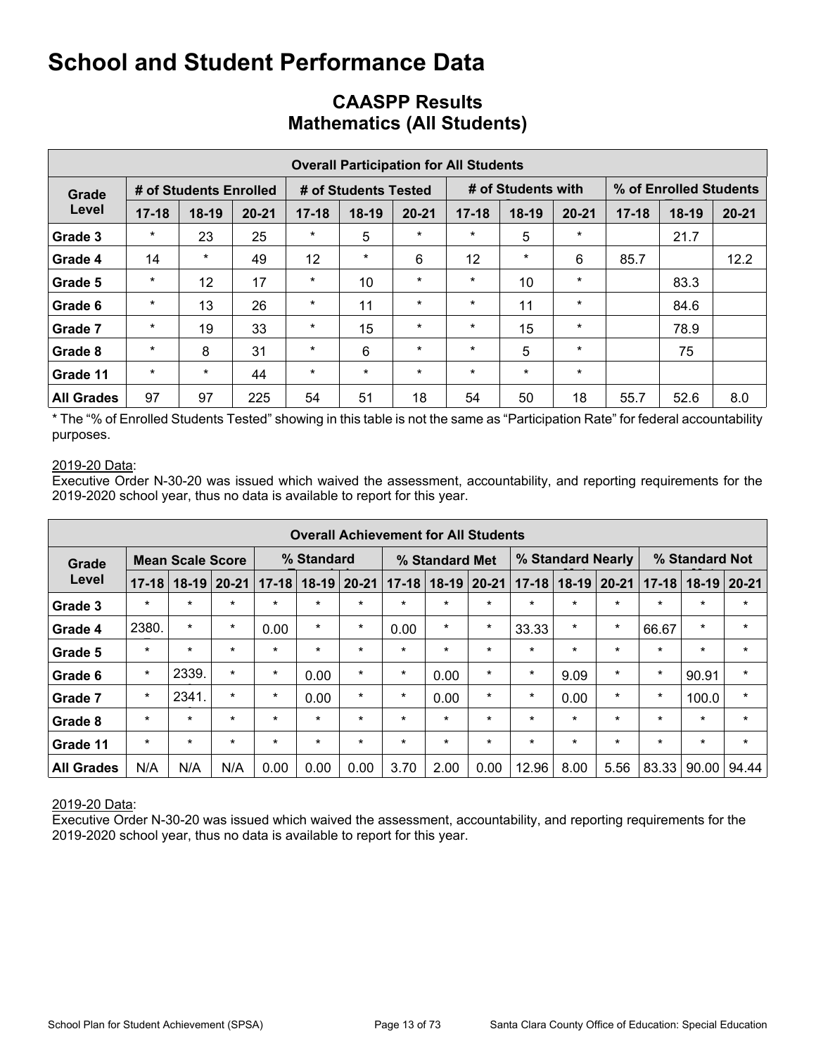# School and Student Performance Data

## CAASPP Results
## Mathematics (All Students)

| Overall Participation for All Students | | | | | | | | | | | | |
|---|---|---|---|---|---|---|---|---|---|---|---|---|
| Grade Level | # of Students Enrolled | | | # of Students Tested | | | # of Students with Scores | | | % of Enrolled Students Tested | | |
| | 17-18 | 18-19 | 20-21 | 17-18 | 18-19 | 20-21 | 17-18 | 18-19 | 20-21 | 17-18 | 18-19 | 20-21 |
| Grade 3 | * | 23 | 25 | * | 5 | * | * | 5 | * | | 21.7 | |
| Grade 4 | 14 | * | 49 | 12 | * | 6 | 12 | * | 6 | 85.7 | | 12.2 |
| Grade 5 | * | 12 | 17 | * | 10 | * | * | 10 | * | | 83.3 | |
| Grade 6 | * | 13 | 26 | * | 11 | * | * | 11 | * | | 84.6 | |
| Grade 7 | * | 19 | 33 | * | 15 | * | * | 15 | * | | 78.9 | |
| Grade 8 | * | 8 | 31 | * | 6 | * | * | 5 | * | | 75 | |
| Grade 11 | * | * | 44 | * | * | * | * | * | * | | | |
| All Grades | 97 | 97 | 225 | 54 | 51 | 18 | 54 | 50 | 18 | 55.7 | 52.6 | 8.0 |

* The "% of Enrolled Students Tested" showing in this table is not the same as "Participation Rate" for federal accountability purposes.

2019-20 Data:
Executive Order N-30-20 was issued which waived the assessment, accountability, and reporting requirements for the 2019-2020 school year, thus no data is available to report for this year.

| Overall Achievement for All Students | | | | | | | | | | | | | | | |
|---|---|---|---|---|---|---|---|---|---|---|---|---|---|---|---|
| Grade Level | Mean Scale Score | | | % Standard Exceeded | | | % Standard Met | | | % Standard Nearly Met | | | % Standard Not Met | | |
| | 17-18 | 18-19 | 20-21 | 17-18 | 18-19 | 20-21 | 17-18 | 18-19 | 20-21 | 17-18 | 18-19 | 20-21 | 17-18 | 18-19 | 20-21 |
| Grade 3 | * | * | * | * | * | * | * | * | * | * | * | * | * | * | * |
| Grade 4 | 2380. | * | * | 0.00 | * | * | 0.00 | * | * | 33.33 | * | * | 66.67 | * | * |
| Grade 5 | * | * | * | * | * | * | * | * | * | * | * | * | * | * | * |
| Grade 6 | * | 2339. | * | * | 0.00 | * | * | 0.00 | * | * | 9.09 | * | * | 90.91 | * |
| Grade 7 | * | 2341. | * | * | 0.00 | * | * | 0.00 | * | * | 0.00 | * | * | 100.0 | * |
| Grade 8 | * | * | * | * | * | * | * | * | * | * | * | * | * | * | * |
| Grade 11 | * | * | * | * | * | * | * | * | * | * | * | * | * | * | * |
| All Grades | N/A | N/A | N/A | 0.00 | 0.00 | 0.00 | 3.70 | 2.00 | 0.00 | 12.96 | 8.00 | 5.56 | 83.33 | 90.00 | 94.44 |

2019-20 Data:
Executive Order N-30-20 was issued which waived the assessment, accountability, and reporting requirements for the 2019-2020 school year, thus no data is available to report for this year.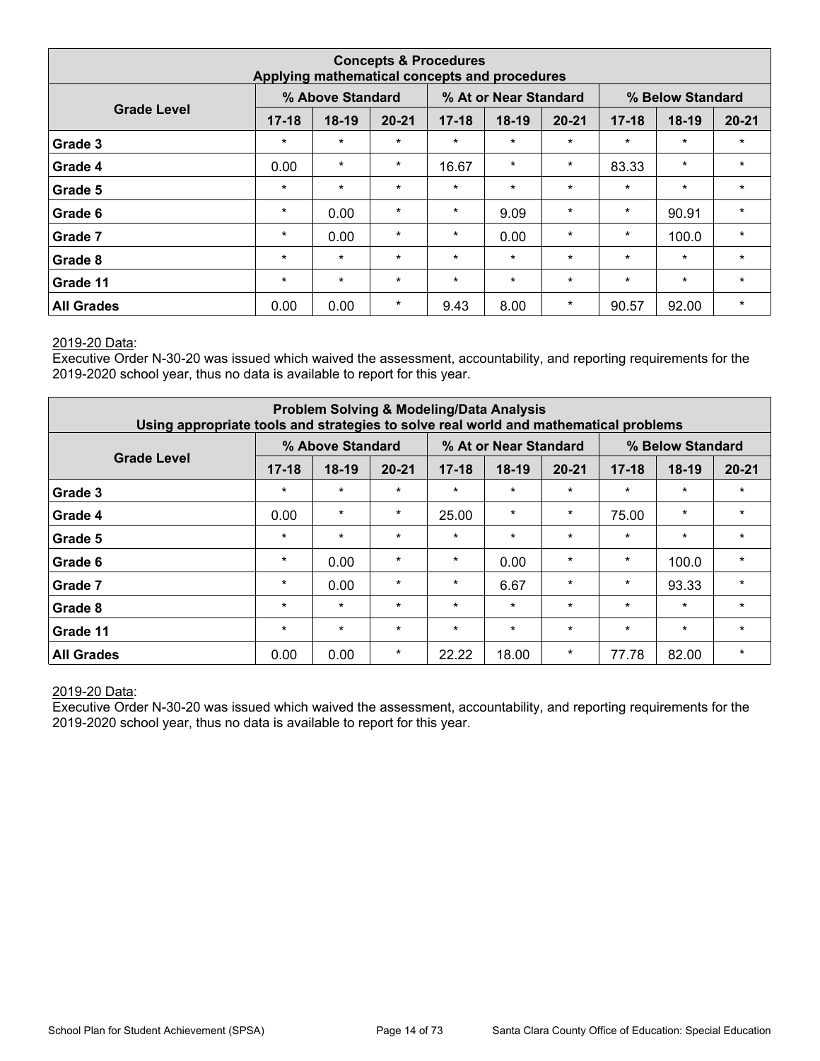| Concepts & Procedures<br>Applying mathematical concepts and procedures | | | | | | | | | |
|---|---|---|---|---|---|---|---|---|---|
| Grade Level | % Above Standard | | | % At or Near Standard | | | % Below Standard | | |
| | 17-18 | 18-19 | 20-21 | 17-18 | 18-19 | 20-21 | 17-18 | 18-19 | 20-21 |
| Grade 3 | * | * | * | * | * | * | * | * | * |
| Grade 4 | 0.00 | * | * | 16.67 | * | * | 83.33 | * | * |
| Grade 5 | * | * | * | * | * | * | * | * | * |
| Grade 6 | * | 0.00 | * | * | 9.09 | * | * | 90.91 | * |
| Grade 7 | * | 0.00 | * | * | 0.00 | * | * | 100.0 | * |
| Grade 8 | * | * | * | * | * | * | * | * | * |
| Grade 11 | * | * | * | * | * | * | * | * | * |
| **All Grades** | 0.00 | 0.00 | * | 9.43 | 8.00 | * | 90.57 | 92.00 | * |

<u>2019-20 Data</u>:
Executive Order N-30-20 was issued which waived the assessment, accountability, and reporting requirements for the 2019-2020 school year, thus no data is available to report for this year.

| Problem Solving & Modeling/Data Analysis<br>Using appropriate tools and strategies to solve real world and mathematical problems | | | | | | | | | |
|---|---|---|---|---|---|---|---|---|---|
| Grade Level | % Above Standard | | | % At or Near Standard | | | % Below Standard | | |
| | 17-18 | 18-19 | 20-21 | 17-18 | 18-19 | 20-21 | 17-18 | 18-19 | 20-21 |
| Grade 3 | * | * | * | * | * | * | * | * | * |
| Grade 4 | 0.00 | * | * | 25.00 | * | * | 75.00 | * | * |
| Grade 5 | * | * | * | * | * | * | * | * | * |
| Grade 6 | * | 0.00 | * | * | 0.00 | * | * | 100.0 | * |
| Grade 7 | * | 0.00 | * | * | 6.67 | * | * | 93.33 | * |
| Grade 8 | * | * | * | * | * | * | * | * | * |
| Grade 11 | * | * | * | * | * | * | * | * | * |
| **All Grades** | 0.00 | 0.00 | * | 22.22 | 18.00 | * | 77.78 | 82.00 | * |

<u>2019-20 Data</u>:
Executive Order N-30-20 was issued which waived the assessment, accountability, and reporting requirements for the 2019-2020 school year, thus no data is available to report for this year.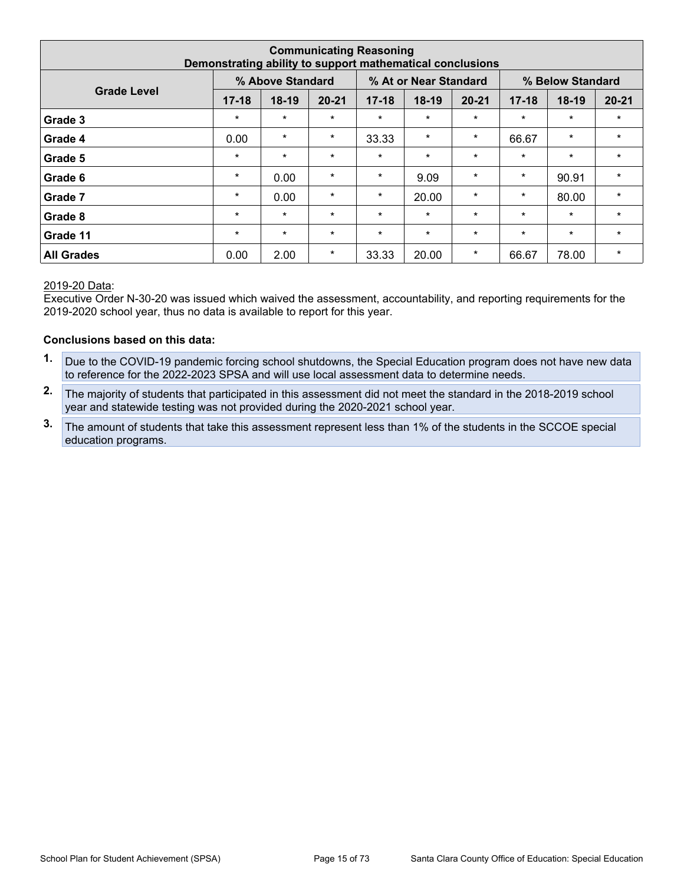| Communicating Reasoning<br>Demonstrating ability to support mathematical conclusions | | | | | | | | | |
|---|---|---|---|---|---|---|---|---|---|
| **Grade Level** | **% Above Standard** | | | **% At or Near Standard** | | | **% Below Standard** | | |
| | **17-18** | **18-19** | **20-21** | **17-18** | **18-19** | **20-21** | **17-18** | **18-19** | **20-21** |
| **Grade 3** | * | * | * | * | * | * | * | * | * |
| **Grade 4** | 0.00 | * | * | 33.33 | * | * | 66.67 | * | * |
| **Grade 5** | * | * | * | * | * | * | * | * | * |
| **Grade 6** | * | 0.00 | * | * | 9.09 | * | * | 90.91 | * |
| **Grade 7** | * | 0.00 | * | * | 20.00 | * | * | 80.00 | * |
| **Grade 8** | * | * | * | * | * | * | * | * | * |
| **Grade 11** | * | * | * | * | * | * | * | * | * |
| **All Grades** | 0.00 | 2.00 | * | 33.33 | 20.00 | * | 66.67 | 78.00 | * |

2019-20 Data:
Executive Order N-30-20 was issued which waived the assessment, accountability, and reporting requirements for the 2019-2020 school year, thus no data is available to report for this year.

**Conclusions based on this data:**

1. Due to the COVID-19 pandemic forcing school shutdowns, the Special Education program does not have new data to reference for the 2022-2023 SPSA and will use local assessment data to determine needs.
2. The majority of students that participated in this assessment did not meet the standard in the 2018-2019 school year and statewide testing was not provided during the 2020-2021 school year.
3. The amount of students that take this assessment represent less than 1% of the students in the SCCOE special education programs.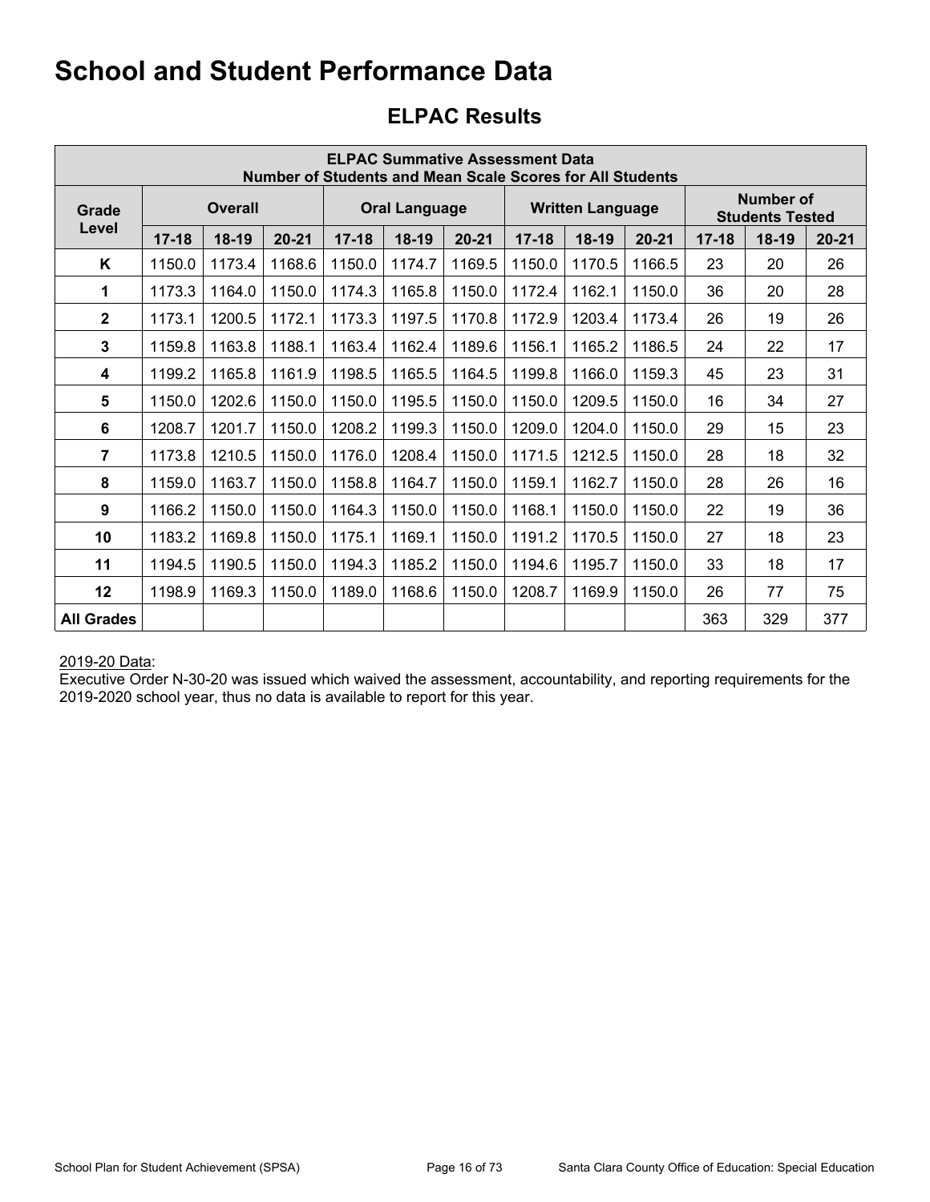# School and Student Performance Data

## ELPAC Results

| ELPAC Summative Assessment Data<br>Number of Students and Mean Scale Scores for All Students | | | | | | | | | | | | |
|---|---|---|---|---|---|---|---|---|---|---|---|---|
| Grade Level | Overall | | | Oral Language | | | Written Language | | | Number of Students Tested | | |
| | 17-18 | 18-19 | 20-21 | 17-18 | 18-19 | 20-21 | 17-18 | 18-19 | 20-21 | 17-18 | 18-19 | 20-21 |
| K | 1150.0 | 1173.4 | 1168.6 | 1150.0 | 1174.7 | 1169.5 | 1150.0 | 1170.5 | 1166.5 | 23 | 20 | 26 |
| 1 | 1173.3 | 1164.0 | 1150.0 | 1174.3 | 1165.8 | 1150.0 | 1172.4 | 1162.1 | 1150.0 | 36 | 20 | 28 |
| 2 | 1173.1 | 1200.5 | 1172.1 | 1173.3 | 1197.5 | 1170.8 | 1172.9 | 1203.4 | 1173.4 | 26 | 19 | 26 |
| 3 | 1159.8 | 1163.8 | 1188.1 | 1163.4 | 1162.4 | 1189.6 | 1156.1 | 1165.2 | 1186.5 | 24 | 22 | 17 |
| 4 | 1199.2 | 1165.8 | 1161.9 | 1198.5 | 1165.5 | 1164.5 | 1199.8 | 1166.0 | 1159.3 | 45 | 23 | 31 |
| 5 | 1150.0 | 1202.6 | 1150.0 | 1150.0 | 1195.5 | 1150.0 | 1150.0 | 1209.5 | 1150.0 | 16 | 34 | 27 |
| 6 | 1208.7 | 1201.7 | 1150.0 | 1208.2 | 1199.3 | 1150.0 | 1209.0 | 1204.0 | 1150.0 | 29 | 15 | 23 |
| 7 | 1173.8 | 1210.5 | 1150.0 | 1176.0 | 1208.4 | 1150.0 | 1171.5 | 1212.5 | 1150.0 | 28 | 18 | 32 |
| 8 | 1159.0 | 1163.7 | 1150.0 | 1158.8 | 1164.7 | 1150.0 | 1159.1 | 1162.7 | 1150.0 | 28 | 26 | 16 |
| 9 | 1166.2 | 1150.0 | 1150.0 | 1164.3 | 1150.0 | 1150.0 | 1168.1 | 1150.0 | 1150.0 | 22 | 19 | 36 |
| 10 | 1183.2 | 1169.8 | 1150.0 | 1175.1 | 1169.1 | 1150.0 | 1191.2 | 1170.5 | 1150.0 | 27 | 18 | 23 |
| 11 | 1194.5 | 1190.5 | 1150.0 | 1194.3 | 1185.2 | 1150.0 | 1194.6 | 1195.7 | 1150.0 | 33 | 18 | 17 |
| 12 | 1198.9 | 1169.3 | 1150.0 | 1189.0 | 1168.6 | 1150.0 | 1208.7 | 1169.9 | 1150.0 | 26 | 77 | 75 |
| All Grades | | | | | | | | | | 363 | 329 | 377 |

2019-20 Data:
Executive Order N-30-20 was issued which waived the assessment, accountability, and reporting requirements for the 2019-2020 school year, thus no data is available to report for this year.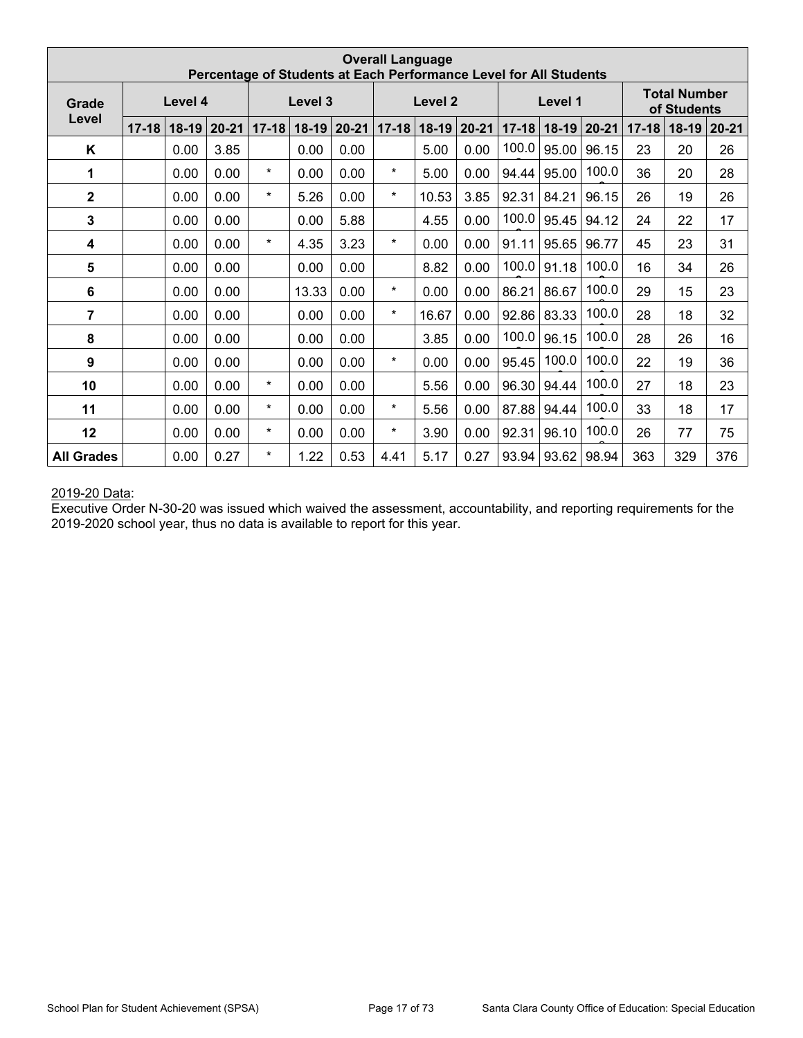| Overall Language<br>Percentage of Students at Each Performance Level for All Students | | | | | | | | | | | | | | | |
|---|---|---|---|---|---|---|---|---|---|---|---|---|---|---|---|
| Grade Level | Level 4 | | | Level 3 | | | Level 2 | | | Level 1 | | | Total Number of Students | | |
| | 17-18 | 18-19 | 20-21 | 17-18 | 18-19 | 20-21 | 17-18 | 18-19 | 20-21 | 17-18 | 18-19 | 20-21 | 17-18 | 18-19 | 20-21 |
| **K** | | 0.00 | 3.85 | | 0.00 | 0.00 | | 5.00 | 0.00 | 100.0 | 95.00 | 96.15 | 23 | 20 | 26 |
| **1** | | 0.00 | 0.00 | * | 0.00 | 0.00 | * | 5.00 | 0.00 | 94.44 | 95.00 | 100.0 | 36 | 20 | 28 |
| **2** | | 0.00 | 0.00 | * | 5.26 | 0.00 | * | 10.53 | 3.85 | 92.31 | 84.21 | 96.15 | 26 | 19 | 26 |
| **3** | | 0.00 | 0.00 | | 0.00 | 5.88 | | 4.55 | 0.00 | 100.0 | 95.45 | 94.12 | 24 | 22 | 17 |
| **4** | | 0.00 | 0.00 | * | 4.35 | 3.23 | * | 0.00 | 0.00 | 91.11 | 95.65 | 96.77 | 45 | 23 | 31 |
| **5** | | 0.00 | 0.00 | | 0.00 | 0.00 | | 8.82 | 0.00 | 100.0 | 91.18 | 100.0 | 16 | 34 | 26 |
| **6** | | 0.00 | 0.00 | | 13.33 | 0.00 | * | 0.00 | 0.00 | 86.21 | 86.67 | 100.0 | 29 | 15 | 23 |
| **7** | | 0.00 | 0.00 | | 0.00 | 0.00 | * | 16.67 | 0.00 | 92.86 | 83.33 | 100.0 | 28 | 18 | 32 |
| **8** | | 0.00 | 0.00 | | 0.00 | 0.00 | | 3.85 | 0.00 | 100.0 | 96.15 | 100.0 | 28 | 26 | 16 |
| **9** | | 0.00 | 0.00 | | 0.00 | 0.00 | * | 0.00 | 0.00 | 95.45 | 100.0 | 100.0 | 22 | 19 | 36 |
| **10** | | 0.00 | 0.00 | * | 0.00 | 0.00 | | 5.56 | 0.00 | 96.30 | 94.44 | 100.0 | 27 | 18 | 23 |
| **11** | | 0.00 | 0.00 | * | 0.00 | 0.00 | * | 5.56 | 0.00 | 87.88 | 94.44 | 100.0 | 33 | 18 | 17 |
| **12** | | 0.00 | 0.00 | * | 0.00 | 0.00 | * | 3.90 | 0.00 | 92.31 | 96.10 | 100.0 | 26 | 77 | 75 |
| **All Grades** | | 0.00 | 0.27 | * | 1.22 | 0.53 | 4.41 | 5.17 | 0.27 | 93.94 | 93.62 | 98.94 | 363 | 329 | 376 |

2019-20 Data:
Executive Order N-30-20 was issued which waived the assessment, accountability, and reporting requirements for the 2019-2020 school year, thus no data is available to report for this year.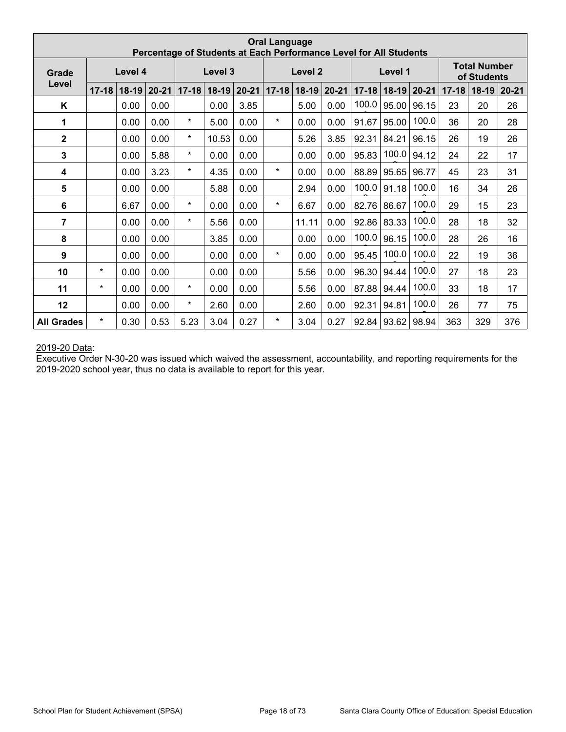| Oral Language<br>Percentage of Students at Each Performance Level for All Students | | | | | | | | | | | | | | | |
|---|---|---|---|---|---|---|---|---|---|---|---|---|---|---|---|
| Grade Level | Level 4 | | | Level 3 | | | Level 2 | | | Level 1 | | | Total Number of Students | | |
| | 17-18 | 18-19 | 20-21 | 17-18 | 18-19 | 20-21 | 17-18 | 18-19 | 20-21 | 17-18 | 18-19 | 20-21 | 17-18 | 18-19 | 20-21 |
| K | | 0.00 | 0.00 | | 0.00 | 3.85 | | 5.00 | 0.00 | 100.00 | 95.00 | 96.15 | 23 | 20 | 26 |
| 1 | | 0.00 | 0.00 | * | 5.00 | 0.00 | * | 0.00 | 0.00 | 91.67 | 95.00 | 100.00 | 36 | 20 | 28 |
| 2 | | 0.00 | 0.00 | * | 10.53 | 0.00 | | 5.26 | 3.85 | 92.31 | 84.21 | 96.15 | 26 | 19 | 26 |
| 3 | | 0.00 | 5.88 | * | 0.00 | 0.00 | | 0.00 | 0.00 | 95.83 | 100.00 | 94.12 | 24 | 22 | 17 |
| 4 | | 0.00 | 3.23 | * | 4.35 | 0.00 | * | 0.00 | 0.00 | 88.89 | 95.65 | 96.77 | 45 | 23 | 31 |
| 5 | | 0.00 | 0.00 | | 5.88 | 0.00 | | 2.94 | 0.00 | 100.00 | 91.18 | 100.00 | 16 | 34 | 26 |
| 6 | | 6.67 | 0.00 | * | 0.00 | 0.00 | * | 6.67 | 0.00 | 82.76 | 86.67 | 100.00 | 29 | 15 | 23 |
| 7 | | 0.00 | 0.00 | * | 5.56 | 0.00 | | 11.11 | 0.00 | 92.86 | 83.33 | 100.00 | 28 | 18 | 32 |
| 8 | | 0.00 | 0.00 | | 3.85 | 0.00 | | 0.00 | 0.00 | 100.00 | 96.15 | 100.00 | 28 | 26 | 16 |
| 9 | | 0.00 | 0.00 | | 0.00 | 0.00 | * | 0.00 | 0.00 | 95.45 | 100.00 | 100.00 | 22 | 19 | 36 |
| 10 | * | 0.00 | 0.00 | | 0.00 | 0.00 | | 5.56 | 0.00 | 96.30 | 94.44 | 100.00 | 27 | 18 | 23 |
| 11 | * | 0.00 | 0.00 | * | 0.00 | 0.00 | | 5.56 | 0.00 | 87.88 | 94.44 | 100.00 | 33 | 18 | 17 |
| 12 | | 0.00 | 0.00 | * | 2.60 | 0.00 | | 2.60 | 0.00 | 92.31 | 94.81 | 100.00 | 26 | 77 | 75 |
| All Grades | * | 0.30 | 0.53 | 5.23 | 3.04 | 0.27 | * | 3.04 | 0.27 | 92.84 | 93.62 | 98.94 | 363 | 329 | 376 |

2019-20 Data:
Executive Order N-30-20 was issued which waived the assessment, accountability, and reporting requirements for the 2019-2020 school year, thus no data is available to report for this year.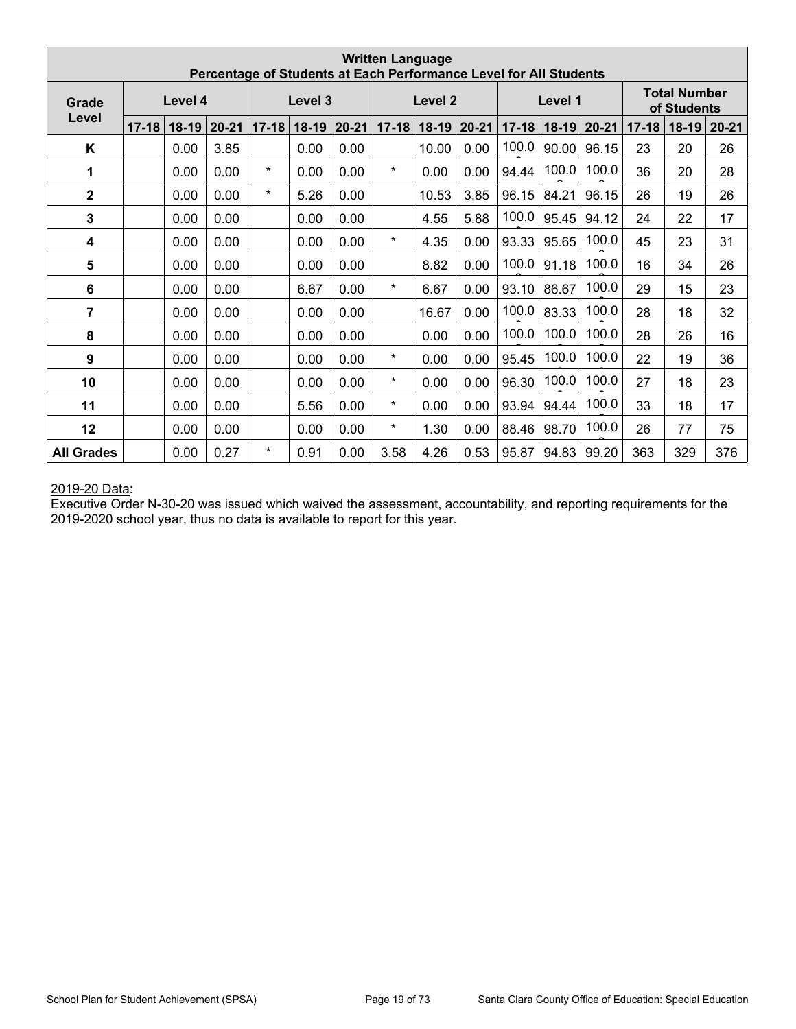| Written Language Percentage of Students at Each Performance Level for All Students | | | | | | | | | | | | | | | |
|---|---|---|---|---|---|---|---|---|---|---|---|---|---|---|---|
| Grade Level | Level 4 | | | Level 3 | | | Level 2 | | | Level 1 | | | Total Number of Students | | |
| | 17-18 | 18-19 | 20-21 | 17-18 | 18-19 | 20-21 | 17-18 | 18-19 | 20-21 | 17-18 | 18-19 | 20-21 | 17-18 | 18-19 | 20-21 |
| K | | 0.00 | 3.85 | | 0.00 | 0.00 | | 10.00 | 0.00 | 100.0 | 90.00 | 96.15 | 23 | 20 | 26 |
| 1 | | 0.00 | 0.00 | * | 0.00 | 0.00 | * | 0.00 | 0.00 | 94.44 | 100.0 | 100.0 | 36 | 20 | 28 |
| 2 | | 0.00 | 0.00 | * | 5.26 | 0.00 | | 10.53 | 3.85 | 96.15 | 84.21 | 96.15 | 26 | 19 | 26 |
| 3 | | 0.00 | 0.00 | | 0.00 | 0.00 | | 4.55 | 5.88 | 100.0 | 95.45 | 94.12 | 24 | 22 | 17 |
| 4 | | 0.00 | 0.00 | | 0.00 | 0.00 | * | 4.35 | 0.00 | 93.33 | 95.65 | 100.0 | 45 | 23 | 31 |
| 5 | | 0.00 | 0.00 | | 0.00 | 0.00 | | 8.82 | 0.00 | 100.0 | 91.18 | 100.0 | 16 | 34 | 26 |
| 6 | | 0.00 | 0.00 | | 6.67 | 0.00 | * | 6.67 | 0.00 | 93.10 | 86.67 | 100.0 | 29 | 15 | 23 |
| 7 | | 0.00 | 0.00 | | 0.00 | 0.00 | | 16.67 | 0.00 | 100.0 | 83.33 | 100.0 | 28 | 18 | 32 |
| 8 | | 0.00 | 0.00 | | 0.00 | 0.00 | | 0.00 | 0.00 | 100.0 | 100.0 | 100.0 | 28 | 26 | 16 |
| 9 | | 0.00 | 0.00 | | 0.00 | 0.00 | * | 0.00 | 0.00 | 95.45 | 100.0 | 100.0 | 22 | 19 | 36 |
| 10 | | 0.00 | 0.00 | | 0.00 | 0.00 | * | 0.00 | 0.00 | 96.30 | 100.0 | 100.0 | 27 | 18 | 23 |
| 11 | | 0.00 | 0.00 | | 5.56 | 0.00 | * | 0.00 | 0.00 | 93.94 | 94.44 | 100.0 | 33 | 18 | 17 |
| 12 | | 0.00 | 0.00 | | 0.00 | 0.00 | * | 1.30 | 0.00 | 88.46 | 98.70 | 100.0 | 26 | 77 | 75 |
| All Grades | | 0.00 | 0.27 | * | 0.91 | 0.00 | 3.58 | 4.26 | 0.53 | 95.87 | 94.83 | 99.20 | 363 | 329 | 376 |

2019-20 Data:
Executive Order N-30-20 was issued which waived the assessment, accountability, and reporting requirements for the 2019-2020 school year, thus no data is available to report for this year.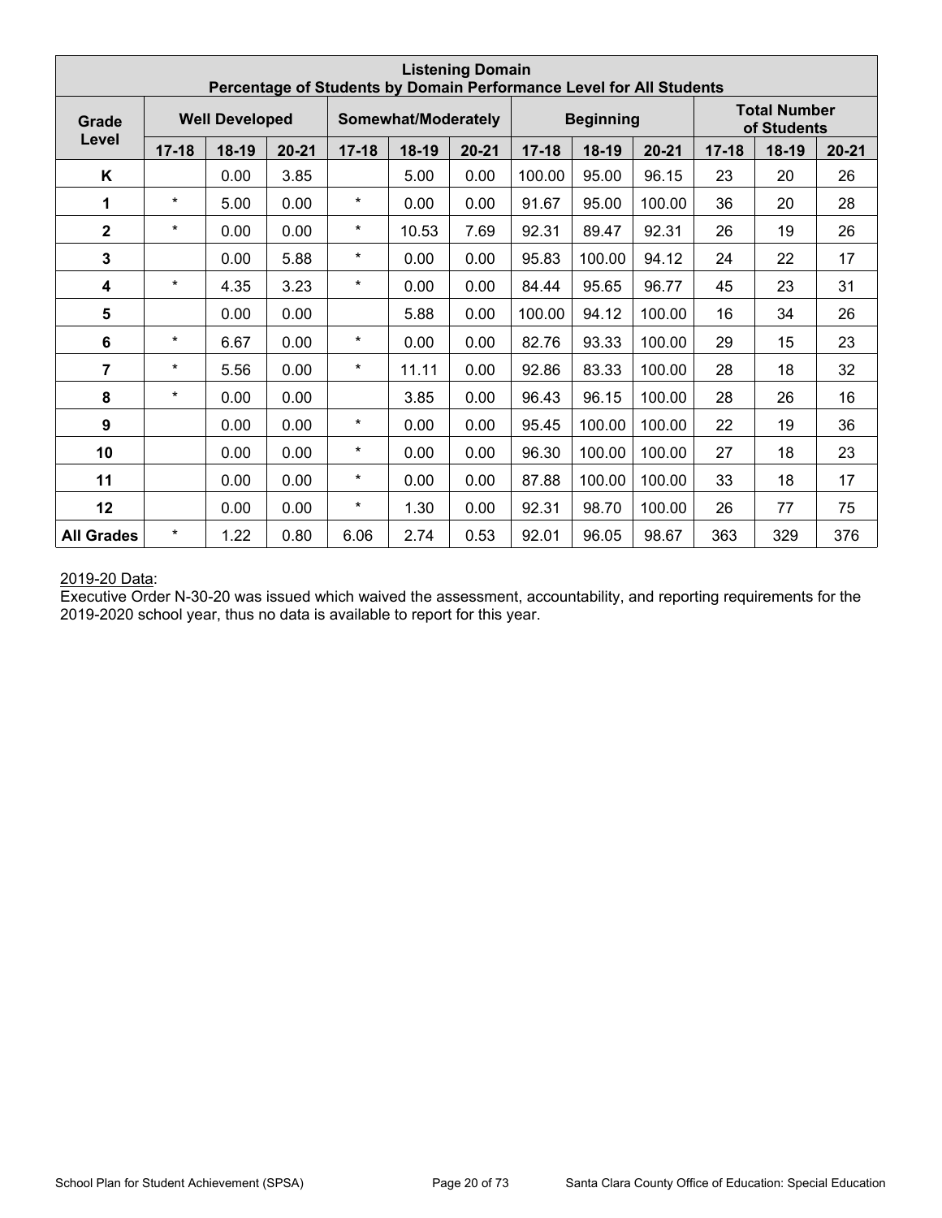| Listening Domain<br>Percentage of Students by Domain Performance Level for All Students | | | | | | | | | | | | |
|---|---|---|---|---|---|---|---|---|---|---|---|---|
| Grade Level | Well Developed | | | Somewhat/Moderately | | | Beginning | | | Total Number of Students | | |
| | 17-18 | 18-19 | 20-21 | 17-18 | 18-19 | 20-21 | 17-18 | 18-19 | 20-21 | 17-18 | 18-19 | 20-21 |
| **K** | | 0.00 | 3.85 | | 5.00 | 0.00 | 100.00 | 95.00 | 96.15 | 23 | 20 | 26 |
| **1** | * | 5.00 | 0.00 | * | 0.00 | 0.00 | 91.67 | 95.00 | 100.00 | 36 | 20 | 28 |
| **2** | * | 0.00 | 0.00 | * | 10.53 | 7.69 | 92.31 | 89.47 | 92.31 | 26 | 19 | 26 |
| **3** | | 0.00 | 5.88 | * | 0.00 | 0.00 | 95.83 | 100.00 | 94.12 | 24 | 22 | 17 |
| **4** | * | 4.35 | 3.23 | * | 0.00 | 0.00 | 84.44 | 95.65 | 96.77 | 45 | 23 | 31 |
| **5** | | 0.00 | 0.00 | | 5.88 | 0.00 | 100.00 | 94.12 | 100.00 | 16 | 34 | 26 |
| **6** | * | 6.67 | 0.00 | * | 0.00 | 0.00 | 82.76 | 93.33 | 100.00 | 29 | 15 | 23 |
| **7** | * | 5.56 | 0.00 | * | 11.11 | 0.00 | 92.86 | 83.33 | 100.00 | 28 | 18 | 32 |
| **8** | * | 0.00 | 0.00 | | 3.85 | 0.00 | 96.43 | 96.15 | 100.00 | 28 | 26 | 16 |
| **9** | | 0.00 | 0.00 | * | 0.00 | 0.00 | 95.45 | 100.00 | 100.00 | 22 | 19 | 36 |
| **10** | | 0.00 | 0.00 | * | 0.00 | 0.00 | 96.30 | 100.00 | 100.00 | 27 | 18 | 23 |
| **11** | | 0.00 | 0.00 | * | 0.00 | 0.00 | 87.88 | 100.00 | 100.00 | 33 | 18 | 17 |
| **12** | | 0.00 | 0.00 | * | 1.30 | 0.00 | 92.31 | 98.70 | 100.00 | 26 | 77 | 75 |
| **All Grades** | * | 1.22 | 0.80 | 6.06 | 2.74 | 0.53 | 92.01 | 96.05 | 98.67 | 363 | 329 | 376 |

2019-20 Data:
Executive Order N-30-20 was issued which waived the assessment, accountability, and reporting requirements for the 2019-2020 school year, thus no data is available to report for this year.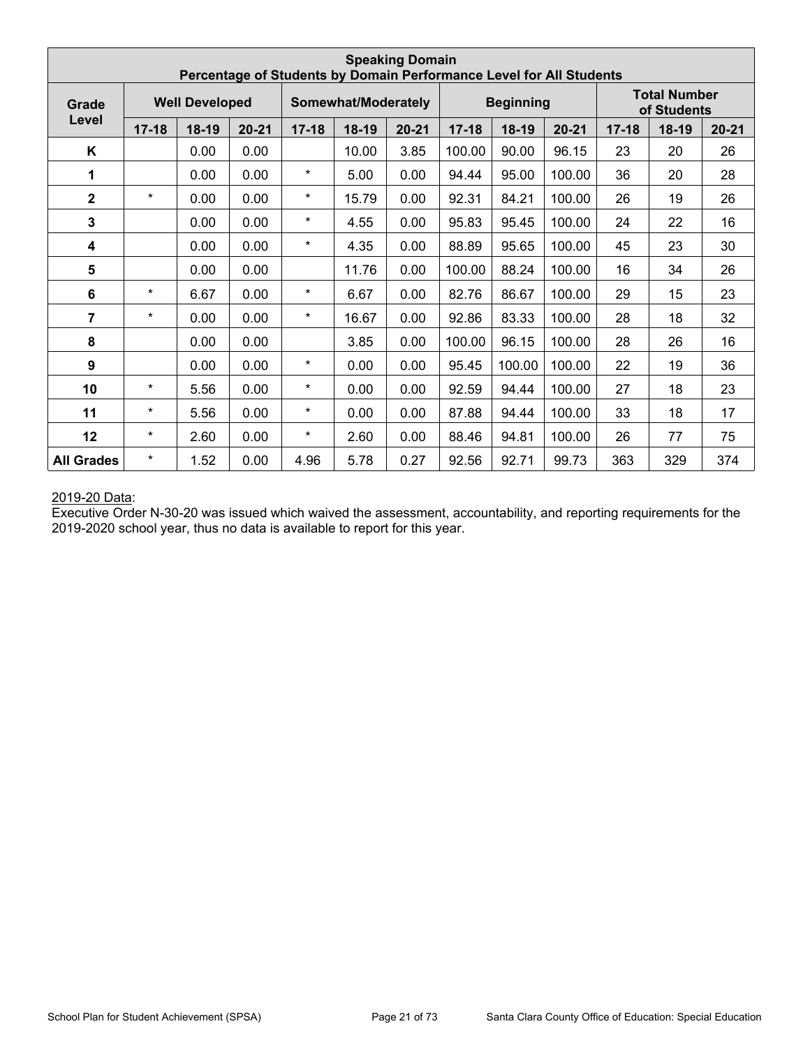| Speaking Domain<br>Percentage of Students by Domain Performance Level for All Students | | | | | | | | | | | | |
|---|---|---|---|---|---|---|---|---|---|---|---|---|
| Grade Level | Well Developed | | | Somewhat/Moderately | | | Beginning | | | Total Number of Students | | |
| | 17-18 | 18-19 | 20-21 | 17-18 | 18-19 | 20-21 | 17-18 | 18-19 | 20-21 | 17-18 | 18-19 | 20-21 |
| K | | 0.00 | 0.00 | | 10.00 | 3.85 | 100.00 | 90.00 | 96.15 | 23 | 20 | 26 |
| 1 | | 0.00 | 0.00 | * | 5.00 | 0.00 | 94.44 | 95.00 | 100.00 | 36 | 20 | 28 |
| 2 | * | 0.00 | 0.00 | * | 15.79 | 0.00 | 92.31 | 84.21 | 100.00 | 26 | 19 | 26 |
| 3 | | 0.00 | 0.00 | * | 4.55 | 0.00 | 95.83 | 95.45 | 100.00 | 24 | 22 | 16 |
| 4 | | 0.00 | 0.00 | * | 4.35 | 0.00 | 88.89 | 95.65 | 100.00 | 45 | 23 | 30 |
| 5 | | 0.00 | 0.00 | | 11.76 | 0.00 | 100.00 | 88.24 | 100.00 | 16 | 34 | 26 |
| 6 | * | 6.67 | 0.00 | * | 6.67 | 0.00 | 82.76 | 86.67 | 100.00 | 29 | 15 | 23 |
| 7 | * | 0.00 | 0.00 | * | 16.67 | 0.00 | 92.86 | 83.33 | 100.00 | 28 | 18 | 32 |
| 8 | | 0.00 | 0.00 | | 3.85 | 0.00 | 100.00 | 96.15 | 100.00 | 28 | 26 | 16 |
| 9 | | 0.00 | 0.00 | * | 0.00 | 0.00 | 95.45 | 100.00 | 100.00 | 22 | 19 | 36 |
| 10 | * | 5.56 | 0.00 | * | 0.00 | 0.00 | 92.59 | 94.44 | 100.00 | 27 | 18 | 23 |
| 11 | * | 5.56 | 0.00 | * | 0.00 | 0.00 | 87.88 | 94.44 | 100.00 | 33 | 18 | 17 |
| 12 | * | 2.60 | 0.00 | * | 2.60 | 0.00 | 88.46 | 94.81 | 100.00 | 26 | 77 | 75 |
| All Grades | * | 1.52 | 0.00 | 4.96 | 5.78 | 0.27 | 92.56 | 92.71 | 99.73 | 363 | 329 | 374 |

2019-20 Data:
Executive Order N-30-20 was issued which waived the assessment, accountability, and reporting requirements for the 2019-2020 school year, thus no data is available to report for this year.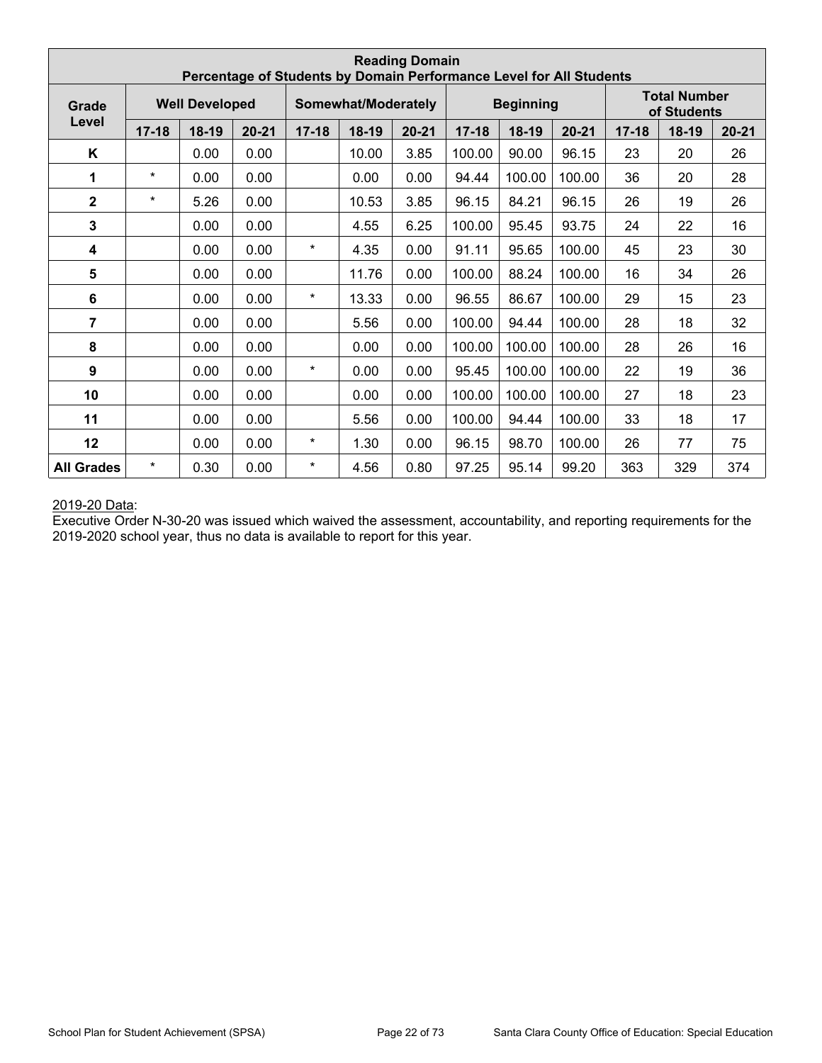| Reading Domain<br>Percentage of Students by Domain Performance Level for All Students | | | | | | | | | | | | |
|---|---|---|---|---|---|---|---|---|---|---|---|---|
| Grade Level | Well Developed | | | Somewhat/Moderately | | | Beginning | | | Total Number of Students | | |
| | 17-18 | 18-19 | 20-21 | 17-18 | 18-19 | 20-21 | 17-18 | 18-19 | 20-21 | 17-18 | 18-19 | 20-21 |
| **K** | | 0.00 | 0.00 | | 10.00 | 3.85 | 100.00 | 90.00 | 96.15 | 23 | 20 | 26 |
| **1** | * | 0.00 | 0.00 | | 0.00 | 0.00 | 94.44 | 100.00 | 100.00 | 36 | 20 | 28 |
| **2** | * | 5.26 | 0.00 | | 10.53 | 3.85 | 96.15 | 84.21 | 96.15 | 26 | 19 | 26 |
| **3** | | 0.00 | 0.00 | | 4.55 | 6.25 | 100.00 | 95.45 | 93.75 | 24 | 22 | 16 |
| **4** | | 0.00 | 0.00 | * | 4.35 | 0.00 | 91.11 | 95.65 | 100.00 | 45 | 23 | 30 |
| **5** | | 0.00 | 0.00 | | 11.76 | 0.00 | 100.00 | 88.24 | 100.00 | 16 | 34 | 26 |
| **6** | | 0.00 | 0.00 | * | 13.33 | 0.00 | 96.55 | 86.67 | 100.00 | 29 | 15 | 23 |
| **7** | | 0.00 | 0.00 | | 5.56 | 0.00 | 100.00 | 94.44 | 100.00 | 28 | 18 | 32 |
| **8** | | 0.00 | 0.00 | | 0.00 | 0.00 | 100.00 | 100.00 | 100.00 | 28 | 26 | 16 |
| **9** | | 0.00 | 0.00 | * | 0.00 | 0.00 | 95.45 | 100.00 | 100.00 | 22 | 19 | 36 |
| **10** | | 0.00 | 0.00 | | 0.00 | 0.00 | 100.00 | 100.00 | 100.00 | 27 | 18 | 23 |
| **11** | | 0.00 | 0.00 | | 5.56 | 0.00 | 100.00 | 94.44 | 100.00 | 33 | 18 | 17 |
| **12** | | 0.00 | 0.00 | * | 1.30 | 0.00 | 96.15 | 98.70 | 100.00 | 26 | 77 | 75 |
| **All Grades** | * | 0.30 | 0.00 | * | 4.56 | 0.80 | 97.25 | 95.14 | 99.20 | 363 | 329 | 374 |

2019-20 Data:

Executive Order N-30-20 was issued which waived the assessment, accountability, and reporting requirements for the 2019-2020 school year, thus no data is available to report for this year.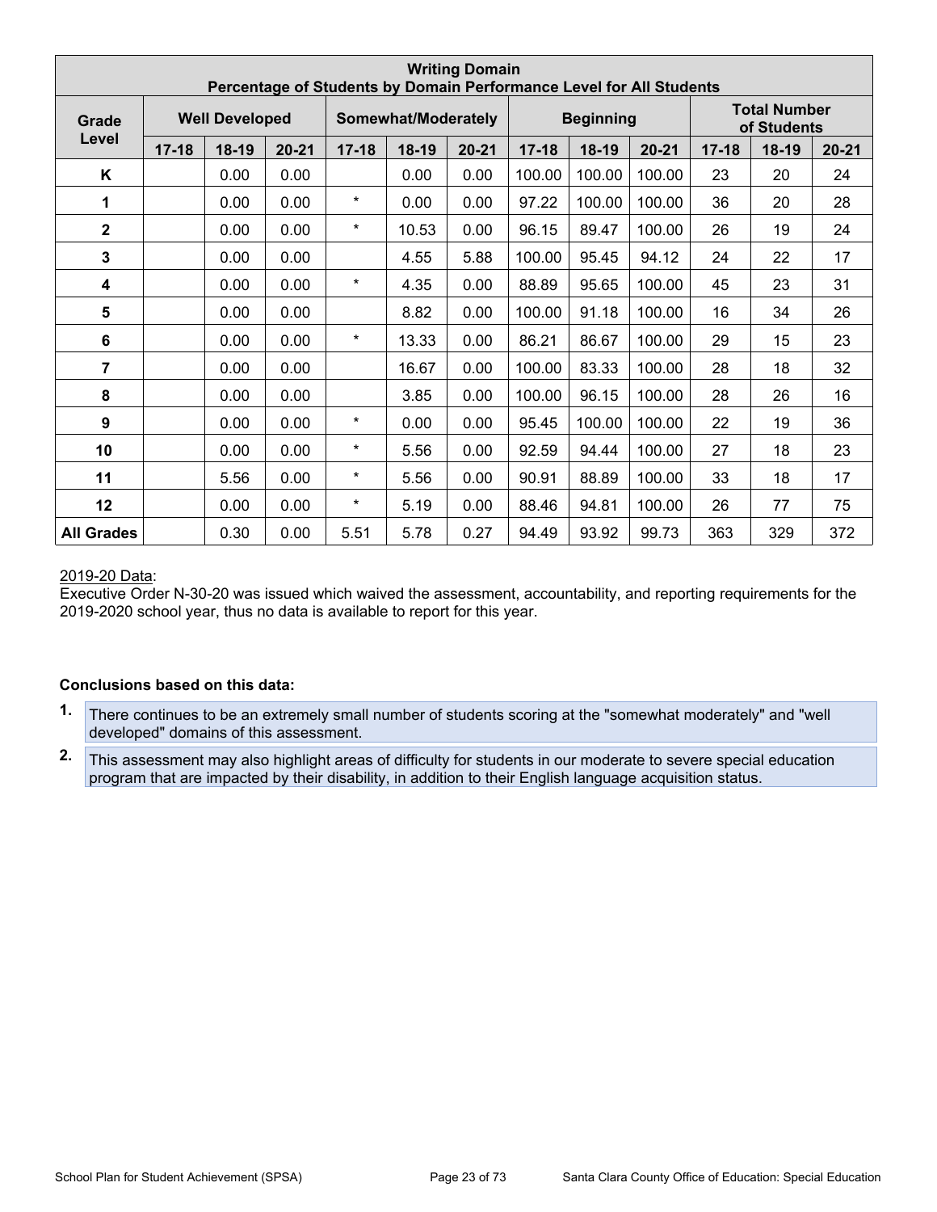| Writing Domain<br>Percentage of Students by Domain Performance Level for All Students | | | | | | | | | | | | |
|---|---|---|---|---|---|---|---|---|---|---|---|---|
| Grade Level | Well Developed | | | Somewhat/Moderately | | | Beginning | | | Total Number of Students | | |
| | 17-18 | 18-19 | 20-21 | 17-18 | 18-19 | 20-21 | 17-18 | 18-19 | 20-21 | 17-18 | 18-19 | 20-21 |
| **K** | | 0.00 | 0.00 | | 0.00 | 0.00 | 100.00 | 100.00 | 100.00 | 23 | 20 | 24 |
| **1** | | 0.00 | 0.00 | * | 0.00 | 0.00 | 97.22 | 100.00 | 100.00 | 36 | 20 | 28 |
| **2** | | 0.00 | 0.00 | * | 10.53 | 0.00 | 96.15 | 89.47 | 100.00 | 26 | 19 | 24 |
| **3** | | 0.00 | 0.00 | | 4.55 | 5.88 | 100.00 | 95.45 | 94.12 | 24 | 22 | 17 |
| **4** | | 0.00 | 0.00 | * | 4.35 | 0.00 | 88.89 | 95.65 | 100.00 | 45 | 23 | 31 |
| **5** | | 0.00 | 0.00 | | 8.82 | 0.00 | 100.00 | 91.18 | 100.00 | 16 | 34 | 26 |
| **6** | | 0.00 | 0.00 | * | 13.33 | 0.00 | 86.21 | 86.67 | 100.00 | 29 | 15 | 23 |
| **7** | | 0.00 | 0.00 | | 16.67 | 0.00 | 100.00 | 83.33 | 100.00 | 28 | 18 | 32 |
| **8** | | 0.00 | 0.00 | | 3.85 | 0.00 | 100.00 | 96.15 | 100.00 | 28 | 26 | 16 |
| **9** | | 0.00 | 0.00 | * | 0.00 | 0.00 | 95.45 | 100.00 | 100.00 | 22 | 19 | 36 |
| **10** | | 0.00 | 0.00 | * | 5.56 | 0.00 | 92.59 | 94.44 | 100.00 | 27 | 18 | 23 |
| **11** | | 5.56 | 0.00 | * | 5.56 | 0.00 | 90.91 | 88.89 | 100.00 | 33 | 18 | 17 |
| **12** | | 0.00 | 0.00 | * | 5.19 | 0.00 | 88.46 | 94.81 | 100.00 | 26 | 77 | 75 |
| **All Grades** | | 0.30 | 0.00 | 5.51 | 5.78 | 0.27 | 94.49 | 93.92 | 99.73 | 363 | 329 | 372 |

2019-20 Data:
Executive Order N-30-20 was issued which waived the assessment, accountability, and reporting requirements for the 2019-2020 school year, thus no data is available to report for this year.

**Conclusions based on this data:**

1. There continues to be an extremely small number of students scoring at the "somewhat moderately" and "well developed" domains of this assessment.
2. This assessment may also highlight areas of difficulty for students in our moderate to severe special education program that are impacted by their disability, in addition to their English language acquisition status.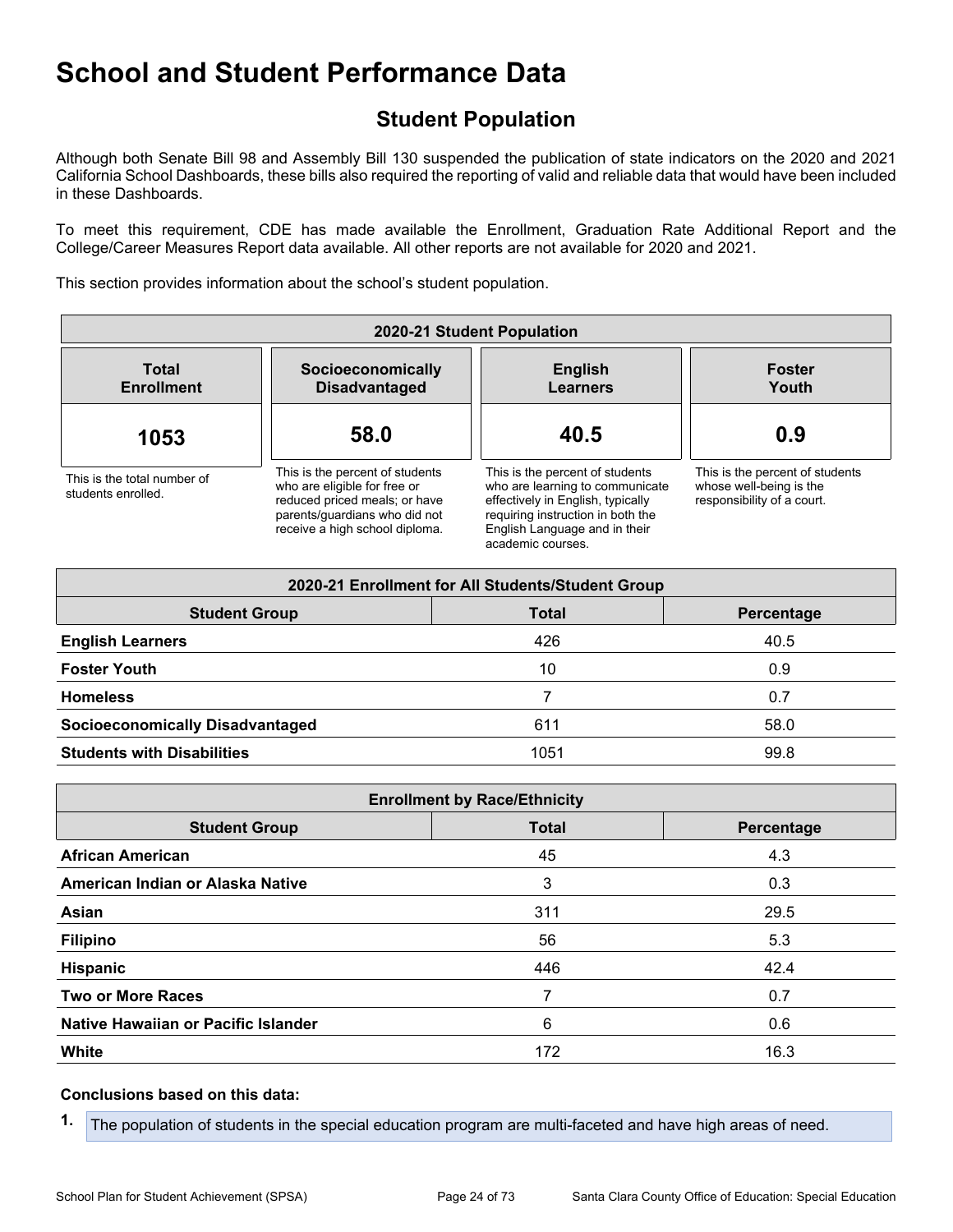# School and Student Performance Data

## Student Population

Although both Senate Bill 98 and Assembly Bill 130 suspended the publication of state indicators on the 2020 and 2021 California School Dashboards, these bills also required the reporting of valid and reliable data that would have been included in these Dashboards.

To meet this requirement, CDE has made available the Enrollment, Graduation Rate Additional Report and the College/Career Measures Report data available. All other reports are not available for 2020 and 2021.

This section provides information about the school's student population.

| 2020-21 Student Population | | | |
|---|---|---|---|
| **Total Enrollment** | **Socioeconomically Disadvantaged** | **English Learners** | **Foster Youth** |
| **1053** | **58.0** | **40.5** | **0.9** |
| This is the total number of students enrolled. | This is the percent of students who are eligible for free or reduced priced meals; or have parents/guardians who did not receive a high school diploma. | This is the percent of students who are learning to communicate effectively in English, typically requiring instruction in both the English Language and in their academic courses. | This is the percent of students whose well-being is the responsibility of a court. |

| 2020-21 Enrollment for All Students/Student Group | | |
|---|---|---|
| **Student Group** | **Total** | **Percentage** |
| **English Learners** | 426 | 40.5 |
| **Foster Youth** | 10 | 0.9 |
| **Homeless** | 7 | 0.7 |
| **Socioeconomically Disadvantaged** | 611 | 58.0 |
| **Students with Disabilities** | 1051 | 99.8 |

| Enrollment by Race/Ethnicity | | |
|---|---|---|
| **Student Group** | **Total** | **Percentage** |
| **African American** | 45 | 4.3 |
| **American Indian or Alaska Native** | 3 | 0.3 |
| **Asian** | 311 | 29.5 |
| **Filipino** | 56 | 5.3 |
| **Hispanic** | 446 | 42.4 |
| **Two or More Races** | 7 | 0.7 |
| **Native Hawaiian or Pacific Islander** | 6 | 0.6 |
| **White** | 172 | 16.3 |

**Conclusions based on this data:**

1. The population of students in the special education program are multi-faceted and have high areas of need.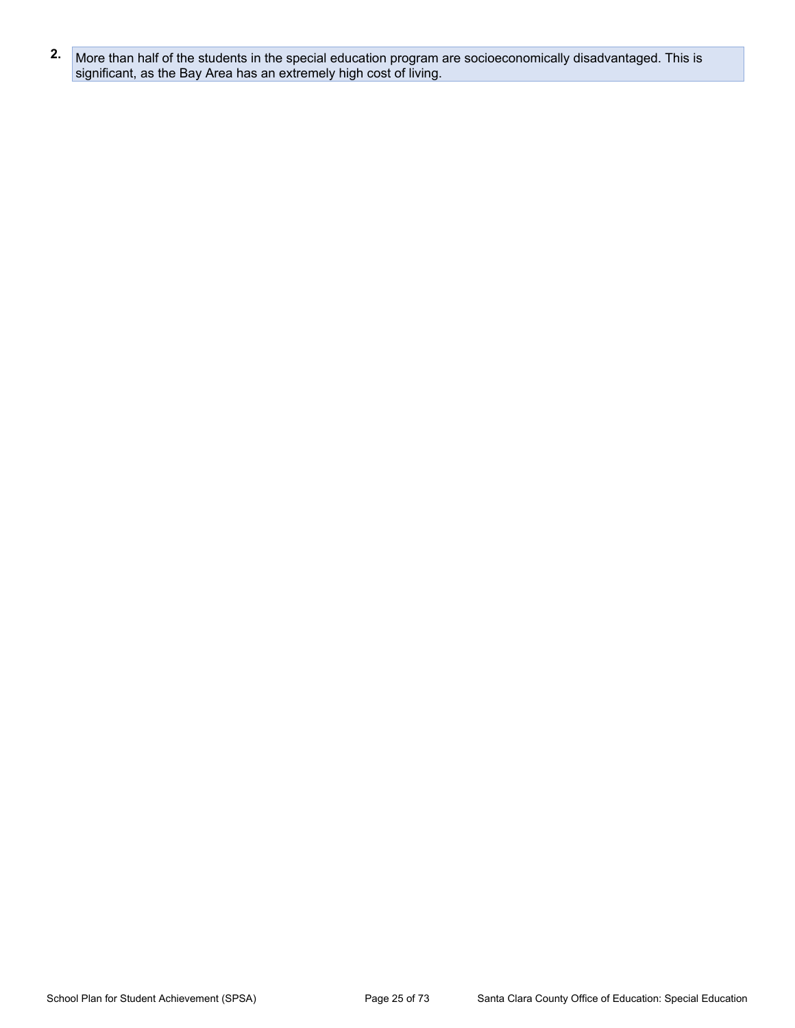2. More than half of the students in the special education program are socioeconomically disadvantaged. This is significant, as the Bay Area has an extremely high cost of living.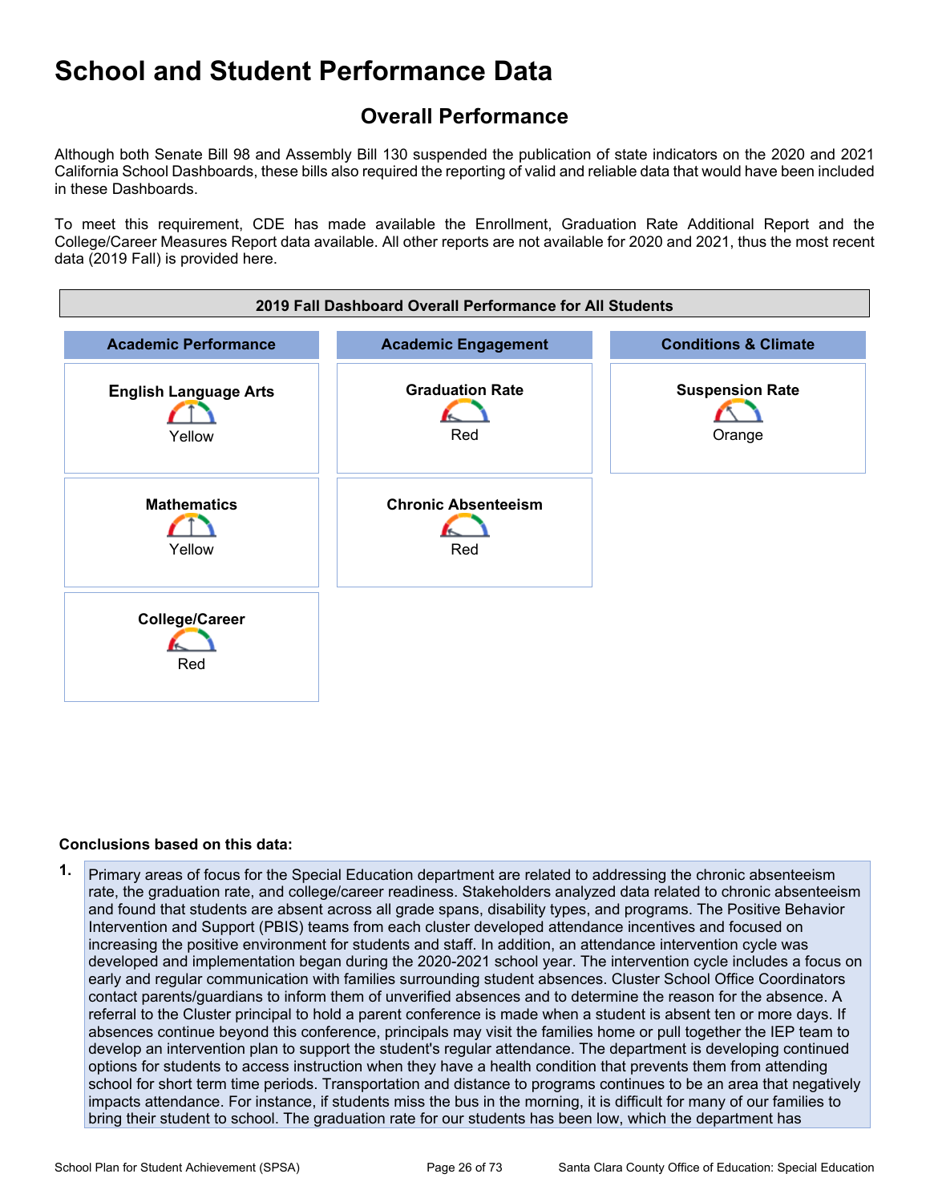# School and Student Performance Data

## Overall Performance

Although both Senate Bill 98 and Assembly Bill 130 suspended the publication of state indicators on the 2020 and 2021 California School Dashboards, these bills also required the reporting of valid and reliable data that would have been included in these Dashboards.

To meet this requirement, CDE has made available the Enrollment, Graduation Rate Additional Report and the College/Career Measures Report data available. All other reports are not available for 2020 and 2021, thus the most recent data (2019 Fall) is provided here.

| 2019 Fall Dashboard Overall Performance for All Students | | |
|---|---|---|
| **Academic Performance** | **Academic Engagement** | **Conditions & Climate** |
| **English Language Arts** Yellow | **Graduation Rate** Red | **Suspension Rate** Orange |
| **Mathematics** Yellow | **Chronic Absenteeism** Red | |
| **College/Career** Red | | |

**Conclusions based on this data:**

1. Primary areas of focus for the Special Education department are related to addressing the chronic absenteeism rate, the graduation rate, and college/career readiness. Stakeholders analyzed data related to chronic absenteeism and found that students are absent across all grade spans, disability types, and programs. The Positive Behavior Intervention and Support (PBIS) teams from each cluster developed attendance incentives and focused on increasing the positive environment for students and staff. In addition, an attendance intervention cycle was developed and implementation began during the 2020-2021 school year. The intervention cycle includes a focus on early and regular communication with families surrounding student absences. Cluster School Office Coordinators contact parents/guardians to inform them of unverified absences and to determine the reason for the absence. A referral to the Cluster principal to hold a parent conference is made when a student is absent ten or more days. If absences continue beyond this conference, principals may visit the families home or pull together the IEP team to develop an intervention plan to support the student's regular attendance. The department is developing continued options for students to access instruction when they have a health condition that prevents them from attending school for short term time periods. Transportation and distance to programs continues to be an area that negatively impacts attendance. For instance, if students miss the bus in the morning, it is difficult for many of our families to bring their student to school. The graduation rate for our students has been low, which the department has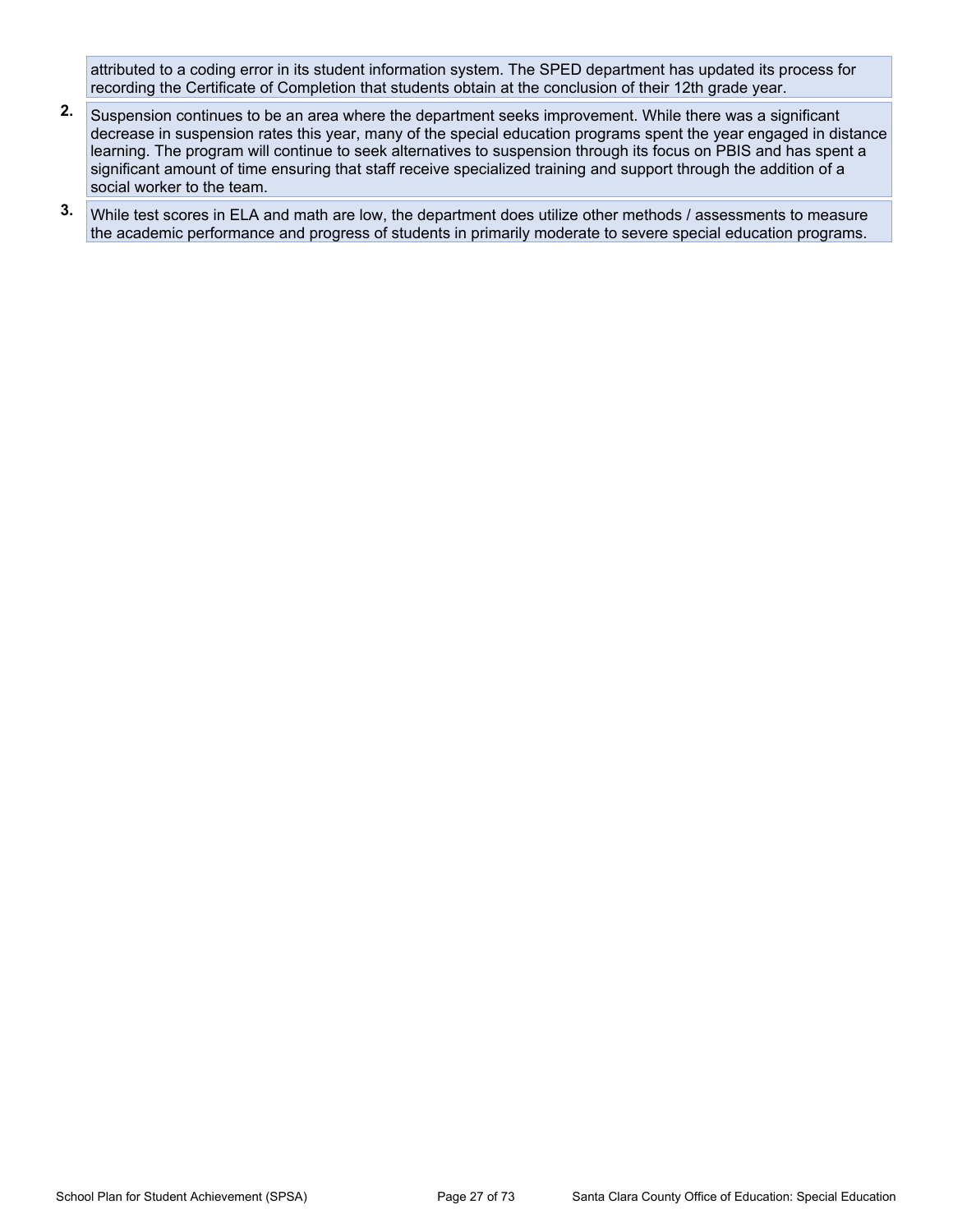attributed to a coding error in its student information system. The SPED department has updated its process for recording the Certificate of Completion that students obtain at the conclusion of their 12th grade year.

2. Suspension continues to be an area where the department seeks improvement. While there was a significant decrease in suspension rates this year, many of the special education programs spent the year engaged in distance learning. The program will continue to seek alternatives to suspension through its focus on PBIS and has spent a significant amount of time ensuring that staff receive specialized training and support through the addition of a social worker to the team.
3. While test scores in ELA and math are low, the department does utilize other methods / assessments to measure the academic performance and progress of students in primarily moderate to severe special education programs.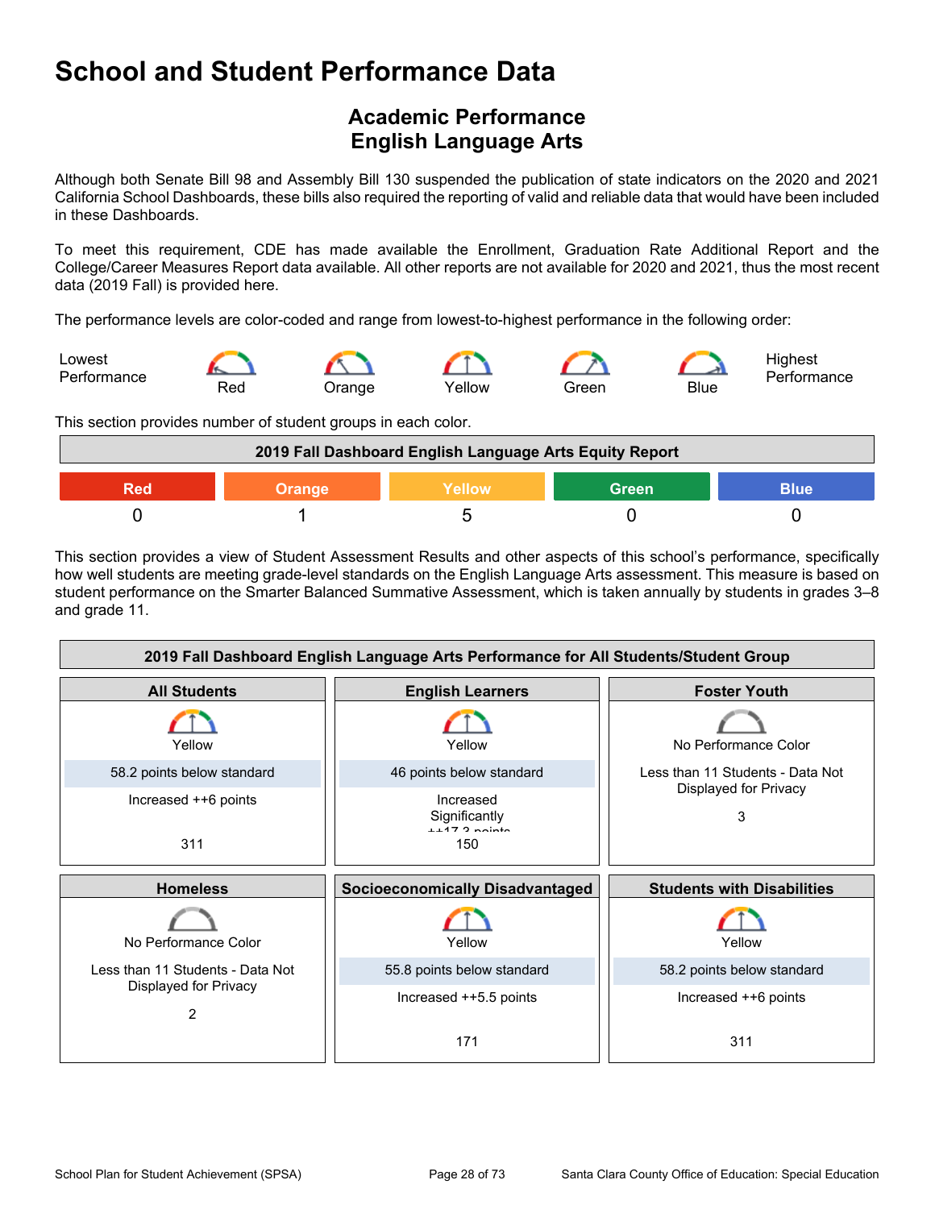# School and Student Performance Data

## Academic Performance
## English Language Arts

Although both Senate Bill 98 and Assembly Bill 130 suspended the publication of state indicators on the 2020 and 2021 California School Dashboards, these bills also required the reporting of valid and reliable data that would have been included in these Dashboards.

To meet this requirement, CDE has made available the Enrollment, Graduation Rate Additional Report and the College/Career Measures Report data available. All other reports are not available for 2020 and 2021, thus the most recent data (2019 Fall) is provided here.

The performance levels are color-coded and range from lowest-to-highest performance in the following order:

Lowest Performance — Red — Orange — Yellow — Green — Blue — Highest Performance

This section provides number of student groups in each color.

| 2019 Fall Dashboard English Language Arts Equity Report | | | | |
|---|---|---|---|---|
| Red | Orange | Yellow | Green | Blue |
| 0 | 1 | 5 | 0 | 0 |

This section provides a view of Student Assessment Results and other aspects of this school's performance, specifically how well students are meeting grade-level standards on the English Language Arts assessment. This measure is based on student performance on the Smarter Balanced Summative Assessment, which is taken annually by students in grades 3–8 and grade 11.

| 2019 Fall Dashboard English Language Arts Performance for All Students/Student Group | | |
|---|---|---|
| **All Students** | **English Learners** | **Foster Youth** |
| Yellow | Yellow | No Performance Color |
| 58.2 points below standard | 46 points below standard | Less than 11 Students - Data Not Displayed for Privacy |
| Increased ++6 points | Increased Significantly ++17.3 points | 3 |
| 311 | 150 | |
| **Homeless** | **Socioeconomically Disadvantaged** | **Students with Disabilities** |
| No Performance Color | Yellow | Yellow |
| Less than 11 Students - Data Not Displayed for Privacy | 55.8 points below standard | 58.2 points below standard |
| 2 | Increased ++5.5 points | Increased ++6 points |
| | 171 | 311 |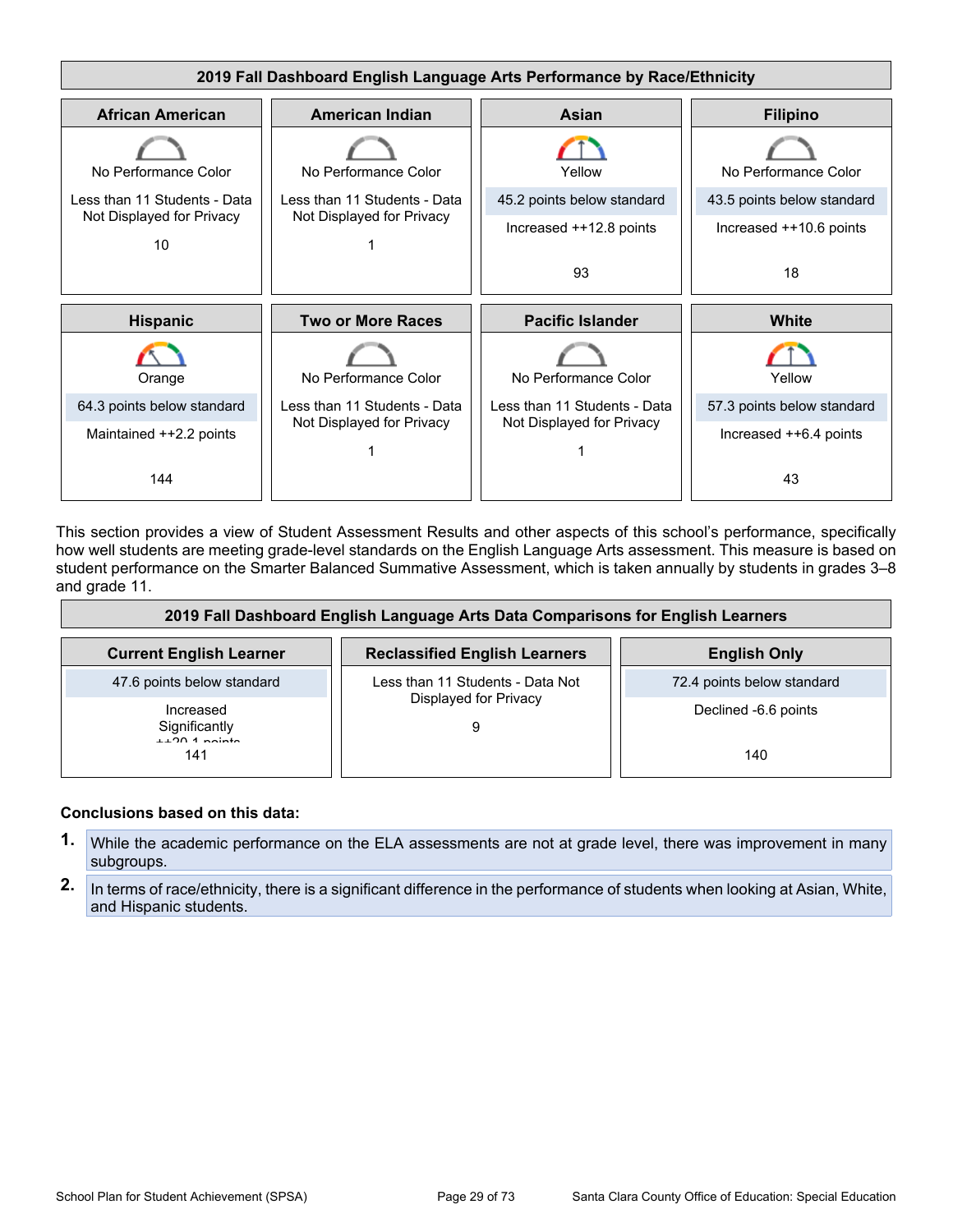## 2019 Fall Dashboard English Language Arts Performance by Race/Ethnicity

| African American | American Indian | Asian | Filipino |
|---|---|---|---|
| No Performance Color | No Performance Color | Yellow | No Performance Color |
| Less than 11 Students - Data Not Displayed for Privacy | Less than 11 Students - Data Not Displayed for Privacy | 45.2 points below standard | 43.5 points below standard |
| | | Increased ++12.8 points | Increased ++10.6 points |
| 10 | 1 | 93 | 18 |

| Hispanic | Two or More Races | Pacific Islander | White |
|---|---|---|---|
| Orange | No Performance Color | No Performance Color | Yellow |
| 64.3 points below standard | Less than 11 Students - Data Not Displayed for Privacy | Less than 11 Students - Data Not Displayed for Privacy | 57.3 points below standard |
| Maintained ++2.2 points | | | Increased ++6.4 points |
| 144 | 1 | 1 | 43 |

This section provides a view of Student Assessment Results and other aspects of this school's performance, specifically how well students are meeting grade-level standards on the English Language Arts assessment. This measure is based on student performance on the Smarter Balanced Summative Assessment, which is taken annually by students in grades 3–8 and grade 11.

## 2019 Fall Dashboard English Language Arts Data Comparisons for English Learners

| Current English Learner | Reclassified English Learners | English Only |
|---|---|---|
| 47.6 points below standard | Less than 11 Students - Data Not Displayed for Privacy | 72.4 points below standard |
| Increased Significantly ++20.1 points | | Declined -6.6 points |
| 141 | 9 | 140 |

**Conclusions based on this data:**

1. While the academic performance on the ELA assessments are not at grade level, there was improvement in many subgroups.
2. In terms of race/ethnicity, there is a significant difference in the performance of students when looking at Asian, White, and Hispanic students.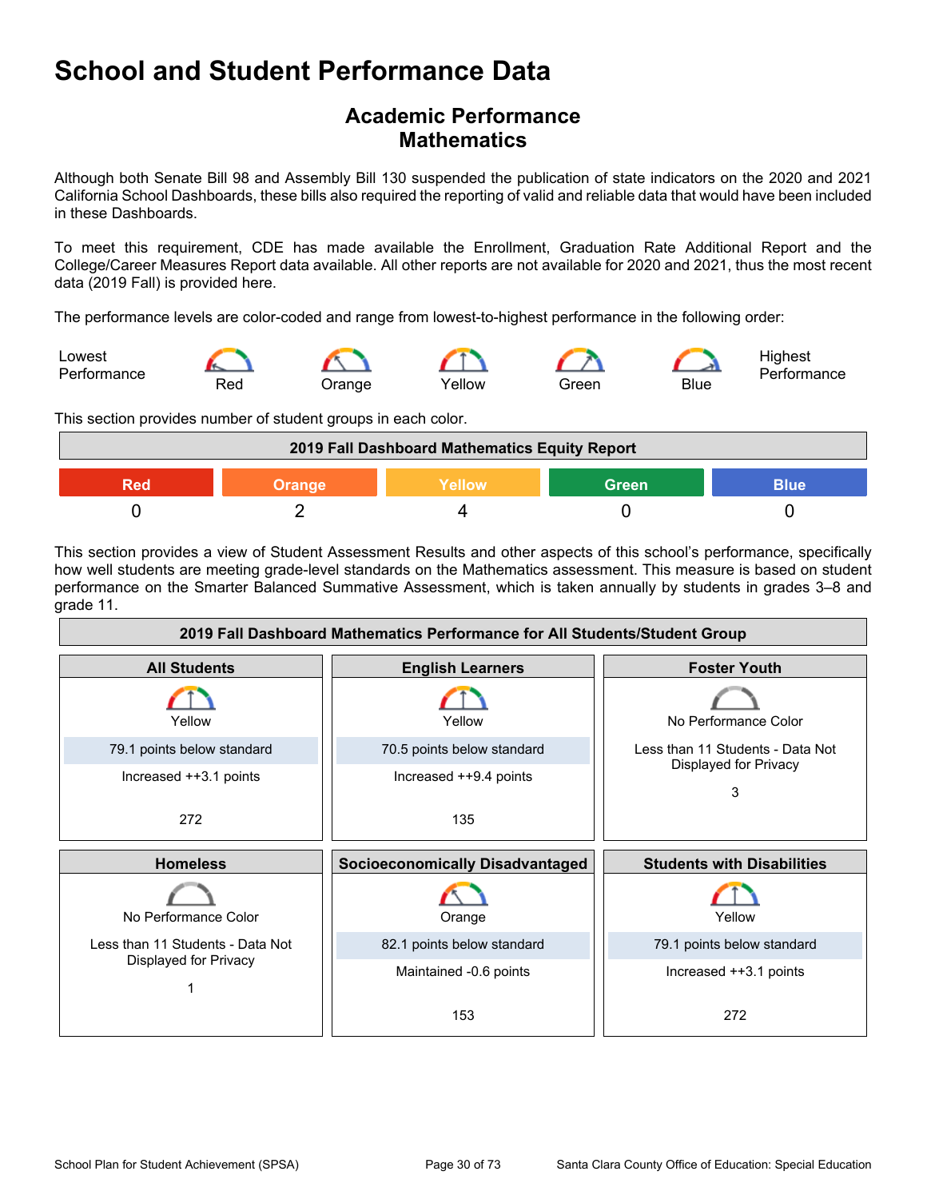# School and Student Performance Data

## Academic Performance
## Mathematics

Although both Senate Bill 98 and Assembly Bill 130 suspended the publication of state indicators on the 2020 and 2021 California School Dashboards, these bills also required the reporting of valid and reliable data that would have been included in these Dashboards.

To meet this requirement, CDE has made available the Enrollment, Graduation Rate Additional Report and the College/Career Measures Report data available. All other reports are not available for 2020 and 2021, thus the most recent data (2019 Fall) is provided here.

The performance levels are color-coded and range from lowest-to-highest performance in the following order:

Lowest Performance — Red — Orange — Yellow — Green — Blue — Highest Performance

This section provides number of student groups in each color.

| 2019 Fall Dashboard Mathematics Equity Report | | | | |
|---|---|---|---|---|
| Red | Orange | Yellow | Green | Blue |
| 0 | 2 | 4 | 0 | 0 |

This section provides a view of Student Assessment Results and other aspects of this school's performance, specifically how well students are meeting grade-level standards on the Mathematics assessment. This measure is based on student performance on the Smarter Balanced Summative Assessment, which is taken annually by students in grades 3–8 and grade 11.

| 2019 Fall Dashboard Mathematics Performance for All Students/Student Group | | |
|---|---|---|
| **All Students** | **English Learners** | **Foster Youth** |
| Yellow<br>79.1 points below standard<br>Increased ++3.1 points<br>272 | Yellow<br>70.5 points below standard<br>Increased ++9.4 points<br>135 | No Performance Color<br>Less than 11 Students - Data Not Displayed for Privacy<br>3 |
| **Homeless** | **Socioeconomically Disadvantaged** | **Students with Disabilities** |
| No Performance Color<br>Less than 11 Students - Data Not Displayed for Privacy<br>1 | Orange<br>82.1 points below standard<br>Maintained -0.6 points<br>153 | Yellow<br>79.1 points below standard<br>Increased ++3.1 points<br>272 |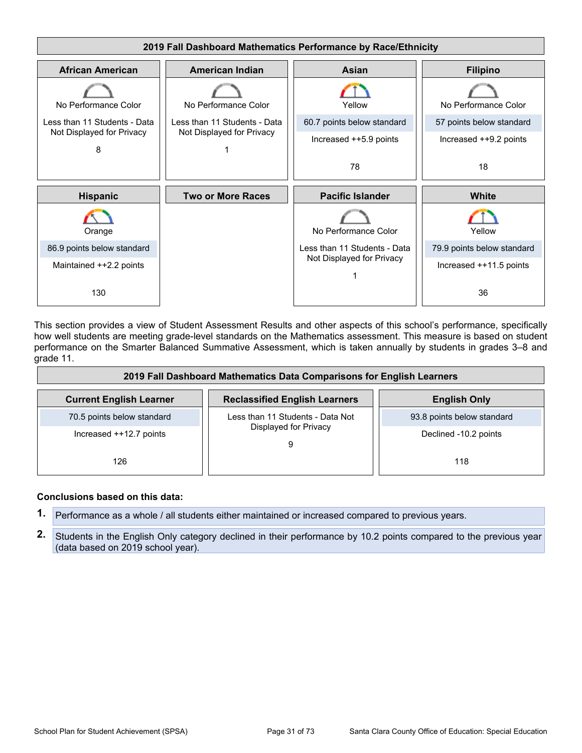| 2019 Fall Dashboard Mathematics Performance by Race/Ethnicity | | | |
|---|---|---|---|
| **African American** | **American Indian** | **Asian** | **Filipino** |
| No Performance Color | No Performance Color | Yellow | No Performance Color |
| Less than 11 Students - Data Not Displayed for Privacy | Less than 11 Students - Data Not Displayed for Privacy | 60.7 points below standard | 57 points below standard |
| | | Increased ++5.9 points | Increased ++9.2 points |
| 8 | 1 | 78 | 18 |
| **Hispanic** | **Two or More Races** | **Pacific Islander** | **White** |
| Orange | | No Performance Color | Yellow |
| 86.9 points below standard | | Less than 11 Students - Data Not Displayed for Privacy | 79.9 points below standard |
| Maintained ++2.2 points | | | Increased ++11.5 points |
| 130 | | 1 | 36 |

This section provides a view of Student Assessment Results and other aspects of this school's performance, specifically how well students are meeting grade-level standards on the Mathematics assessment. This measure is based on student performance on the Smarter Balanced Summative Assessment, which is taken annually by students in grades 3–8 and grade 11.

| 2019 Fall Dashboard Mathematics Data Comparisons for English Learners | | |
|---|---|---|
| **Current English Learner** | **Reclassified English Learners** | **English Only** |
| 70.5 points below standard | Less than 11 Students - Data Not Displayed for Privacy | 93.8 points below standard |
| Increased ++12.7 points | | Declined -10.2 points |
| 126 | 9 | 118 |

**Conclusions based on this data:**

1. Performance as a whole / all students either maintained or increased compared to previous years.
2. Students in the English Only category declined in their performance by 10.2 points compared to the previous year (data based on 2019 school year).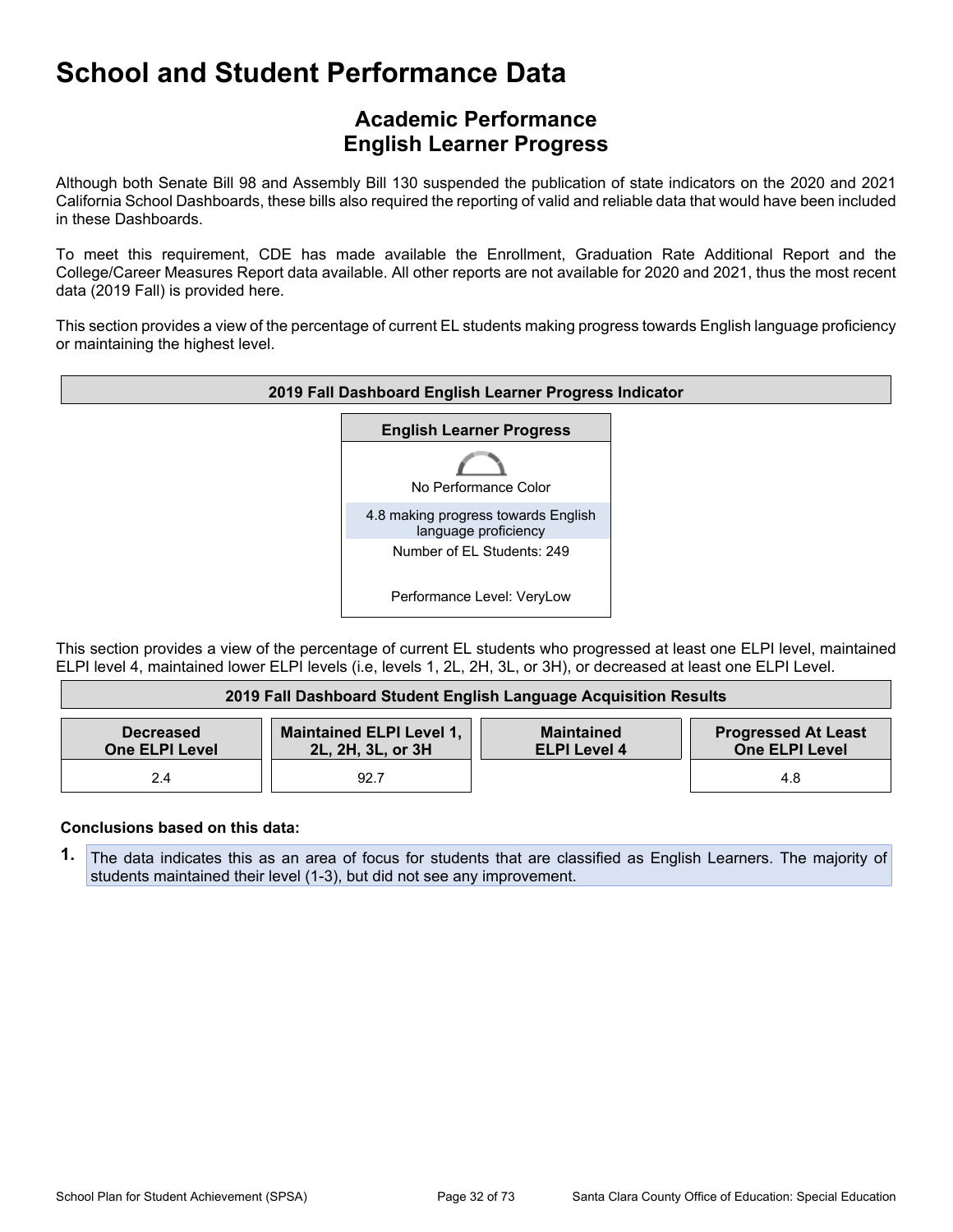# School and Student Performance Data

## Academic Performance
## English Learner Progress

Although both Senate Bill 98 and Assembly Bill 130 suspended the publication of state indicators on the 2020 and 2021 California School Dashboards, these bills also required the reporting of valid and reliable data that would have been included in these Dashboards.

To meet this requirement, CDE has made available the Enrollment, Graduation Rate Additional Report and the College/Career Measures Report data available. All other reports are not available for 2020 and 2021, thus the most recent data (2019 Fall) is provided here.

This section provides a view of the percentage of current EL students making progress towards English language proficiency or maintaining the highest level.

| 2019 Fall Dashboard English Learner Progress Indicator |
|---|
| **English Learner Progress** |
| No Performance Color |
| 4.8 making progress towards English language proficiency |
| Number of EL Students: 249 |
| Performance Level: VeryLow |

This section provides a view of the percentage of current EL students who progressed at least one ELPI level, maintained ELPI level 4, maintained lower ELPI levels (i.e, levels 1, 2L, 2H, 3L, or 3H), or decreased at least one ELPI Level.

| Decreased One ELPI Level | Maintained ELPI Level 1, 2L, 2H, 3L, or 3H | Maintained ELPI Level 4 | Progressed At Least One ELPI Level |
|---|---|---|---|
| 2.4 | 92.7 | | 4.8 |

**Conclusions based on this data:**

1. The data indicates this as an area of focus for students that are classified as English Learners. The majority of students maintained their level (1-3), but did not see any improvement.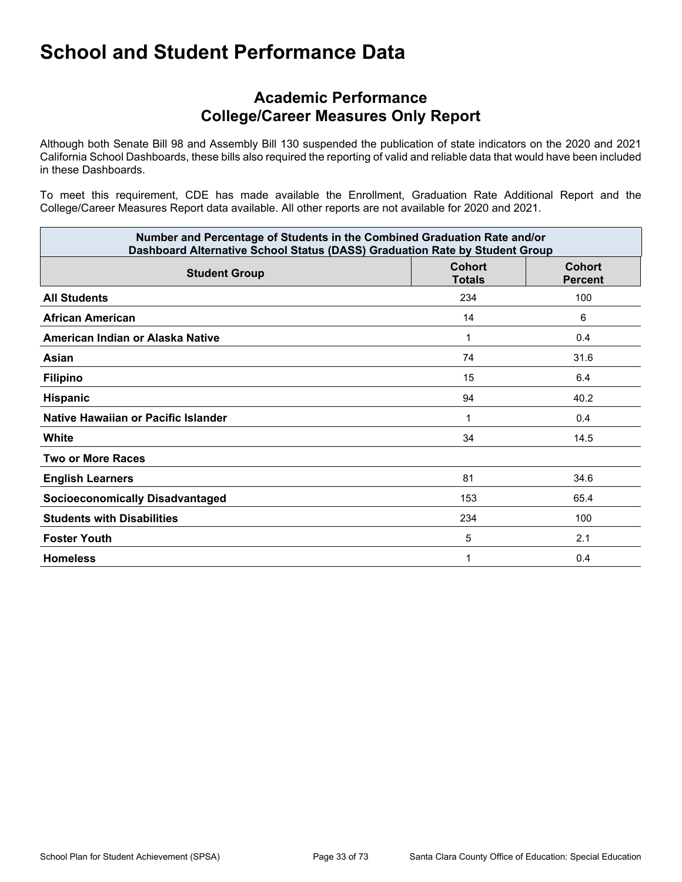# School and Student Performance Data

## Academic Performance
## College/Career Measures Only Report

Although both Senate Bill 98 and Assembly Bill 130 suspended the publication of state indicators on the 2020 and 2021 California School Dashboards, these bills also required the reporting of valid and reliable data that would have been included in these Dashboards.

To meet this requirement, CDE has made available the Enrollment, Graduation Rate Additional Report and the College/Career Measures Report data available. All other reports are not available for 2020 and 2021.

| Number and Percentage of Students in the Combined Graduation Rate and/or Dashboard Alternative School Status (DASS) Graduation Rate by Student Group | | |
|---|---|---|
| **Student Group** | **Cohort Totals** | **Cohort Percent** |
| **All Students** | 234 | 100 |
| **African American** | 14 | 6 |
| **American Indian or Alaska Native** | 1 | 0.4 |
| **Asian** | 74 | 31.6 |
| **Filipino** | 15 | 6.4 |
| **Hispanic** | 94 | 40.2 |
| **Native Hawaiian or Pacific Islander** | 1 | 0.4 |
| **White** | 34 | 14.5 |
| **Two or More Races** | | |
| **English Learners** | 81 | 34.6 |
| **Socioeconomically Disadvantaged** | 153 | 65.4 |
| **Students with Disabilities** | 234 | 100 |
| **Foster Youth** | 5 | 2.1 |
| **Homeless** | 1 | 0.4 |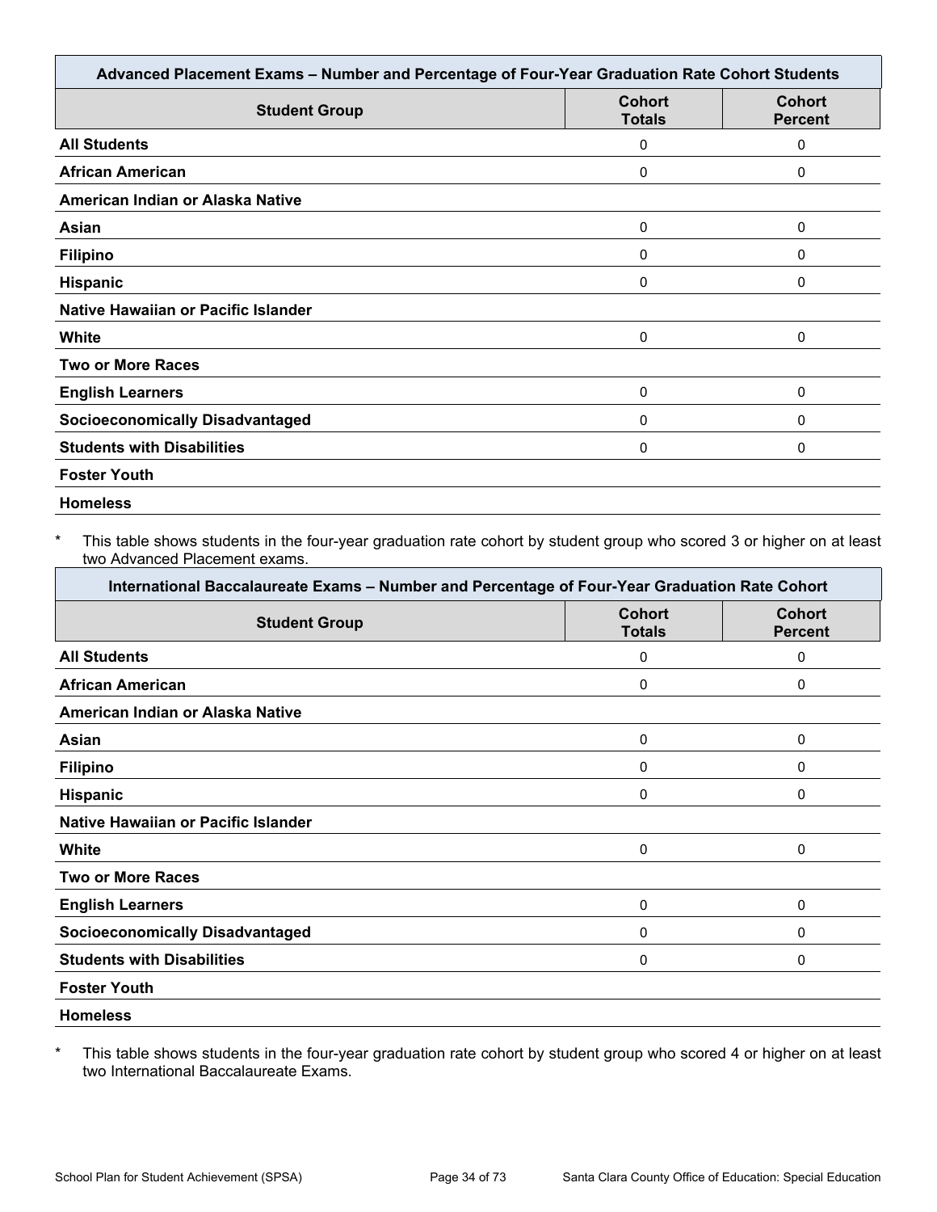| Advanced Placement Exams – Number and Percentage of Four-Year Graduation Rate Cohort Students | | |
|---|---|---|
| **Student Group** | **Cohort Totals** | **Cohort Percent** |
| **All Students** | 0 | 0 |
| **African American** | 0 | 0 |
| **American Indian or Alaska Native** | | |
| **Asian** | 0 | 0 |
| **Filipino** | 0 | 0 |
| **Hispanic** | 0 | 0 |
| **Native Hawaiian or Pacific Islander** | | |
| **White** | 0 | 0 |
| **Two or More Races** | | |
| **English Learners** | 0 | 0 |
| **Socioeconomically Disadvantaged** | 0 | 0 |
| **Students with Disabilities** | 0 | 0 |
| **Foster Youth** | | |
| **Homeless** | | |

* This table shows students in the four-year graduation rate cohort by student group who scored 3 or higher on at least two Advanced Placement exams.

| International Baccalaureate Exams – Number and Percentage of Four-Year Graduation Rate Cohort | | |
|---|---|---|
| **Student Group** | **Cohort Totals** | **Cohort Percent** |
| **All Students** | 0 | 0 |
| **African American** | 0 | 0 |
| **American Indian or Alaska Native** | | |
| **Asian** | 0 | 0 |
| **Filipino** | 0 | 0 |
| **Hispanic** | 0 | 0 |
| **Native Hawaiian or Pacific Islander** | | |
| **White** | 0 | 0 |
| **Two or More Races** | | |
| **English Learners** | 0 | 0 |
| **Socioeconomically Disadvantaged** | 0 | 0 |
| **Students with Disabilities** | 0 | 0 |
| **Foster Youth** | | |
| **Homeless** | | |

* This table shows students in the four-year graduation rate cohort by student group who scored 4 or higher on at least two International Baccalaureate Exams.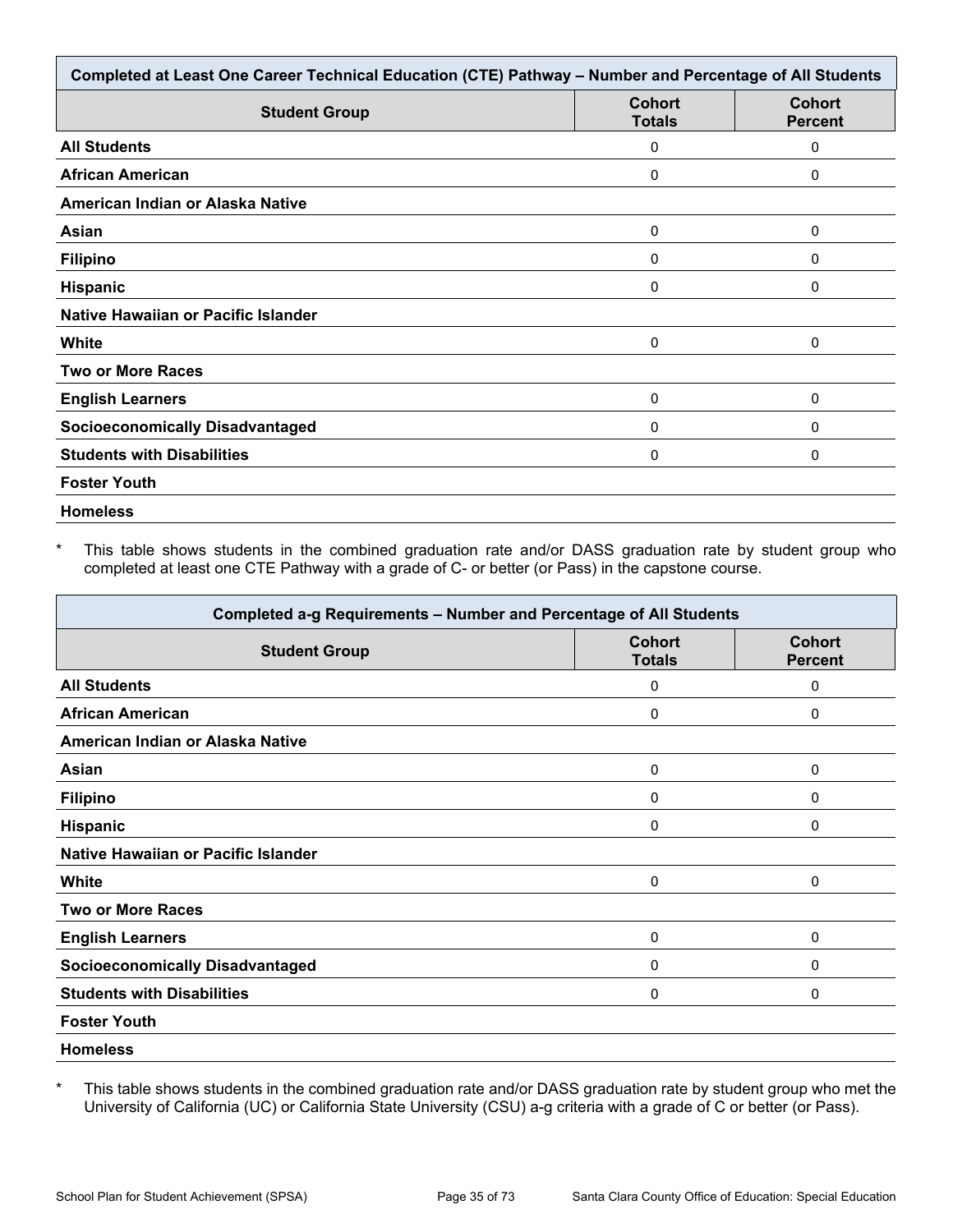| Completed at Least One Career Technical Education (CTE) Pathway – Number and Percentage of All Students | | |
|---|---|---|
| **Student Group** | **Cohort Totals** | **Cohort Percent** |
| **All Students** | 0 | 0 |
| **African American** | 0 | 0 |
| **American Indian or Alaska Native** | | |
| **Asian** | 0 | 0 |
| **Filipino** | 0 | 0 |
| **Hispanic** | 0 | 0 |
| **Native Hawaiian or Pacific Islander** | | |
| **White** | 0 | 0 |
| **Two or More Races** | | |
| **English Learners** | 0 | 0 |
| **Socioeconomically Disadvantaged** | 0 | 0 |
| **Students with Disabilities** | 0 | 0 |
| **Foster Youth** | | |
| **Homeless** | | |

* This table shows students in the combined graduation rate and/or DASS graduation rate by student group who completed at least one CTE Pathway with a grade of C- or better (or Pass) in the capstone course.

| Completed a-g Requirements – Number and Percentage of All Students | | |
|---|---|---|
| **Student Group** | **Cohort Totals** | **Cohort Percent** |
| **All Students** | 0 | 0 |
| **African American** | 0 | 0 |
| **American Indian or Alaska Native** | | |
| **Asian** | 0 | 0 |
| **Filipino** | 0 | 0 |
| **Hispanic** | 0 | 0 |
| **Native Hawaiian or Pacific Islander** | | |
| **White** | 0 | 0 |
| **Two or More Races** | | |
| **English Learners** | 0 | 0 |
| **Socioeconomically Disadvantaged** | 0 | 0 |
| **Students with Disabilities** | 0 | 0 |
| **Foster Youth** | | |
| **Homeless** | | |

* This table shows students in the combined graduation rate and/or DASS graduation rate by student group who met the University of California (UC) or California State University (CSU) a-g criteria with a grade of C or better (or Pass).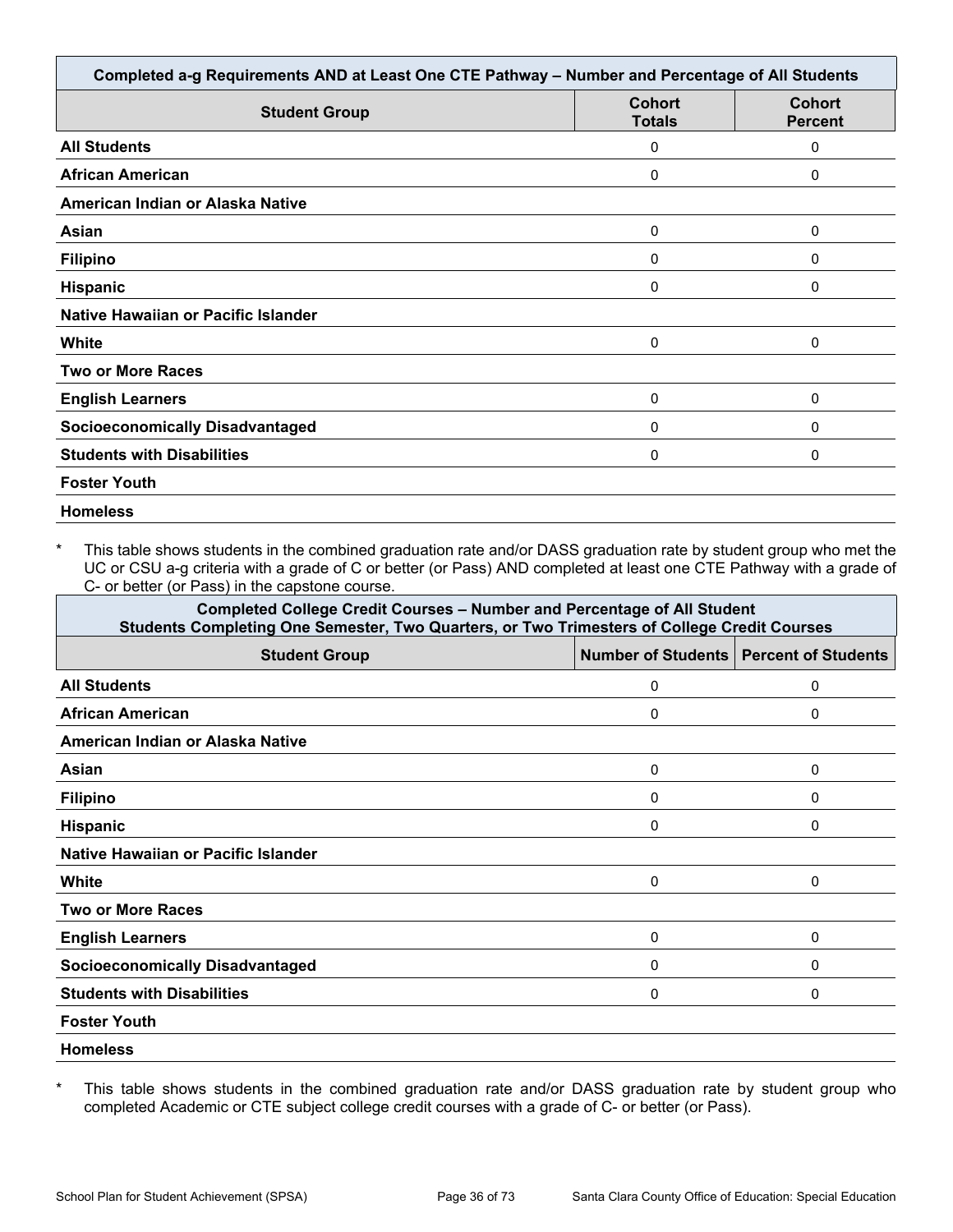| Completed a-g Requirements AND at Least One CTE Pathway – Number and Percentage of All Students | | |
|---|---|---|
| **Student Group** | **Cohort Totals** | **Cohort Percent** |
| **All Students** | 0 | 0 |
| **African American** | 0 | 0 |
| **American Indian or Alaska Native** | | |
| **Asian** | 0 | 0 |
| **Filipino** | 0 | 0 |
| **Hispanic** | 0 | 0 |
| **Native Hawaiian or Pacific Islander** | | |
| **White** | 0 | 0 |
| **Two or More Races** | | |
| **English Learners** | 0 | 0 |
| **Socioeconomically Disadvantaged** | 0 | 0 |
| **Students with Disabilities** | 0 | 0 |
| **Foster Youth** | | |
| **Homeless** | | |

* This table shows students in the combined graduation rate and/or DASS graduation rate by student group who met the UC or CSU a-g criteria with a grade of C or better (or Pass) AND completed at least one CTE Pathway with a grade of C- or better (or Pass) in the capstone course.

| Completed College Credit Courses – Number and Percentage of All Student Students Completing One Semester, Two Quarters, or Two Trimesters of College Credit Courses | | |
|---|---|---|
| **Student Group** | **Number of Students** | **Percent of Students** |
| **All Students** | 0 | 0 |
| **African American** | 0 | 0 |
| **American Indian or Alaska Native** | | |
| **Asian** | 0 | 0 |
| **Filipino** | 0 | 0 |
| **Hispanic** | 0 | 0 |
| **Native Hawaiian or Pacific Islander** | | |
| **White** | 0 | 0 |
| **Two or More Races** | | |
| **English Learners** | 0 | 0 |
| **Socioeconomically Disadvantaged** | 0 | 0 |
| **Students with Disabilities** | 0 | 0 |
| **Foster Youth** | | |
| **Homeless** | | |

* This table shows students in the combined graduation rate and/or DASS graduation rate by student group who completed Academic or CTE subject college credit courses with a grade of C- or better (or Pass).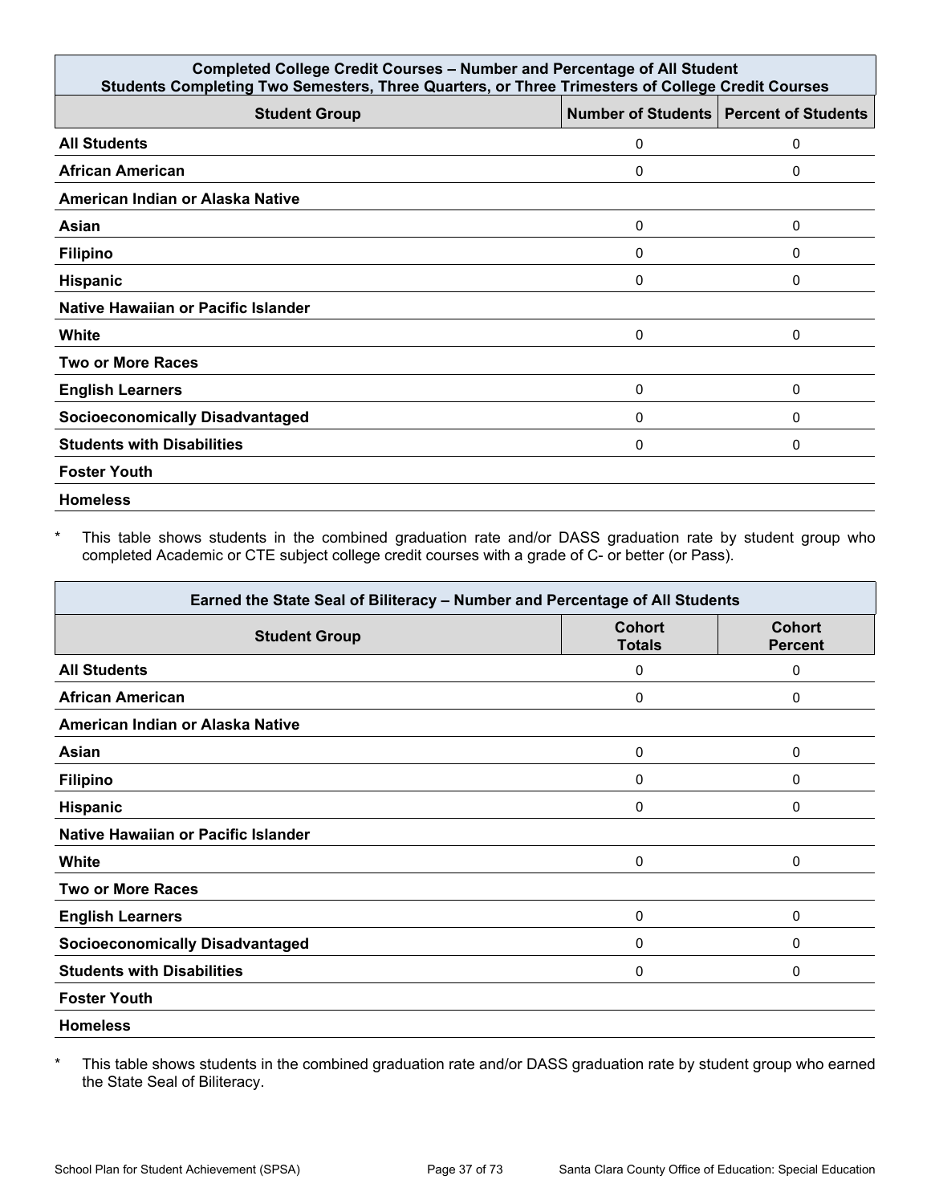| Completed College Credit Courses – Number and Percentage of All Student<br>Students Completing Two Semesters, Three Quarters, or Three Trimesters of College Credit Courses | | |
|---|---|---|
| **Student Group** | **Number of Students** | **Percent of Students** |
| **All Students** | 0 | 0 |
| **African American** | 0 | 0 |
| **American Indian or Alaska Native** | | |
| **Asian** | 0 | 0 |
| **Filipino** | 0 | 0 |
| **Hispanic** | 0 | 0 |
| **Native Hawaiian or Pacific Islander** | | |
| **White** | 0 | 0 |
| **Two or More Races** | | |
| **English Learners** | 0 | 0 |
| **Socioeconomically Disadvantaged** | 0 | 0 |
| **Students with Disabilities** | 0 | 0 |
| **Foster Youth** | | |
| **Homeless** | | |

* This table shows students in the combined graduation rate and/or DASS graduation rate by student group who completed Academic or CTE subject college credit courses with a grade of C- or better (or Pass).

| Earned the State Seal of Biliteracy – Number and Percentage of All Students | | |
|---|---|---|
| **Student Group** | **Cohort Totals** | **Cohort Percent** |
| **All Students** | 0 | 0 |
| **African American** | 0 | 0 |
| **American Indian or Alaska Native** | | |
| **Asian** | 0 | 0 |
| **Filipino** | 0 | 0 |
| **Hispanic** | 0 | 0 |
| **Native Hawaiian or Pacific Islander** | | |
| **White** | 0 | 0 |
| **Two or More Races** | | |
| **English Learners** | 0 | 0 |
| **Socioeconomically Disadvantaged** | 0 | 0 |
| **Students with Disabilities** | 0 | 0 |
| **Foster Youth** | | |
| **Homeless** | | |

* This table shows students in the combined graduation rate and/or DASS graduation rate by student group who earned the State Seal of Biliteracy.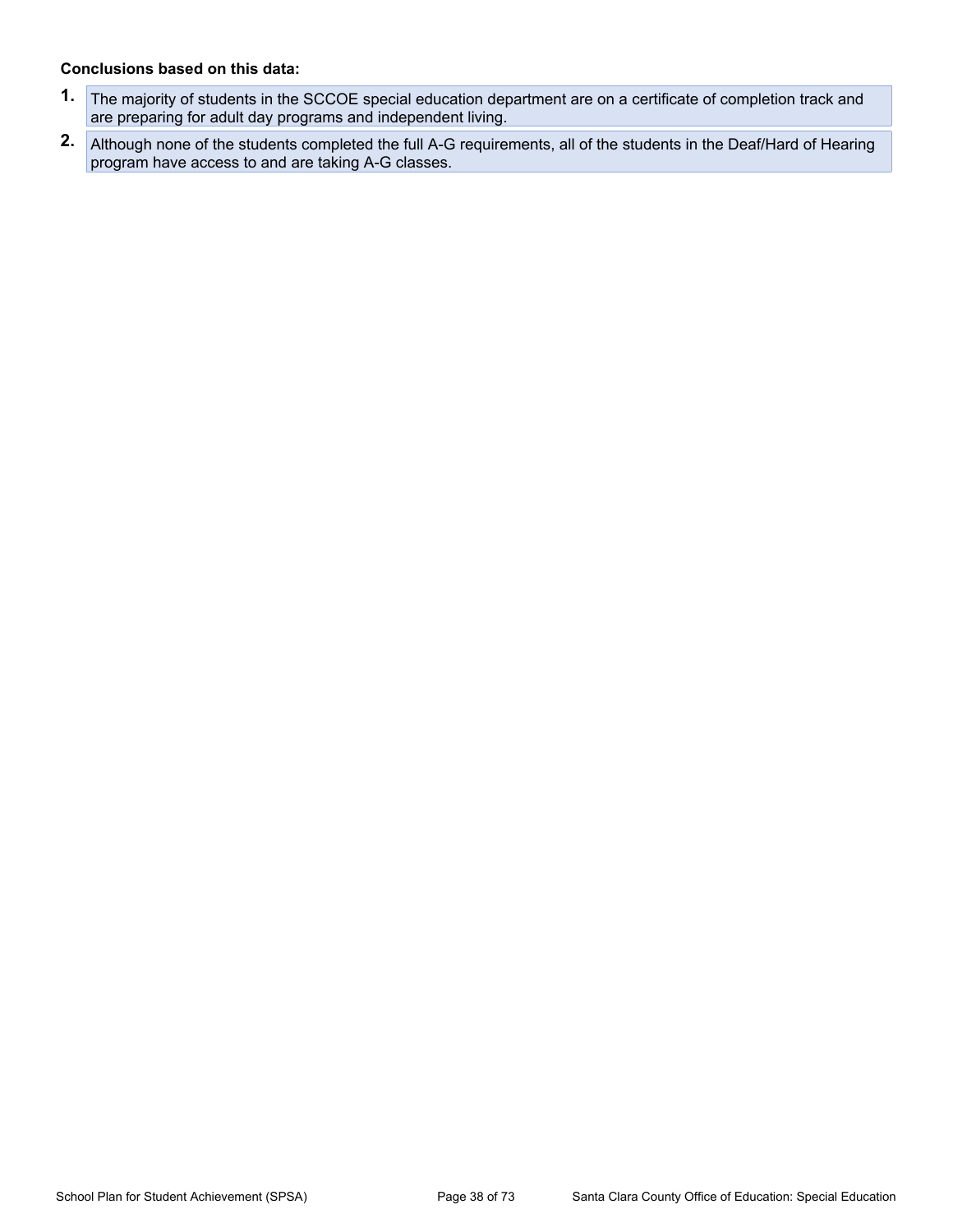**Conclusions based on this data:**

1. The majority of students in the SCCOE special education department are on a certificate of completion track and are preparing for adult day programs and independent living.
2. Although none of the students completed the full A-G requirements, all of the students in the Deaf/Hard of Hearing program have access to and are taking A-G classes.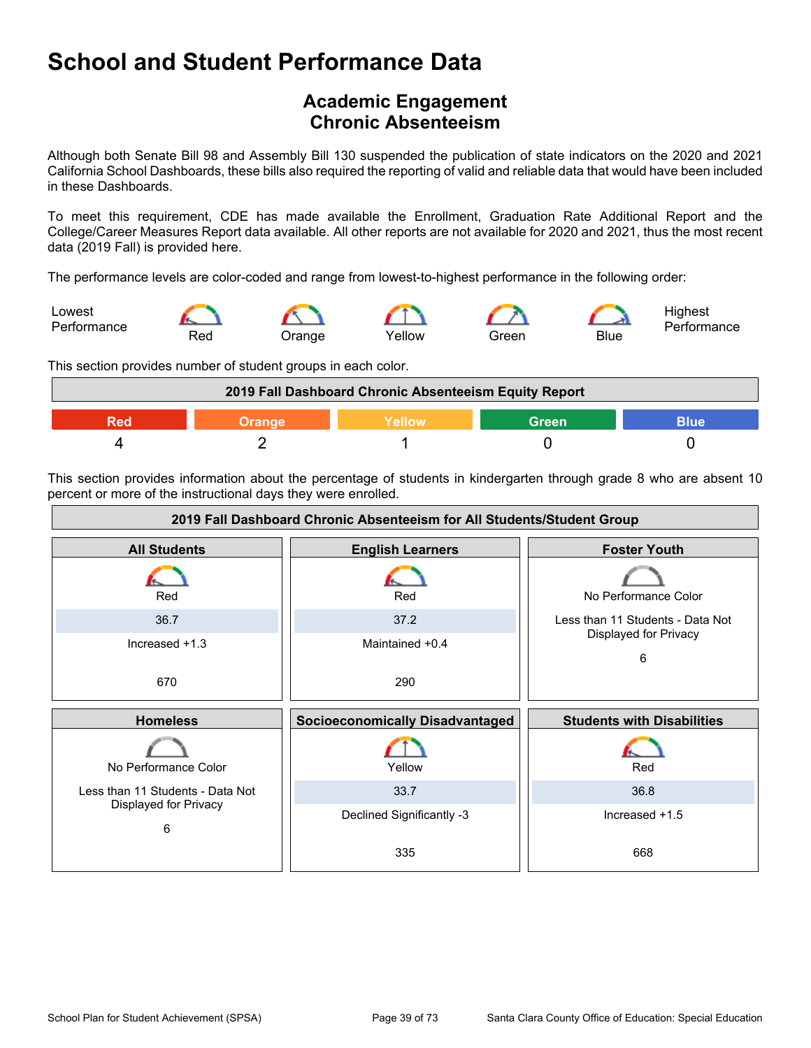# School and Student Performance Data

## Academic Engagement
## Chronic Absenteeism

Although both Senate Bill 98 and Assembly Bill 130 suspended the publication of state indicators on the 2020 and 2021 California School Dashboards, these bills also required the reporting of valid and reliable data that would have been included in these Dashboards.

To meet this requirement, CDE has made available the Enrollment, Graduation Rate Additional Report and the College/Career Measures Report data available. All other reports are not available for 2020 and 2021, thus the most recent data (2019 Fall) is provided here.

The performance levels are color-coded and range from lowest-to-highest performance in the following order:

Lowest Performance — Red — Orange — Yellow — Green — Blue — Highest Performance

This section provides number of student groups in each color.

| 2019 Fall Dashboard Chronic Absenteeism Equity Report | | | | |
|---|---|---|---|---|
| Red | Orange | Yellow | Green | Blue |
| 4 | 2 | 1 | 0 | 0 |

This section provides information about the percentage of students in kindergarten through grade 8 who are absent 10 percent or more of the instructional days they were enrolled.

| 2019 Fall Dashboard Chronic Absenteeism for All Students/Student Group | | |
|---|---|---|
| **All Students** | **English Learners** | **Foster Youth** |
| Red | Red | No Performance Color |
| 36.7 | 37.2 | Less than 11 Students - Data Not Displayed for Privacy |
| Increased +1.3 | Maintained +0.4 | 6 |
| 670 | 290 | |
| **Homeless** | **Socioeconomically Disadvantaged** | **Students with Disabilities** |
| No Performance Color | Yellow | Red |
| Less than 11 Students - Data Not Displayed for Privacy | 33.7 | 36.8 |
| 6 | Declined Significantly -3 | Increased +1.5 |
| | 335 | 668 |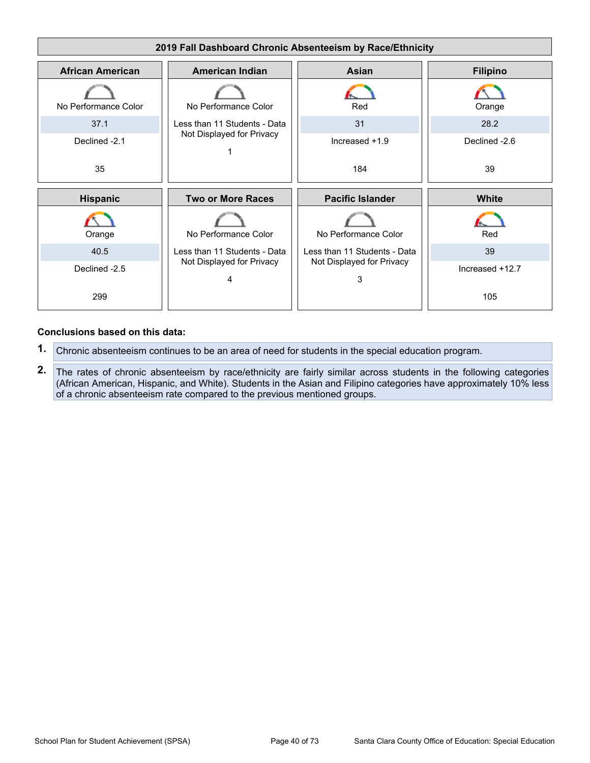## 2019 Fall Dashboard Chronic Absenteeism by Race/Ethnicity

| African American | American Indian | Asian | Filipino |
|---|---|---|---|
| No Performance Color | No Performance Color | Red | Orange |
| 37.1 | Less than 11 Students - Data Not Displayed for Privacy | 31 | 28.2 |
| Declined -2.1 | | Increased +1.9 | Declined -2.6 |
| 35 | 1 | 184 | 39 |

| Hispanic | Two or More Races | Pacific Islander | White |
|---|---|---|---|
| Orange | No Performance Color | No Performance Color | Red |
| 40.5 | Less than 11 Students - Data Not Displayed for Privacy | Less than 11 Students - Data Not Displayed for Privacy | 39 |
| Declined -2.5 | | | Increased +12.7 |
| 299 | 4 | 3 | 105 |

**Conclusions based on this data:**

1. Chronic absenteeism continues to be an area of need for students in the special education program.
2. The rates of chronic absenteeism by race/ethnicity are fairly similar across students in the following categories (African American, Hispanic, and White). Students in the Asian and Filipino categories have approximately 10% less of a chronic absenteeism rate compared to the previous mentioned groups.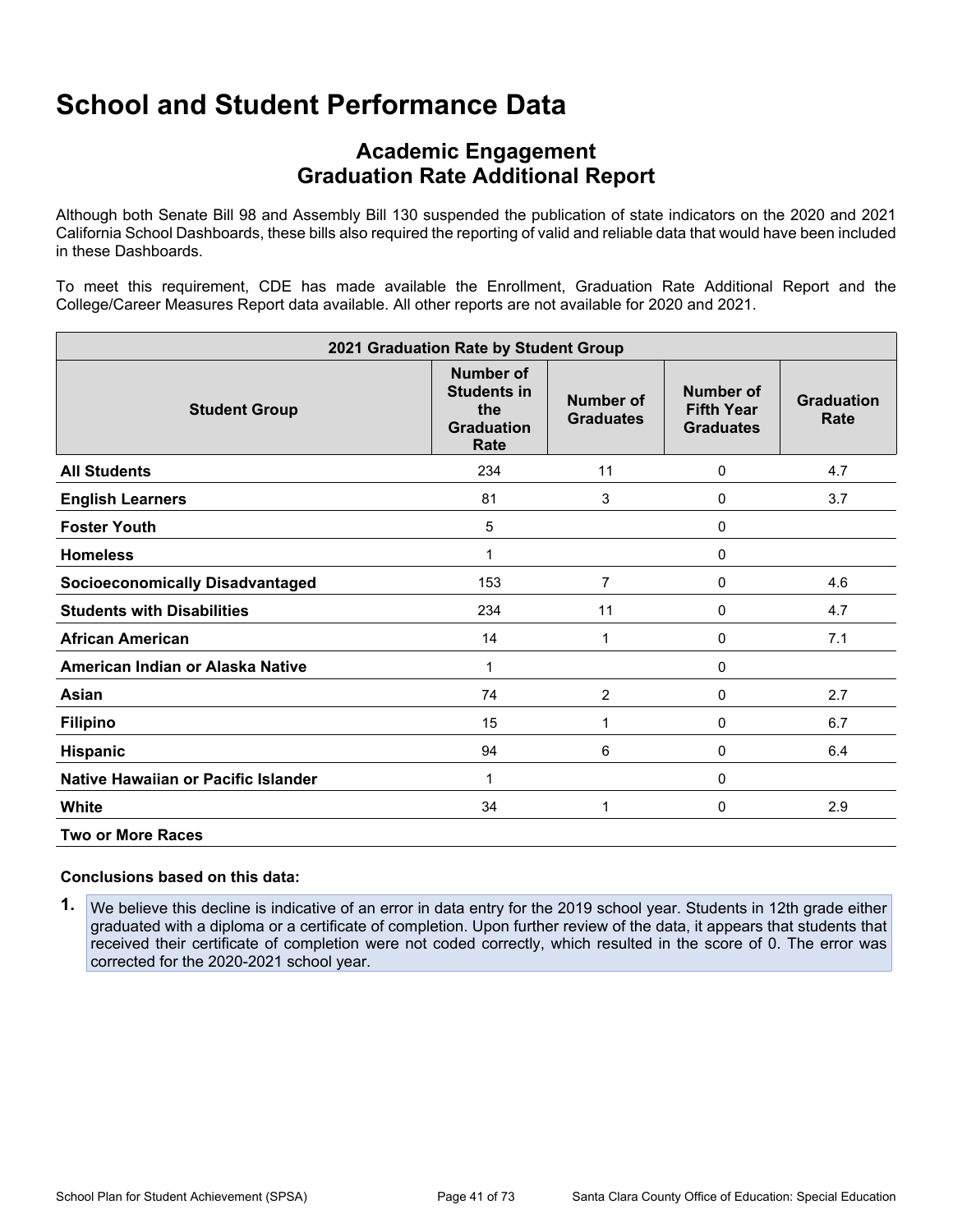# School and Student Performance Data

## Academic Engagement
## Graduation Rate Additional Report

Although both Senate Bill 98 and Assembly Bill 130 suspended the publication of state indicators on the 2020 and 2021 California School Dashboards, these bills also required the reporting of valid and reliable data that would have been included in these Dashboards.

To meet this requirement, CDE has made available the Enrollment, Graduation Rate Additional Report and the College/Career Measures Report data available. All other reports are not available for 2020 and 2021.

| 2021 Graduation Rate by Student Group | | | | |
|---|---|---|---|---|
| **Student Group** | **Number of Students in the Graduation Rate** | **Number of Graduates** | **Number of Fifth Year Graduates** | **Graduation Rate** |
| **All Students** | 234 | 11 | 0 | 4.7 |
| **English Learners** | 81 | 3 | 0 | 3.7 |
| **Foster Youth** | 5 | | 0 | |
| **Homeless** | 1 | | 0 | |
| **Socioeconomically Disadvantaged** | 153 | 7 | 0 | 4.6 |
| **Students with Disabilities** | 234 | 11 | 0 | 4.7 |
| **African American** | 14 | 1 | 0 | 7.1 |
| **American Indian or Alaska Native** | 1 | | 0 | |
| **Asian** | 74 | 2 | 0 | 2.7 |
| **Filipino** | 15 | 1 | 0 | 6.7 |
| **Hispanic** | 94 | 6 | 0 | 6.4 |
| **Native Hawaiian or Pacific Islander** | 1 | | 0 | |
| **White** | 34 | 1 | 0 | 2.9 |
| **Two or More Races** | | | | |

**Conclusions based on this data:**

1. We believe this decline is indicative of an error in data entry for the 2019 school year. Students in 12th grade either graduated with a diploma or a certificate of completion. Upon further review of the data, it appears that students that received their certificate of completion were not coded correctly, which resulted in the score of 0. The error was corrected for the 2020-2021 school year.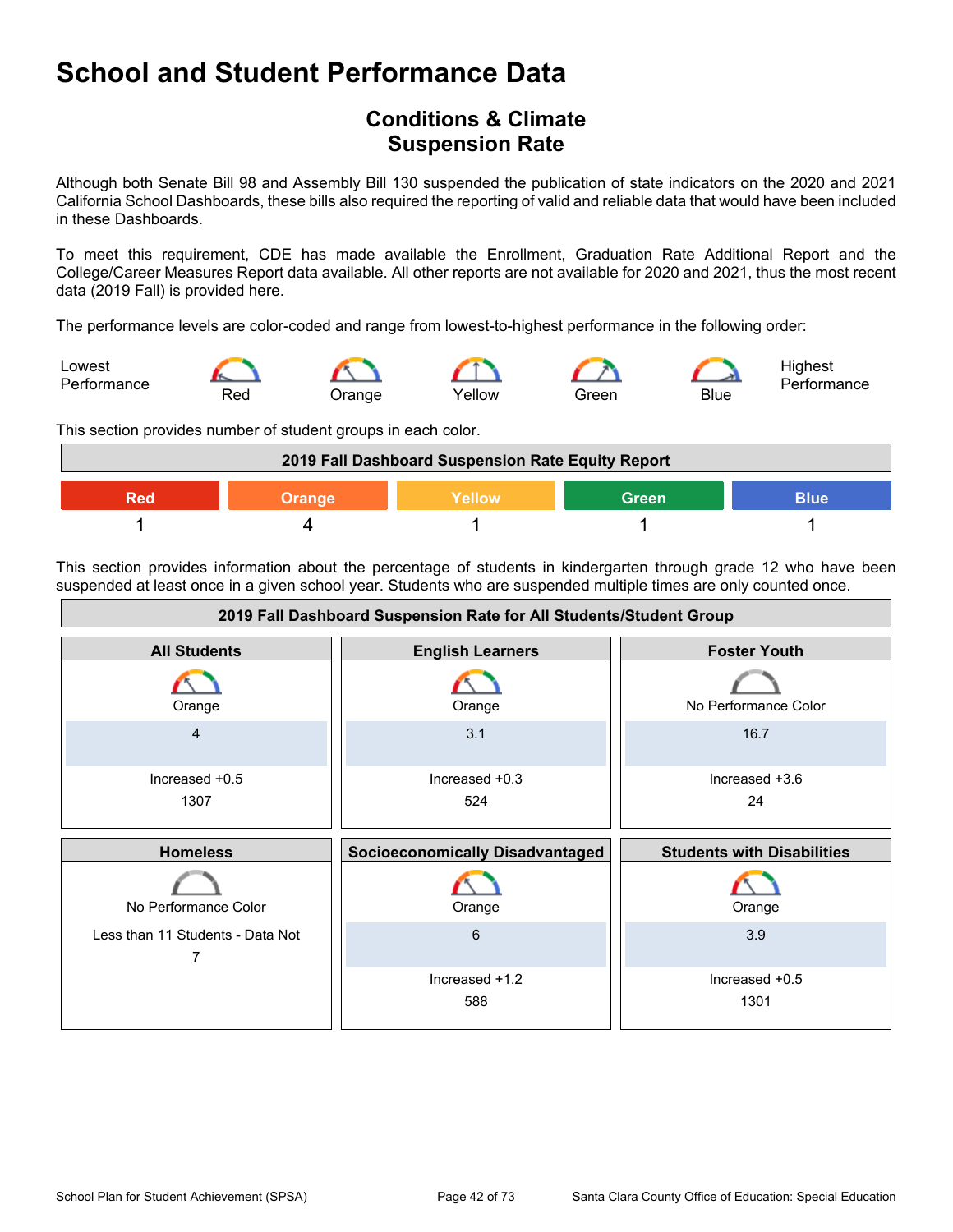# School and Student Performance Data

## Conditions & Climate
## Suspension Rate

Although both Senate Bill 98 and Assembly Bill 130 suspended the publication of state indicators on the 2020 and 2021 California School Dashboards, these bills also required the reporting of valid and reliable data that would have been included in these Dashboards.

To meet this requirement, CDE has made available the Enrollment, Graduation Rate Additional Report and the College/Career Measures Report data available. All other reports are not available for 2020 and 2021, thus the most recent data (2019 Fall) is provided here.

The performance levels are color-coded and range from lowest-to-highest performance in the following order:

Lowest Performance — Red — Orange — Yellow — Green — Blue — Highest Performance

This section provides number of student groups in each color.

| 2019 Fall Dashboard Suspension Rate Equity Report | | | | |
|---|---|---|---|---|
| Red | Orange | Yellow | Green | Blue |
| 1 | 4 | 1 | 1 | 1 |

This section provides information about the percentage of students in kindergarten through grade 12 who have been suspended at least once in a given school year. Students who are suspended multiple times are only counted once.

| 2019 Fall Dashboard Suspension Rate for All Students/Student Group | | |
|---|---|---|
| **All Students** | **English Learners** | **Foster Youth** |
| Orange | Orange | No Performance Color |
| 4 | 3.1 | 16.7 |
| Increased +0.5 | Increased +0.3 | Increased +3.6 |
| 1307 | 524 | 24 |
| **Homeless** | **Socioeconomically Disadvantaged** | **Students with Disabilities** |
| No Performance Color | Orange | Orange |
| Less than 11 Students - Data Not | 6 | 3.9 |
| 7 | Increased +1.2 | Increased +0.5 |
| | 588 | 1301 |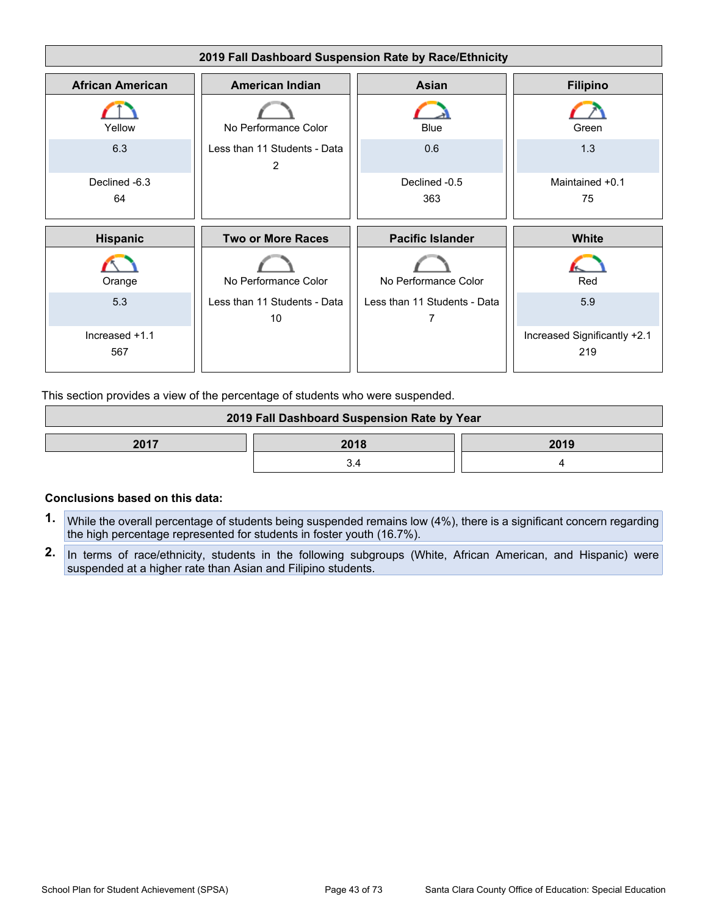| 2019 Fall Dashboard Suspension Rate by Race/Ethnicity | | | |
|---|---|---|---|
| **African American** | **American Indian** | **Asian** | **Filipino** |
| Yellow | No Performance Color | Blue | Green |
| 6.3 | Less than 11 Students - Data 2 | 0.6 | 1.3 |
| Declined -6.3<br>64 | | Declined -0.5<br>363 | Maintained +0.1<br>75 |
| **Hispanic** | **Two or More Races** | **Pacific Islander** | **White** |
| Orange | No Performance Color | No Performance Color | Red |
| 5.3 | Less than 11 Students - Data 10 | Less than 11 Students - Data 7 | 5.9 |
| Increased +1.1<br>567 | | | Increased Significantly +2.1<br>219 |

This section provides a view of the percentage of students who were suspended.

| 2019 Fall Dashboard Suspension Rate by Year | | |
|---|---|---|
| **2017** | **2018** | **2019** |
| | 3.4 | 4 |

**Conclusions based on this data:**

1. While the overall percentage of students being suspended remains low (4%), there is a significant concern regarding the high percentage represented for students in foster youth (16.7%).
2. In terms of race/ethnicity, students in the following subgroups (White, African American, and Hispanic) were suspended at a higher rate than Asian and Filipino students.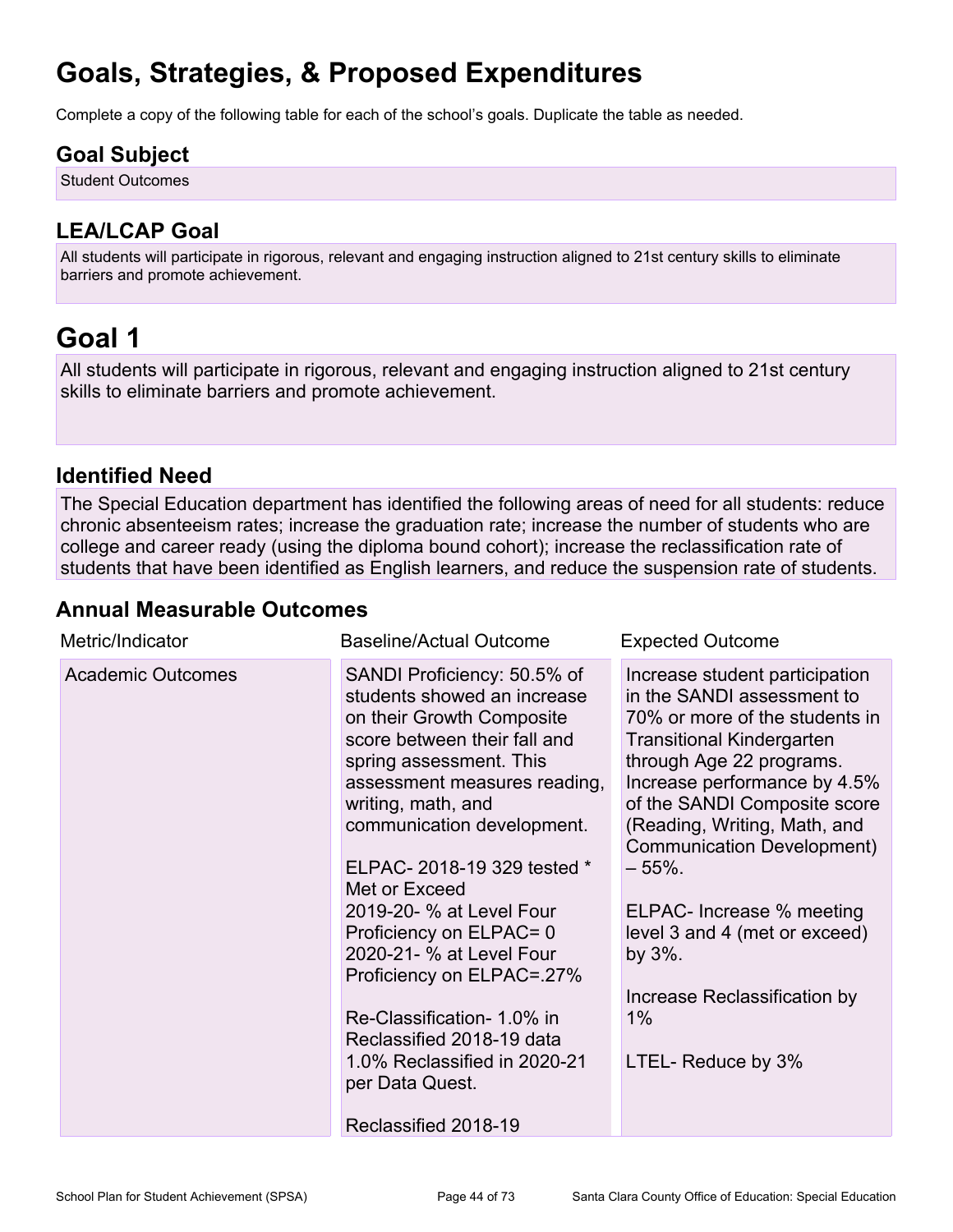# Goals, Strategies, & Proposed Expenditures

Complete a copy of the following table for each of the school's goals. Duplicate the table as needed.

## Goal Subject

Student Outcomes

## LEA/LCAP Goal

All students will participate in rigorous, relevant and engaging instruction aligned to 21st century skills to eliminate barriers and promote achievement.

# Goal 1

All students will participate in rigorous, relevant and engaging instruction aligned to 21st century skills to eliminate barriers and promote achievement.

## Identified Need

The Special Education department has identified the following areas of need for all students: reduce chronic absenteeism rates; increase the graduation rate; increase the number of students who are college and career ready (using the diploma bound cohort); increase the reclassification rate of students that have been identified as English learners, and reduce the suspension rate of students.

## Annual Measurable Outcomes

| Metric/Indicator | Baseline/Actual Outcome | Expected Outcome |
| --- | --- | --- |
| Academic Outcomes | SANDI Proficiency: 50.5% of students showed an increase on their Growth Composite score between their fall and spring assessment. This assessment measures reading, writing, math, and communication development.<br><br>ELPAC- 2018-19 329 tested * Met or Exceed<br>2019-20- % at Level Four Proficiency on ELPAC= 0<br>2020-21- % at Level Four Proficiency on ELPAC=.27%<br><br>Re-Classification- 1.0% in Reclassified 2018-19 data<br>1.0% Reclassified in 2020-21 per Data Quest.<br><br>Reclassified 2018-19 | Increase student participation in the SANDI assessment to 70% or more of the students in Transitional Kindergarten through Age 22 programs. Increase performance by 4.5% of the SANDI Composite score (Reading, Writing, Math, and Communication Development) – 55%.<br><br>ELPAC- Increase % meeting level 3 and 4 (met or exceed) by 3%.<br><br>Increase Reclassification by 1%<br><br>LTEL- Reduce by 3% |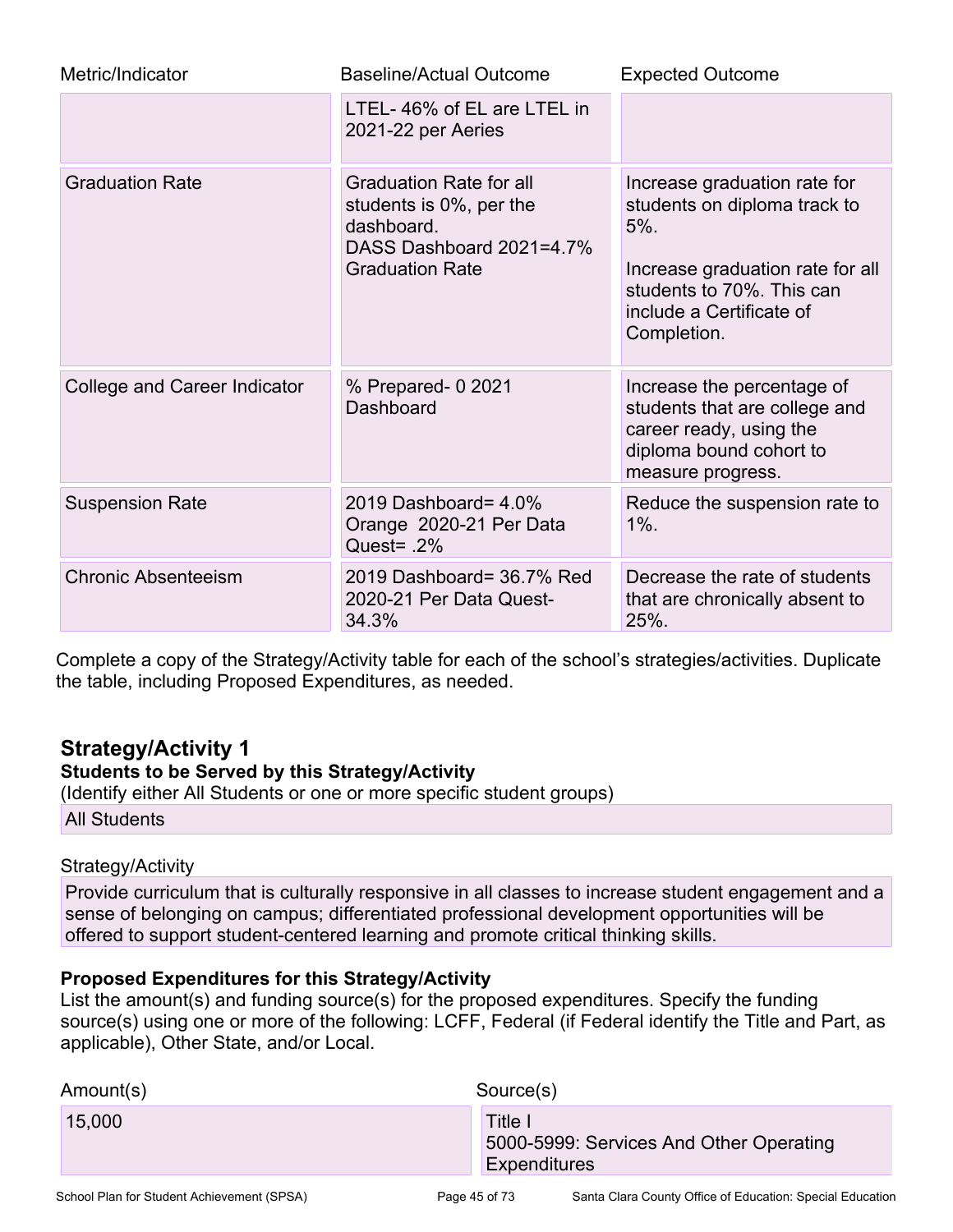| Metric/Indicator | Baseline/Actual Outcome | Expected Outcome |
| --- | --- | --- |
| | LTEL- 46% of EL are LTEL in 2021-22 per Aeries | |
| Graduation Rate | Graduation Rate for all students is 0%, per the dashboard.<br>DASS Dashboard 2021=4.7% Graduation Rate | Increase graduation rate for students on diploma track to 5%.<br><br>Increase graduation rate for all students to 70%. This can include a Certificate of Completion. |
| College and Career Indicator | % Prepared- 0 2021 Dashboard | Increase the percentage of students that are college and career ready, using the diploma bound cohort to measure progress. |
| Suspension Rate | 2019 Dashboard= 4.0% Orange 2020-21 Per Data Quest= .2% | Reduce the suspension rate to 1%. |
| Chronic Absenteeism | 2019 Dashboard= 36.7% Red 2020-21 Per Data Quest- 34.3% | Decrease the rate of students that are chronically absent to 25%. |

Complete a copy of the Strategy/Activity table for each of the school's strategies/activities. Duplicate the table, including Proposed Expenditures, as needed.

## Strategy/Activity 1

**Students to be Served by this Strategy/Activity**

(Identify either All Students or one or more specific student groups)

All Students

Strategy/Activity

Provide curriculum that is culturally responsive in all classes to increase student engagement and a sense of belonging on campus; differentiated professional development opportunities will be offered to support student-centered learning and promote critical thinking skills.

**Proposed Expenditures for this Strategy/Activity**

List the amount(s) and funding source(s) for the proposed expenditures. Specify the funding source(s) using one or more of the following: LCFF, Federal (if Federal identify the Title and Part, as applicable), Other State, and/or Local.

| Amount(s) | Source(s) |
| --- | --- |
| 15,000 | Title I<br>5000-5999: Services And Other Operating Expenditures |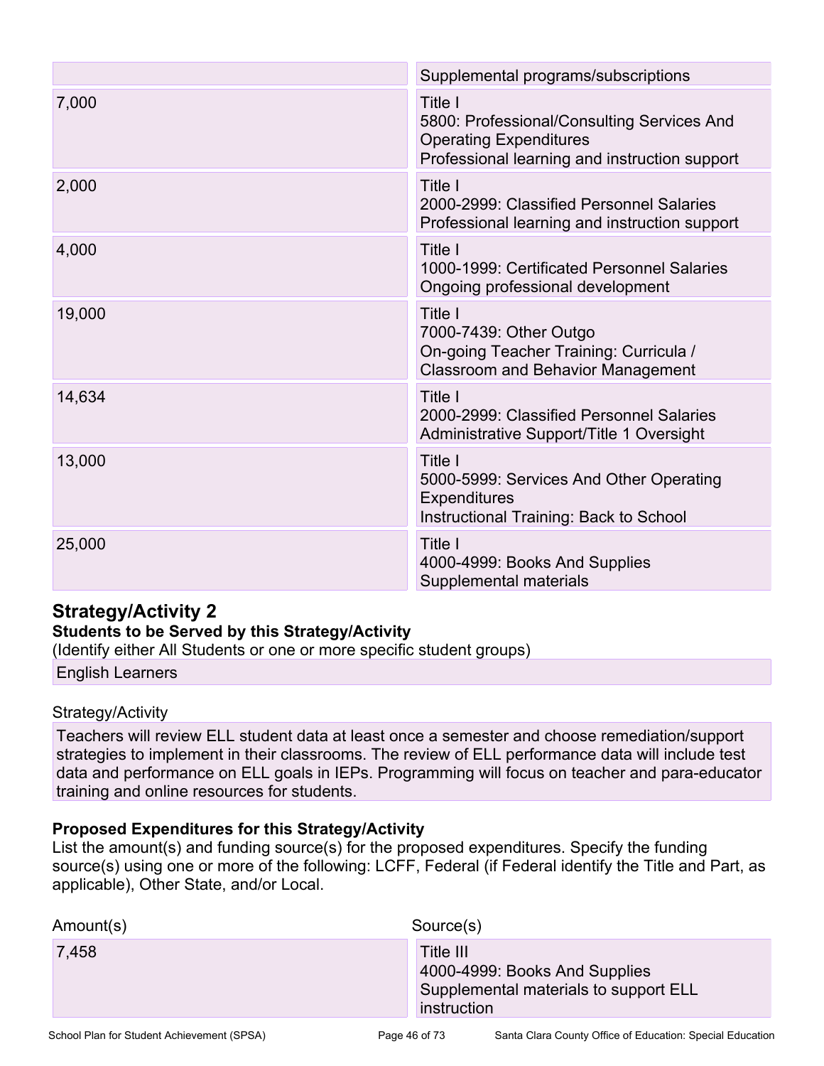| Amount(s) | Source(s) |
|---|---|
| | Supplemental programs/subscriptions |
| 7,000 | Title I<br>5800: Professional/Consulting Services And Operating Expenditures<br>Professional learning and instruction support |
| 2,000 | Title I<br>2000-2999: Classified Personnel Salaries<br>Professional learning and instruction support |
| 4,000 | Title I<br>1000-1999: Certificated Personnel Salaries<br>Ongoing professional development |
| 19,000 | Title I<br>7000-7439: Other Outgo<br>On-going Teacher Training: Curricula / Classroom and Behavior Management |
| 14,634 | Title I<br>2000-2999: Classified Personnel Salaries<br>Administrative Support/Title 1 Oversight |
| 13,000 | Title I<br>5000-5999: Services And Other Operating Expenditures<br>Instructional Training: Back to School |
| 25,000 | Title I<br>4000-4999: Books And Supplies<br>Supplemental materials |

## Strategy/Activity 2

**Students to be Served by this Strategy/Activity**

(Identify either All Students or one or more specific student groups)

English Learners

Strategy/Activity

Teachers will review ELL student data at least once a semester and choose remediation/support strategies to implement in their classrooms. The review of ELL performance data will include test data and performance on ELL goals in IEPs. Programming will focus on teacher and para-educator training and online resources for students.

**Proposed Expenditures for this Strategy/Activity**

List the amount(s) and funding source(s) for the proposed expenditures. Specify the funding source(s) using one or more of the following: LCFF, Federal (if Federal identify the Title and Part, as applicable), Other State, and/or Local.

| Amount(s) | Source(s) |
|---|---|
| 7,458 | Title III<br>4000-4999: Books And Supplies<br>Supplemental materials to support ELL instruction |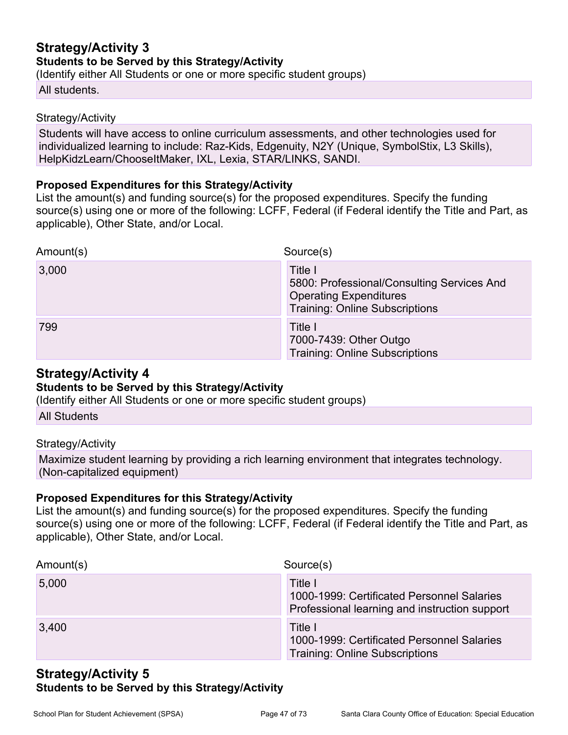## Strategy/Activity 3

**Students to be Served by this Strategy/Activity**

(Identify either All Students or one or more specific student groups)

All students.

Strategy/Activity

Students will have access to online curriculum assessments, and other technologies used for individualized learning to include: Raz-Kids, Edgenuity, N2Y (Unique, SymbolStix, L3 Skills), HelpKidzLearn/ChooseItMaker, IXL, Lexia, STAR/LINKS, SANDI.

**Proposed Expenditures for this Strategy/Activity**

List the amount(s) and funding source(s) for the proposed expenditures. Specify the funding source(s) using one or more of the following: LCFF, Federal (if Federal identify the Title and Part, as applicable), Other State, and/or Local.

| Amount(s) | Source(s) |
| --- | --- |
| 3,000 | Title I<br>5800: Professional/Consulting Services And Operating Expenditures<br>Training: Online Subscriptions |
| 799 | Title I<br>7000-7439: Other Outgo<br>Training: Online Subscriptions |

## Strategy/Activity 4

**Students to be Served by this Strategy/Activity**

(Identify either All Students or one or more specific student groups)

All Students

Strategy/Activity

Maximize student learning by providing a rich learning environment that integrates technology. (Non-capitalized equipment)

**Proposed Expenditures for this Strategy/Activity**

List the amount(s) and funding source(s) for the proposed expenditures. Specify the funding source(s) using one or more of the following: LCFF, Federal (if Federal identify the Title and Part, as applicable), Other State, and/or Local.

| Amount(s) | Source(s) |
| --- | --- |
| 5,000 | Title I<br>1000-1999: Certificated Personnel Salaries<br>Professional learning and instruction support |
| 3,400 | Title I<br>1000-1999: Certificated Personnel Salaries<br>Training: Online Subscriptions |

## Strategy/Activity 5

**Students to be Served by this Strategy/Activity**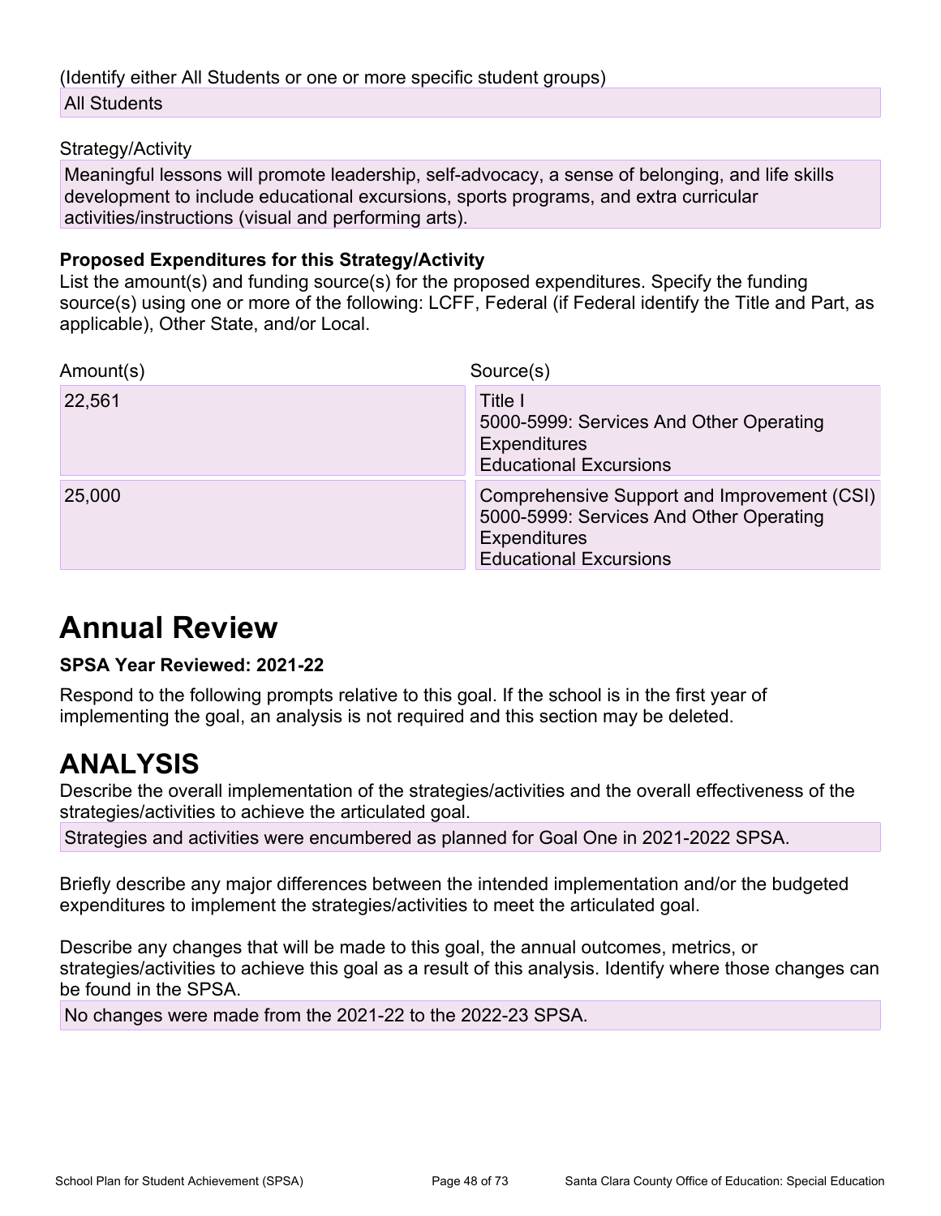(Identify either All Students or one or more specific student groups)

All Students

Strategy/Activity

Meaningful lessons will promote leadership, self-advocacy, a sense of belonging, and life skills development to include educational excursions, sports programs, and extra curricular activities/instructions (visual and performing arts).

**Proposed Expenditures for this Strategy/Activity**

List the amount(s) and funding source(s) for the proposed expenditures. Specify the funding source(s) using one or more of the following: LCFF, Federal (if Federal identify the Title and Part, as applicable), Other State, and/or Local.

| Amount(s) | Source(s) |
| --- | --- |
| 22,561 | Title I<br>5000-5999: Services And Other Operating Expenditures<br>Educational Excursions |
| 25,000 | Comprehensive Support and Improvement (CSI)<br>5000-5999: Services And Other Operating Expenditures<br>Educational Excursions |

# Annual Review

**SPSA Year Reviewed: 2021-22**

Respond to the following prompts relative to this goal. If the school is in the first year of implementing the goal, an analysis is not required and this section may be deleted.

# ANALYSIS

Describe the overall implementation of the strategies/activities and the overall effectiveness of the strategies/activities to achieve the articulated goal.

Strategies and activities were encumbered as planned for Goal One in 2021-2022 SPSA.

Briefly describe any major differences between the intended implementation and/or the budgeted expenditures to implement the strategies/activities to meet the articulated goal.

Describe any changes that will be made to this goal, the annual outcomes, metrics, or strategies/activities to achieve this goal as a result of this analysis. Identify where those changes can be found in the SPSA.

No changes were made from the 2021-22 to the 2022-23 SPSA.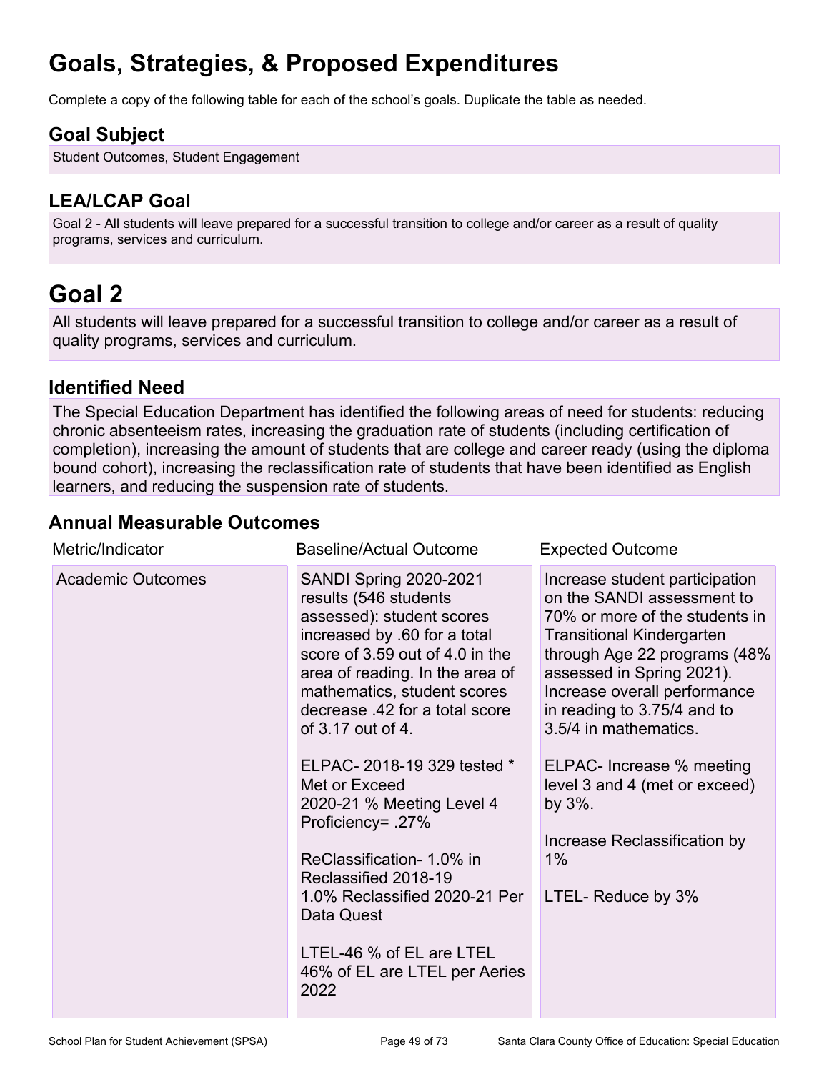# Goals, Strategies, & Proposed Expenditures

Complete a copy of the following table for each of the school's goals. Duplicate the table as needed.

## Goal Subject

Student Outcomes, Student Engagement

## LEA/LCAP Goal

Goal 2 - All students will leave prepared for a successful transition to college and/or career as a result of quality programs, services and curriculum.

# Goal 2

All students will leave prepared for a successful transition to college and/or career as a result of quality programs, services and curriculum.

## Identified Need

The Special Education Department has identified the following areas of need for students: reducing chronic absenteeism rates, increasing the graduation rate of students (including certification of completion), increasing the amount of students that are college and career ready (using the diploma bound cohort), increasing the reclassification rate of students that have been identified as English learners, and reducing the suspension rate of students.

## Annual Measurable Outcomes

| Metric/Indicator | Baseline/Actual Outcome | Expected Outcome |
|---|---|---|
| Academic Outcomes | SANDI Spring 2020-2021 results (546 students assessed): student scores increased by .60 for a total score of 3.59 out of 4.0 in the area of reading. In the area of mathematics, student scores decrease .42 for a total score of 3.17 out of 4.<br><br>ELPAC- 2018-19 329 tested * Met or Exceed<br>2020-21 % Meeting Level 4 Proficiency= .27%<br><br>ReClassification- 1.0% in Reclassified 2018-19<br>1.0% Reclassified 2020-21 Per Data Quest<br><br>LTEL-46 % of EL are LTEL<br>46% of EL are LTEL per Aeries 2022 | Increase student participation on the SANDI assessment to 70% or more of the students in Transitional Kindergarten through Age 22 programs (48% assessed in Spring 2021). Increase overall performance in reading to 3.75/4 and to 3.5/4 in mathematics.<br><br>ELPAC- Increase % meeting level 3 and 4 (met or exceed) by 3%.<br><br>Increase Reclassification by 1%<br><br>LTEL- Reduce by 3% |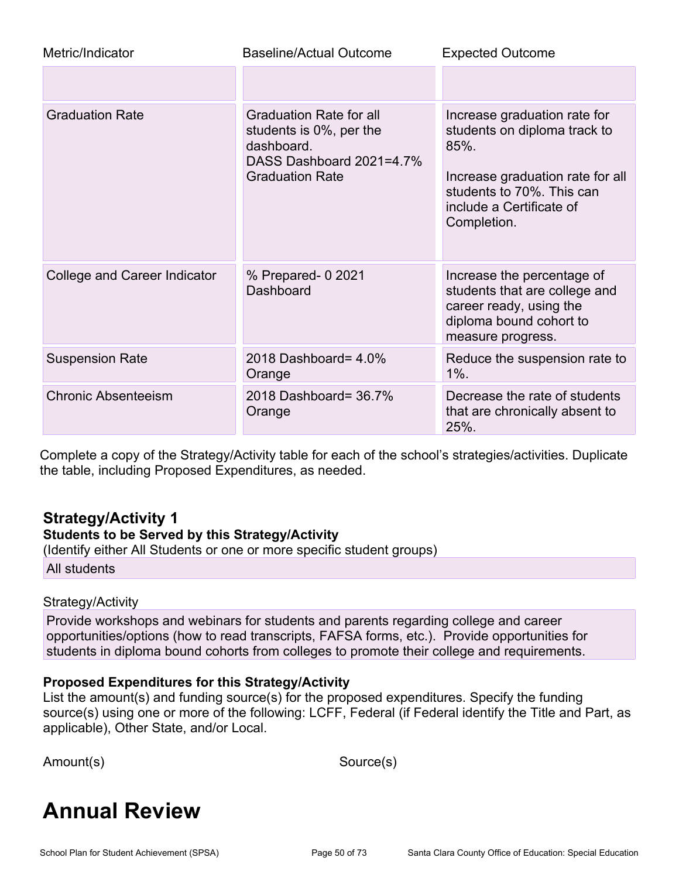| Metric/Indicator | Baseline/Actual Outcome | Expected Outcome |
| --- | --- | --- |
| | | |
| Graduation Rate | Graduation Rate for all students is 0%, per the dashboard.<br>DASS Dashboard 2021=4.7% Graduation Rate | Increase graduation rate for students on diploma track to 85%.<br><br>Increase graduation rate for all students to 70%. This can include a Certificate of Completion. |
| College and Career Indicator | % Prepared- 0 2021 Dashboard | Increase the percentage of students that are college and career ready, using the diploma bound cohort to measure progress. |
| Suspension Rate | 2018 Dashboard= 4.0% Orange | Reduce the suspension rate to 1%. |
| Chronic Absenteeism | 2018 Dashboard= 36.7% Orange | Decrease the rate of students that are chronically absent to 25%. |

Complete a copy of the Strategy/Activity table for each of the school's strategies/activities. Duplicate the table, including Proposed Expenditures, as needed.

### Strategy/Activity 1

**Students to be Served by this Strategy/Activity**

(Identify either All Students or one or more specific student groups)

All students

Strategy/Activity

Provide workshops and webinars for students and parents regarding college and career opportunities/options (how to read transcripts, FAFSA forms, etc.). Provide opportunities for students in diploma bound cohorts from colleges to promote their college and requirements.

**Proposed Expenditures for this Strategy/Activity**

List the amount(s) and funding source(s) for the proposed expenditures. Specify the funding source(s) using one or more of the following: LCFF, Federal (if Federal identify the Title and Part, as applicable), Other State, and/or Local.

| Amount(s) | Source(s) |
| --- | --- |

# Annual Review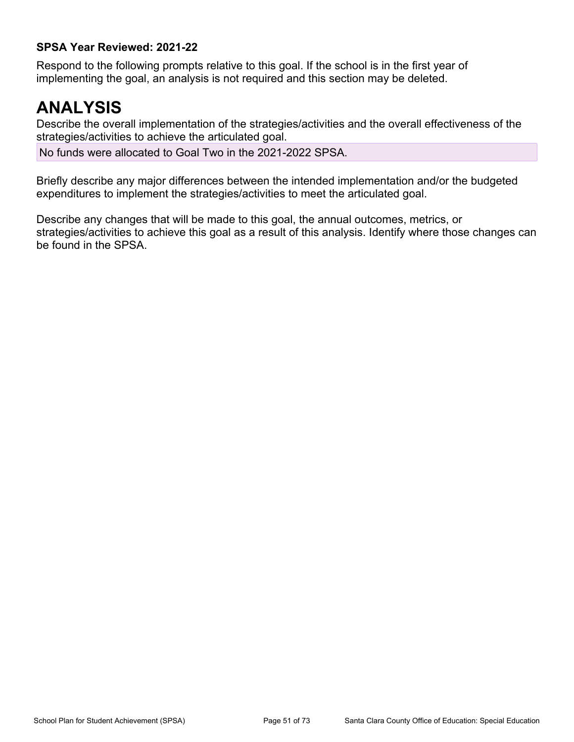**SPSA Year Reviewed: 2021-22**

Respond to the following prompts relative to this goal. If the school is in the first year of implementing the goal, an analysis is not required and this section may be deleted.

# ANALYSIS

Describe the overall implementation of the strategies/activities and the overall effectiveness of the strategies/activities to achieve the articulated goal.

No funds were allocated to Goal Two in the 2021-2022 SPSA.

Briefly describe any major differences between the intended implementation and/or the budgeted expenditures to implement the strategies/activities to meet the articulated goal.

Describe any changes that will be made to this goal, the annual outcomes, metrics, or strategies/activities to achieve this goal as a result of this analysis. Identify where those changes can be found in the SPSA.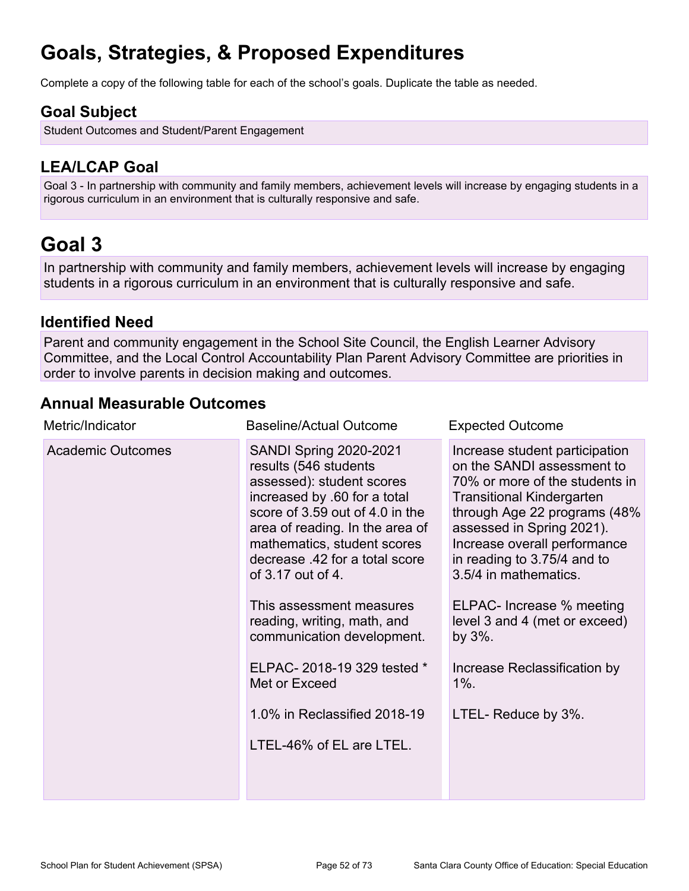# Goals, Strategies, & Proposed Expenditures

Complete a copy of the following table for each of the school's goals. Duplicate the table as needed.

## Goal Subject

Student Outcomes and Student/Parent Engagement

## LEA/LCAP Goal

Goal 3 - In partnership with community and family members, achievement levels will increase by engaging students in a rigorous curriculum in an environment that is culturally responsive and safe.

# Goal 3

In partnership with community and family members, achievement levels will increase by engaging students in a rigorous curriculum in an environment that is culturally responsive and safe.

## Identified Need

Parent and community engagement in the School Site Council, the English Learner Advisory Committee, and the Local Control Accountability Plan Parent Advisory Committee are priorities in order to involve parents in decision making and outcomes.

## Annual Measurable Outcomes

| Metric/Indicator | Baseline/Actual Outcome | Expected Outcome |
| --- | --- | --- |
| Academic Outcomes | SANDI Spring 2020-2021 results (546 students assessed): student scores increased by .60 for a total score of 3.59 out of 4.0 in the area of reading. In the area of mathematics, student scores decrease .42 for a total score of 3.17 out of 4.<br><br>This assessment measures reading, writing, math, and communication development.<br><br>ELPAC- 2018-19 329 tested * Met or Exceed<br><br>1.0% in Reclassified 2018-19<br><br>LTEL-46% of EL are LTEL. | Increase student participation on the SANDI assessment to 70% or more of the students in Transitional Kindergarten through Age 22 programs (48% assessed in Spring 2021). Increase overall performance in reading to 3.75/4 and to 3.5/4 in mathematics.<br><br>ELPAC- Increase % meeting level 3 and 4 (met or exceed) by 3%.<br><br>Increase Reclassification by 1%.<br><br>LTEL- Reduce by 3%. |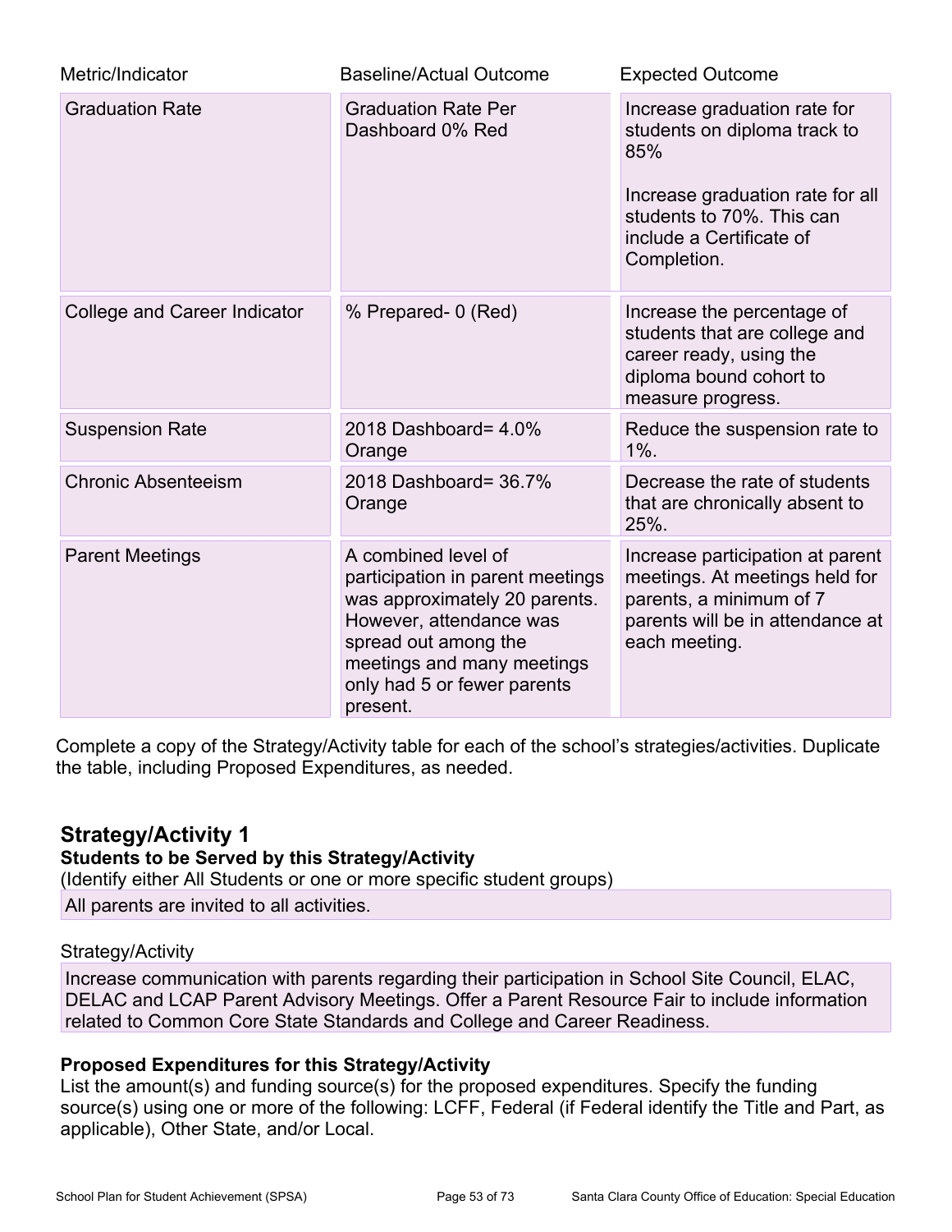| Metric/Indicator | Baseline/Actual Outcome | Expected Outcome |
|---|---|---|
| Graduation Rate | Graduation Rate Per Dashboard 0% Red | Increase graduation rate for students on diploma track to 85%<br><br>Increase graduation rate for all students to 70%. This can include a Certificate of Completion. |
| College and Career Indicator | % Prepared- 0 (Red) | Increase the percentage of students that are college and career ready, using the diploma bound cohort to measure progress. |
| Suspension Rate | 2018 Dashboard= 4.0% Orange | Reduce the suspension rate to 1%. |
| Chronic Absenteeism | 2018 Dashboard= 36.7% Orange | Decrease the rate of students that are chronically absent to 25%. |
| Parent Meetings | A combined level of participation in parent meetings was approximately 20 parents. However, attendance was spread out among the meetings and many meetings only had 5 or fewer parents present. | Increase participation at parent meetings. At meetings held for parents, a minimum of 7 parents will be in attendance at each meeting. |

Complete a copy of the Strategy/Activity table for each of the school's strategies/activities. Duplicate the table, including Proposed Expenditures, as needed.

## Strategy/Activity 1

**Students to be Served by this Strategy/Activity**

(Identify either All Students or one or more specific student groups)

All parents are invited to all activities.

Strategy/Activity

Increase communication with parents regarding their participation in School Site Council, ELAC, DELAC and LCAP Parent Advisory Meetings. Offer a Parent Resource Fair to include information related to Common Core State Standards and College and Career Readiness.

**Proposed Expenditures for this Strategy/Activity**

List the amount(s) and funding source(s) for the proposed expenditures. Specify the funding source(s) using one or more of the following: LCFF, Federal (if Federal identify the Title and Part, as applicable), Other State, and/or Local.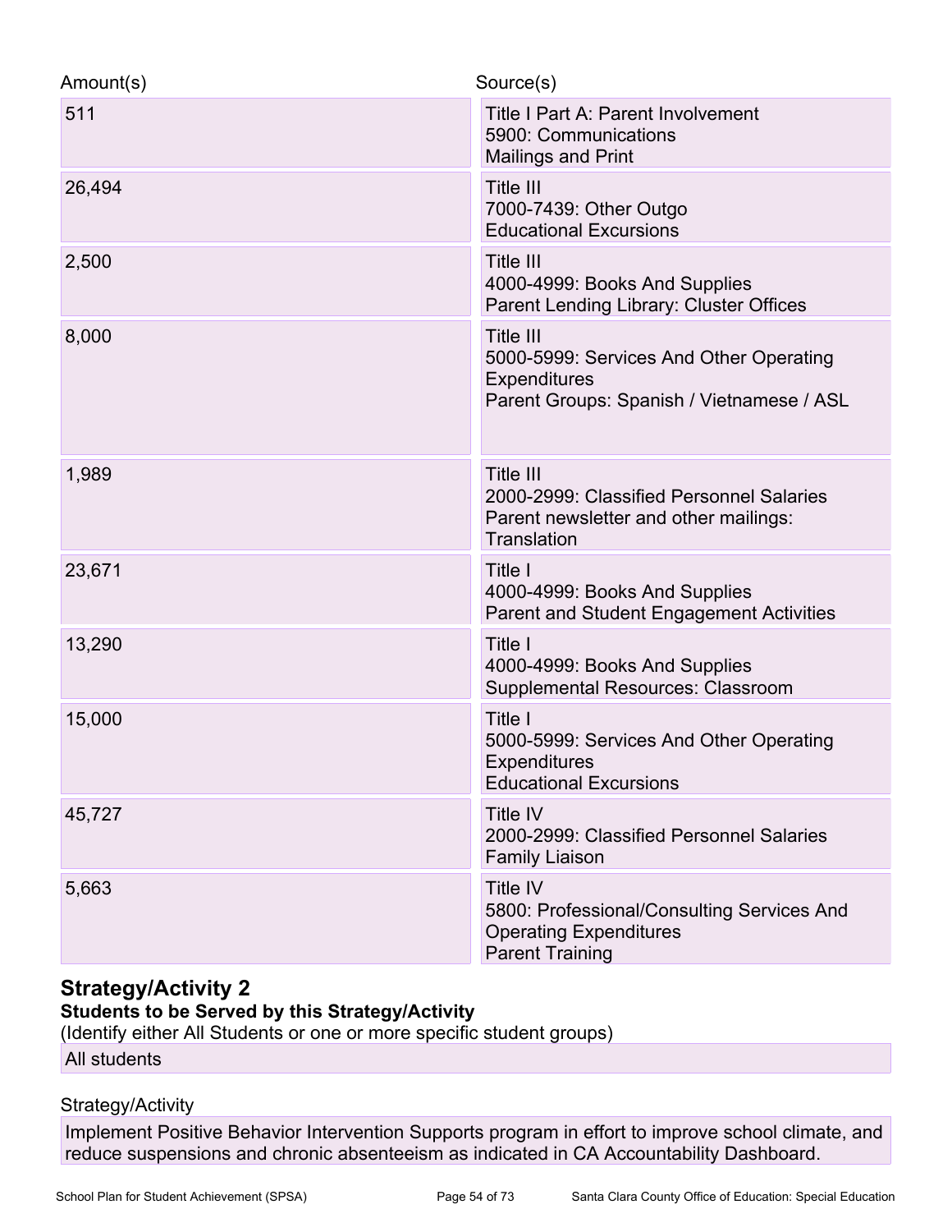| Amount(s) | Source(s) |
| --- | --- |
| 511 | Title I Part A: Parent Involvement<br>5900: Communications<br>Mailings and Print |
| 26,494 | Title III<br>7000-7439: Other Outgo<br>Educational Excursions |
| 2,500 | Title III<br>4000-4999: Books And Supplies<br>Parent Lending Library: Cluster Offices |
| 8,000 | Title III<br>5000-5999: Services And Other Operating Expenditures<br>Parent Groups: Spanish / Vietnamese / ASL |
| 1,989 | Title III<br>2000-2999: Classified Personnel Salaries<br>Parent newsletter and other mailings: Translation |
| 23,671 | Title I<br>4000-4999: Books And Supplies<br>Parent and Student Engagement Activities |
| 13,290 | Title I<br>4000-4999: Books And Supplies<br>Supplemental Resources: Classroom |
| 15,000 | Title I<br>5000-5999: Services And Other Operating Expenditures<br>Educational Excursions |
| 45,727 | Title IV<br>2000-2999: Classified Personnel Salaries<br>Family Liaison |
| 5,663 | Title IV<br>5800: Professional/Consulting Services And Operating Expenditures<br>Parent Training |

## Strategy/Activity 2

**Students to be Served by this Strategy/Activity**

(Identify either All Students or one or more specific student groups)

All students

Strategy/Activity

Implement Positive Behavior Intervention Supports program in effort to improve school climate, and reduce suspensions and chronic absenteeism as indicated in CA Accountability Dashboard.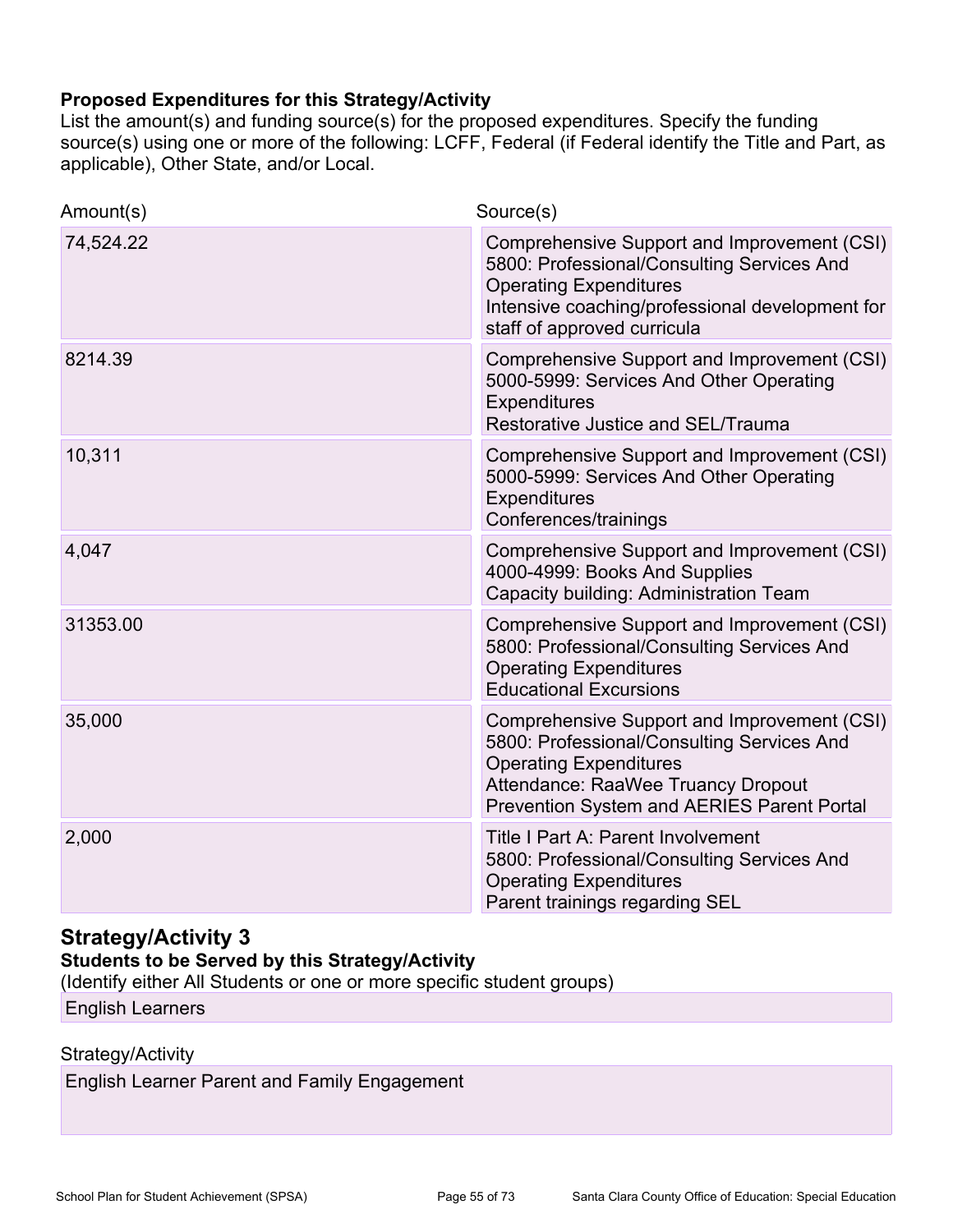**Proposed Expenditures for this Strategy/Activity**

List the amount(s) and funding source(s) for the proposed expenditures. Specify the funding source(s) using one or more of the following: LCFF, Federal (if Federal identify the Title and Part, as applicable), Other State, and/or Local.

| Amount(s) | Source(s) |
|---|---|
| 74,524.22 | Comprehensive Support and Improvement (CSI)<br>5800: Professional/Consulting Services And Operating Expenditures<br>Intensive coaching/professional development for staff of approved curricula |
| 8214.39 | Comprehensive Support and Improvement (CSI)<br>5000-5999: Services And Other Operating Expenditures<br>Restorative Justice and SEL/Trauma |
| 10,311 | Comprehensive Support and Improvement (CSI)<br>5000-5999: Services And Other Operating Expenditures<br>Conferences/trainings |
| 4,047 | Comprehensive Support and Improvement (CSI)<br>4000-4999: Books And Supplies<br>Capacity building: Administration Team |
| 31353.00 | Comprehensive Support and Improvement (CSI)<br>5800: Professional/Consulting Services And Operating Expenditures<br>Educational Excursions |
| 35,000 | Comprehensive Support and Improvement (CSI)<br>5800: Professional/Consulting Services And Operating Expenditures<br>Attendance: RaaWee Truancy Dropout Prevention System and AERIES Parent Portal |
| 2,000 | Title I Part A: Parent Involvement<br>5800: Professional/Consulting Services And Operating Expenditures<br>Parent trainings regarding SEL |

## Strategy/Activity 3

**Students to be Served by this Strategy/Activity**

(Identify either All Students or one or more specific student groups)

English Learners

Strategy/Activity

English Learner Parent and Family Engagement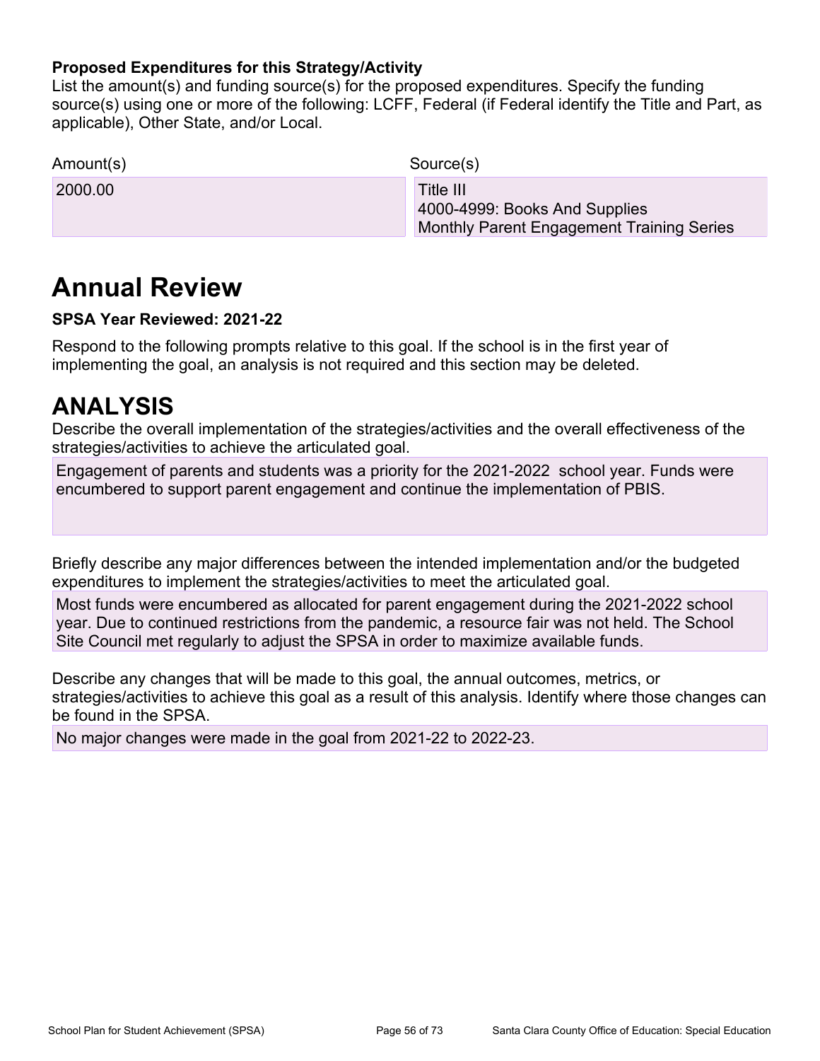**Proposed Expenditures for this Strategy/Activity**

List the amount(s) and funding source(s) for the proposed expenditures. Specify the funding source(s) using one or more of the following: LCFF, Federal (if Federal identify the Title and Part, as applicable), Other State, and/or Local.

| Amount(s) | Source(s) |
|---|---|
| 2000.00 | Title III<br>4000-4999: Books And Supplies<br>Monthly Parent Engagement Training Series |

# Annual Review

**SPSA Year Reviewed: 2021-22**

Respond to the following prompts relative to this goal. If the school is in the first year of implementing the goal, an analysis is not required and this section may be deleted.

# ANALYSIS

Describe the overall implementation of the strategies/activities and the overall effectiveness of the strategies/activities to achieve the articulated goal.

Engagement of parents and students was a priority for the 2021-2022 school year. Funds were encumbered to support parent engagement and continue the implementation of PBIS.

Briefly describe any major differences between the intended implementation and/or the budgeted expenditures to implement the strategies/activities to meet the articulated goal.

Most funds were encumbered as allocated for parent engagement during the 2021-2022 school year. Due to continued restrictions from the pandemic, a resource fair was not held. The School Site Council met regularly to adjust the SPSA in order to maximize available funds.

Describe any changes that will be made to this goal, the annual outcomes, metrics, or strategies/activities to achieve this goal as a result of this analysis. Identify where those changes can be found in the SPSA.

No major changes were made in the goal from 2021-22 to 2022-23.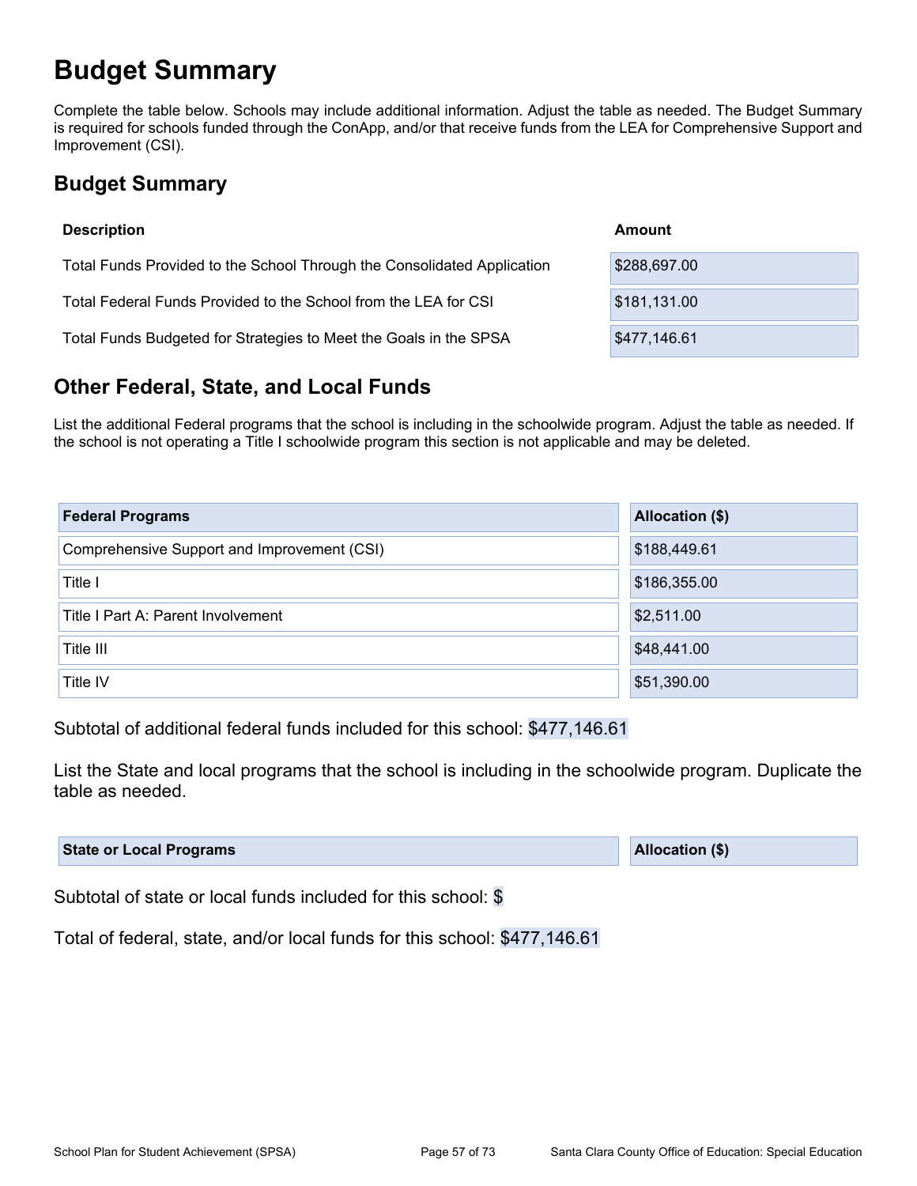# Budget Summary

Complete the table below. Schools may include additional information. Adjust the table as needed. The Budget Summary is required for schools funded through the ConApp, and/or that receive funds from the LEA for Comprehensive Support and Improvement (CSI).

## Budget Summary

| Description | Amount |
| --- | --- |
| Total Funds Provided to the School Through the Consolidated Application | $288,697.00 |
| Total Federal Funds Provided to the School from the LEA for CSI | $181,131.00 |
| Total Funds Budgeted for Strategies to Meet the Goals in the SPSA | $477,146.61 |

## Other Federal, State, and Local Funds

List the additional Federal programs that the school is including in the schoolwide program. Adjust the table as needed. If the school is not operating a Title I schoolwide program this section is not applicable and may be deleted.

| Federal Programs | Allocation ($) |
| --- | --- |
| Comprehensive Support and Improvement (CSI) | $188,449.61 |
| Title I | $186,355.00 |
| Title I Part A: Parent Involvement | $2,511.00 |
| Title III | $48,441.00 |
| Title IV | $51,390.00 |

Subtotal of additional federal funds included for this school: $477,146.61

List the State and local programs that the school is including in the schoolwide program. Duplicate the table as needed.

| State or Local Programs | Allocation ($) |
| --- | --- |

Subtotal of state or local funds included for this school: $

Total of federal, state, and/or local funds for this school: $477,146.61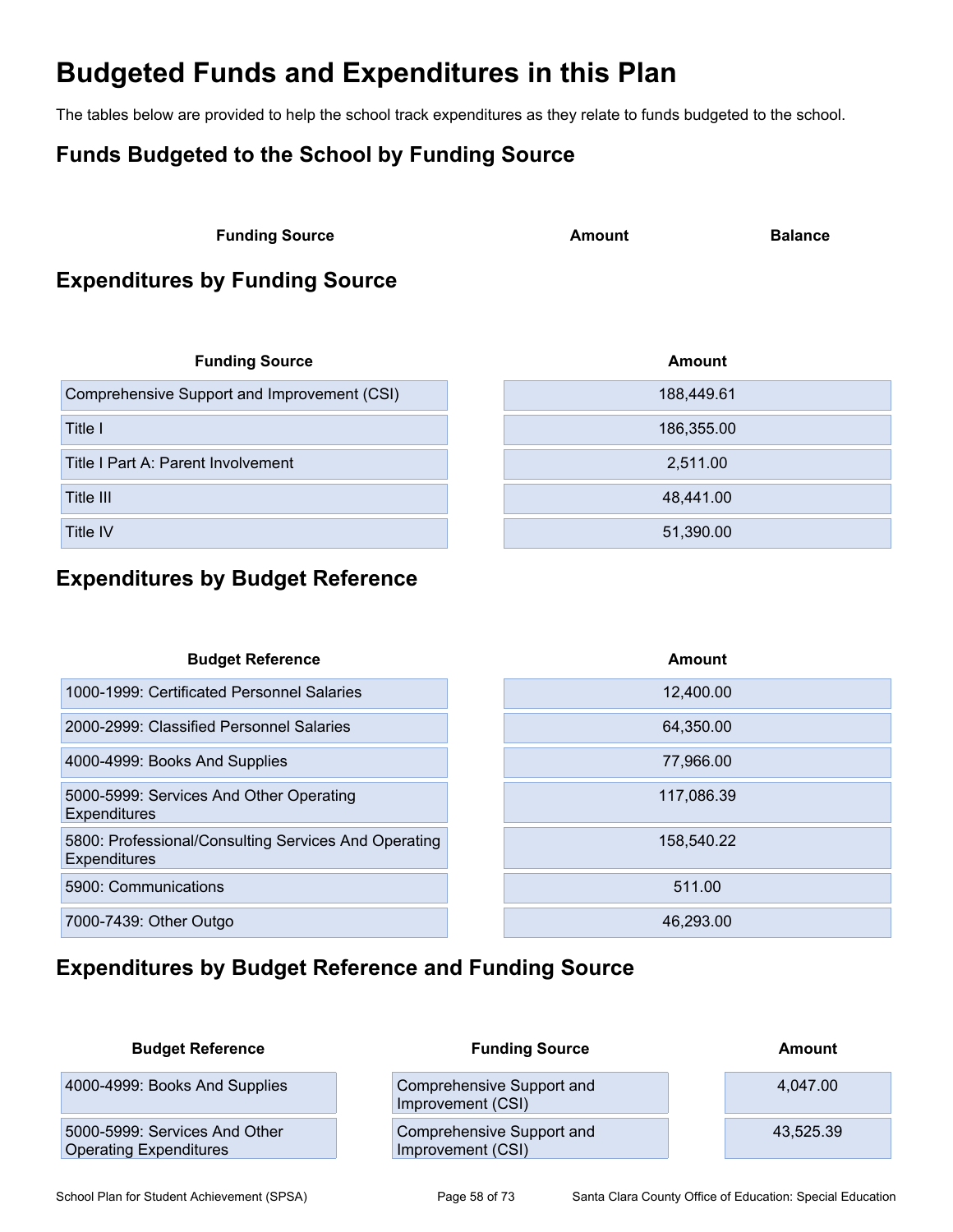# Budgeted Funds and Expenditures in this Plan

The tables below are provided to help the school track expenditures as they relate to funds budgeted to the school.

## Funds Budgeted to the School by Funding Source

| Funding Source | Amount | Balance |
|---|---|---|

## Expenditures by Funding Source

| Funding Source | Amount |
|---|---|
| Comprehensive Support and Improvement (CSI) | 188,449.61 |
| Title I | 186,355.00 |
| Title I Part A: Parent Involvement | 2,511.00 |
| Title III | 48,441.00 |
| Title IV | 51,390.00 |

## Expenditures by Budget Reference

| Budget Reference | Amount |
|---|---|
| 1000-1999: Certificated Personnel Salaries | 12,400.00 |
| 2000-2999: Classified Personnel Salaries | 64,350.00 |
| 4000-4999: Books And Supplies | 77,966.00 |
| 5000-5999: Services And Other Operating Expenditures | 117,086.39 |
| 5800: Professional/Consulting Services And Operating Expenditures | 158,540.22 |
| 5900: Communications | 511.00 |
| 7000-7439: Other Outgo | 46,293.00 |

## Expenditures by Budget Reference and Funding Source

| Budget Reference | Funding Source | Amount |
|---|---|---|
| 4000-4999: Books And Supplies | Comprehensive Support and Improvement (CSI) | 4,047.00 |
| 5000-5999: Services And Other Operating Expenditures | Comprehensive Support and Improvement (CSI) | 43,525.39 |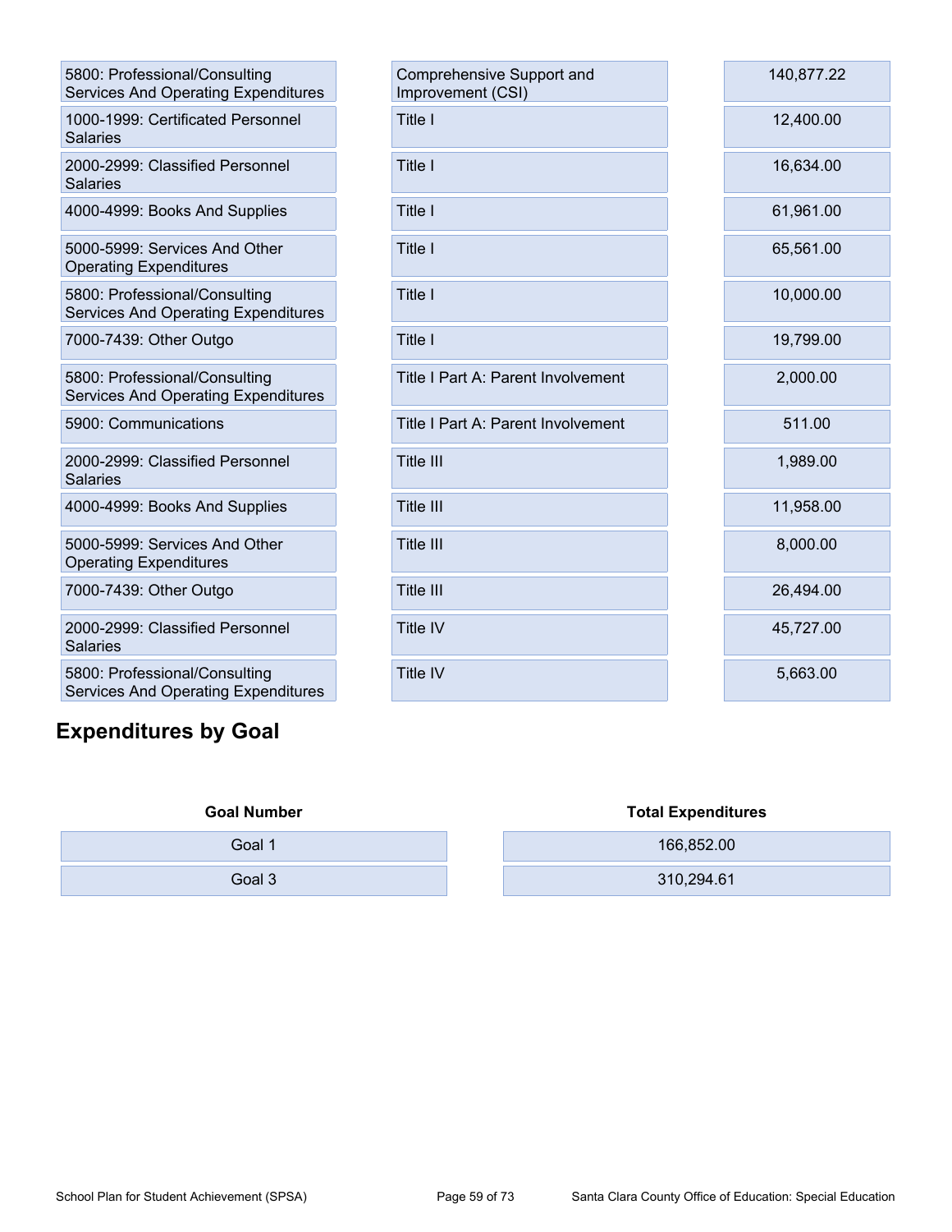| | | |
|---|---|---|
| 5800: Professional/Consulting Services And Operating Expenditures | Comprehensive Support and Improvement (CSI) | 140,877.22 |
| 1000-1999: Certificated Personnel Salaries | Title I | 12,400.00 |
| 2000-2999: Classified Personnel Salaries | Title I | 16,634.00 |
| 4000-4999: Books And Supplies | Title I | 61,961.00 |
| 5000-5999: Services And Other Operating Expenditures | Title I | 65,561.00 |
| 5800: Professional/Consulting Services And Operating Expenditures | Title I | 10,000.00 |
| 7000-7439: Other Outgo | Title I | 19,799.00 |
| 5800: Professional/Consulting Services And Operating Expenditures | Title I Part A: Parent Involvement | 2,000.00 |
| 5900: Communications | Title I Part A: Parent Involvement | 511.00 |
| 2000-2999: Classified Personnel Salaries | Title III | 1,989.00 |
| 4000-4999: Books And Supplies | Title III | 11,958.00 |
| 5000-5999: Services And Other Operating Expenditures | Title III | 8,000.00 |
| 7000-7439: Other Outgo | Title III | 26,494.00 |
| 2000-2999: Classified Personnel Salaries | Title IV | 45,727.00 |
| 5800: Professional/Consulting Services And Operating Expenditures | Title IV | 5,663.00 |

## Expenditures by Goal

| Goal Number | Total Expenditures |
|---|---|
| Goal 1 | 166,852.00 |
| Goal 3 | 310,294.61 |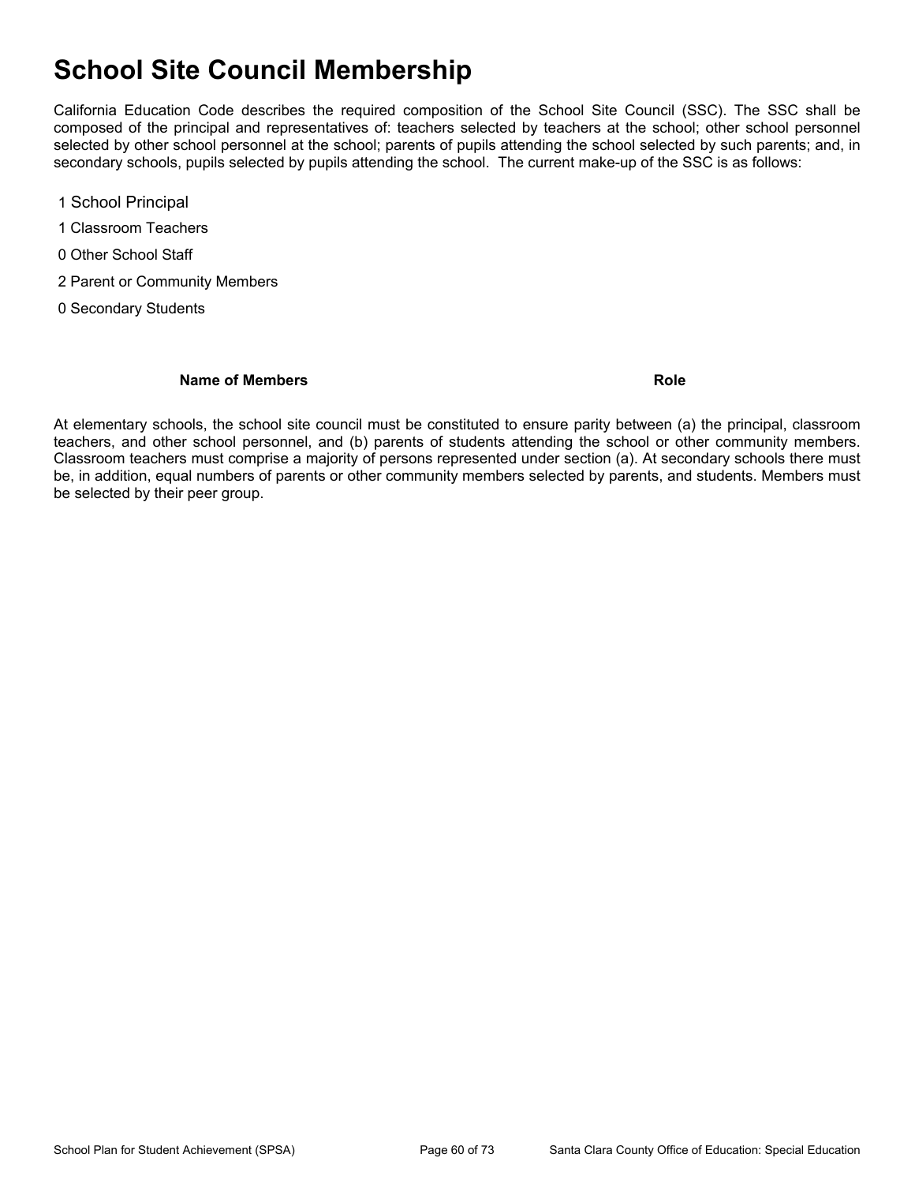# School Site Council Membership

California Education Code describes the required composition of the School Site Council (SSC). The SSC shall be composed of the principal and representatives of: teachers selected by teachers at the school; other school personnel selected by other school personnel at the school; parents of pupils attending the school selected by such parents; and, in secondary schools, pupils selected by pupils attending the school. The current make-up of the SSC is as follows:

1 School Principal

1 Classroom Teachers

0 Other School Staff

2 Parent or Community Members

0 Secondary Students

| Name of Members | Role |
| --- | --- |

At elementary schools, the school site council must be constituted to ensure parity between (a) the principal, classroom teachers, and other school personnel, and (b) parents of students attending the school or other community members. Classroom teachers must comprise a majority of persons represented under section (a). At secondary schools there must be, in addition, equal numbers of parents or other community members selected by parents, and students. Members must be selected by their peer group.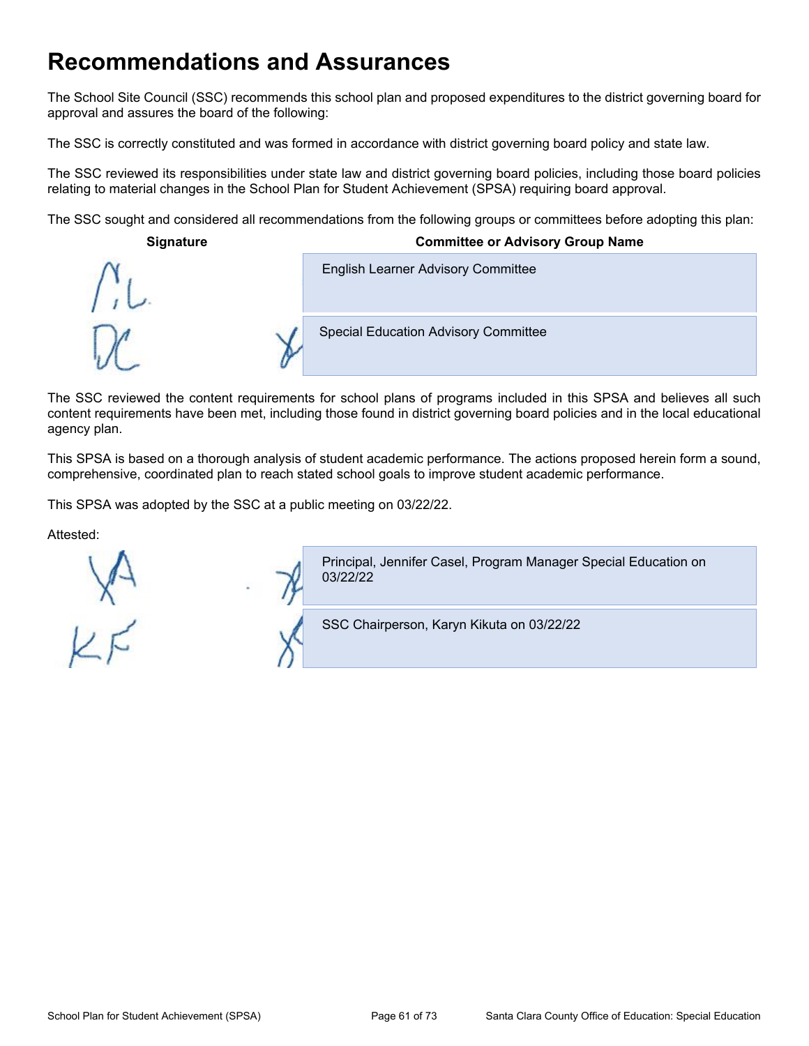# Recommendations and Assurances

The School Site Council (SSC) recommends this school plan and proposed expenditures to the district governing board for approval and assures the board of the following:

The SSC is correctly constituted and was formed in accordance with district governing board policy and state law.

The SSC reviewed its responsibilities under state law and district governing board policies, including those board policies relating to material changes in the School Plan for Student Achievement (SPSA) requiring board approval.

The SSC sought and considered all recommendations from the following groups or committees before adopting this plan:

| Signature | Committee or Advisory Group Name |
| --- | --- |
| | English Learner Advisory Committee |
| | Special Education Advisory Committee |

The SSC reviewed the content requirements for school plans of programs included in this SPSA and believes all such content requirements have been met, including those found in district governing board policies and in the local educational agency plan.

This SPSA is based on a thorough analysis of student academic performance. The actions proposed herein form a sound, comprehensive, coordinated plan to reach stated school goals to improve student academic performance.

This SPSA was adopted by the SSC at a public meeting on 03/22/22.

Attested:

| Signature | Name |
| --- | --- |
| | Principal, Jennifer Casel, Program Manager Special Education on 03/22/22 |
| | SSC Chairperson, Karyn Kikuta on 03/22/22 |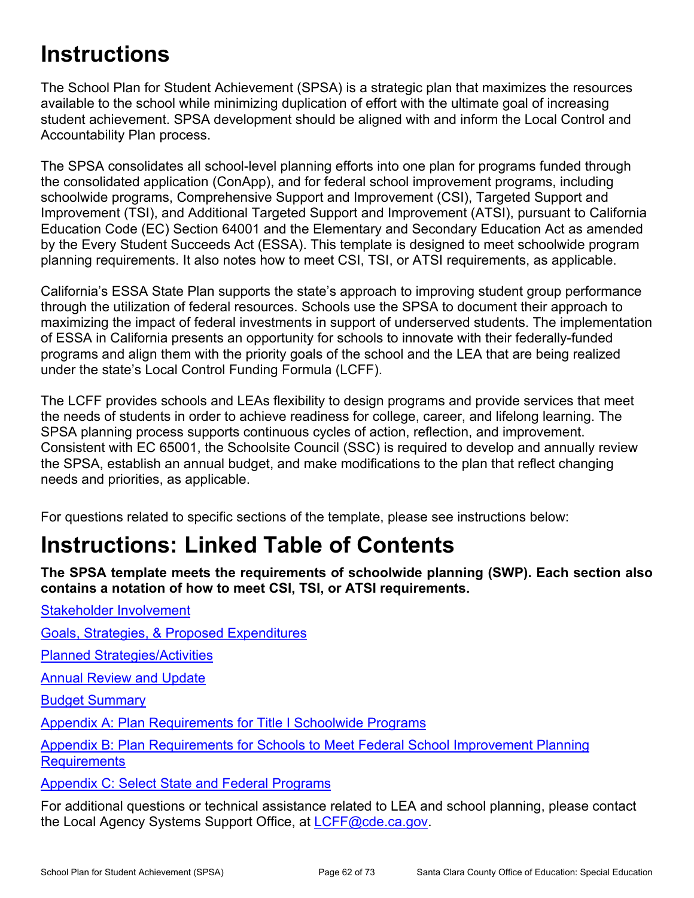# Instructions

The School Plan for Student Achievement (SPSA) is a strategic plan that maximizes the resources available to the school while minimizing duplication of effort with the ultimate goal of increasing student achievement. SPSA development should be aligned with and inform the Local Control and Accountability Plan process.

The SPSA consolidates all school-level planning efforts into one plan for programs funded through the consolidated application (ConApp), and for federal school improvement programs, including schoolwide programs, Comprehensive Support and Improvement (CSI), Targeted Support and Improvement (TSI), and Additional Targeted Support and Improvement (ATSI), pursuant to California Education Code (EC) Section 64001 and the Elementary and Secondary Education Act as amended by the Every Student Succeeds Act (ESSA). This template is designed to meet schoolwide program planning requirements. It also notes how to meet CSI, TSI, or ATSI requirements, as applicable.

California's ESSA State Plan supports the state's approach to improving student group performance through the utilization of federal resources. Schools use the SPSA to document their approach to maximizing the impact of federal investments in support of underserved students. The implementation of ESSA in California presents an opportunity for schools to innovate with their federally-funded programs and align them with the priority goals of the school and the LEA that are being realized under the state's Local Control Funding Formula (LCFF).

The LCFF provides schools and LEAs flexibility to design programs and provide services that meet the needs of students in order to achieve readiness for college, career, and lifelong learning. The SPSA planning process supports continuous cycles of action, reflection, and improvement. Consistent with EC 65001, the Schoolsite Council (SSC) is required to develop and annually review the SPSA, establish an annual budget, and make modifications to the plan that reflect changing needs and priorities, as applicable.

For questions related to specific sections of the template, please see instructions below:

# Instructions: Linked Table of Contents

**The SPSA template meets the requirements of schoolwide planning (SWP). Each section also contains a notation of how to meet CSI, TSI, or ATSI requirements.**

Stakeholder Involvement

Goals, Strategies, & Proposed Expenditures

Planned Strategies/Activities

Annual Review and Update

Budget Summary

Appendix A: Plan Requirements for Title I Schoolwide Programs

Appendix B: Plan Requirements for Schools to Meet Federal School Improvement Planning Requirements

Appendix C: Select State and Federal Programs

For additional questions or technical assistance related to LEA and school planning, please contact the Local Agency Systems Support Office, at LCFF@cde.ca.gov.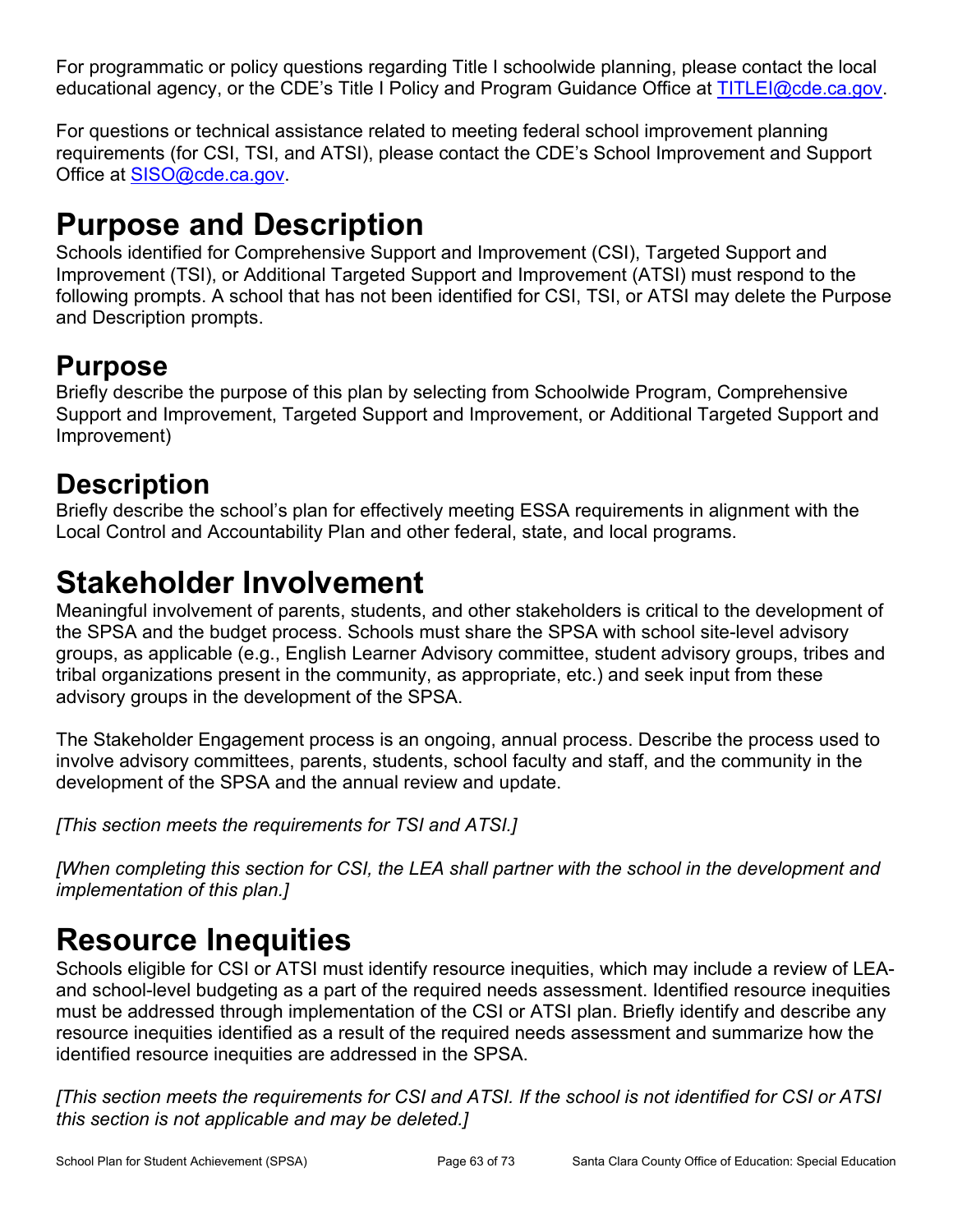For programmatic or policy questions regarding Title I schoolwide planning, please contact the local educational agency, or the CDE's Title I Policy and Program Guidance Office at [TITLEI@cde.ca.gov](mailto:TITLEI@cde.ca.gov).

For questions or technical assistance related to meeting federal school improvement planning requirements (for CSI, TSI, and ATSI), please contact the CDE's School Improvement and Support Office at [SISO@cde.ca.gov](mailto:SISO@cde.ca.gov).

# Purpose and Description

Schools identified for Comprehensive Support and Improvement (CSI), Targeted Support and Improvement (TSI), or Additional Targeted Support and Improvement (ATSI) must respond to the following prompts. A school that has not been identified for CSI, TSI, or ATSI may delete the Purpose and Description prompts.

## Purpose

Briefly describe the purpose of this plan by selecting from Schoolwide Program, Comprehensive Support and Improvement, Targeted Support and Improvement, or Additional Targeted Support and Improvement)

## Description

Briefly describe the school's plan for effectively meeting ESSA requirements in alignment with the Local Control and Accountability Plan and other federal, state, and local programs.

# Stakeholder Involvement

Meaningful involvement of parents, students, and other stakeholders is critical to the development of the SPSA and the budget process. Schools must share the SPSA with school site-level advisory groups, as applicable (e.g., English Learner Advisory committee, student advisory groups, tribes and tribal organizations present in the community, as appropriate, etc.) and seek input from these advisory groups in the development of the SPSA.

The Stakeholder Engagement process is an ongoing, annual process. Describe the process used to involve advisory committees, parents, students, school faculty and staff, and the community in the development of the SPSA and the annual review and update.

*[This section meets the requirements for TSI and ATSI.]*

*[When completing this section for CSI, the LEA shall partner with the school in the development and implementation of this plan.]*

# Resource Inequities

Schools eligible for CSI or ATSI must identify resource inequities, which may include a review of LEA- and school-level budgeting as a part of the required needs assessment. Identified resource inequities must be addressed through implementation of the CSI or ATSI plan. Briefly identify and describe any resource inequities identified as a result of the required needs assessment and summarize how the identified resource inequities are addressed in the SPSA.

*[This section meets the requirements for CSI and ATSI. If the school is not identified for CSI or ATSI this section is not applicable and may be deleted.]*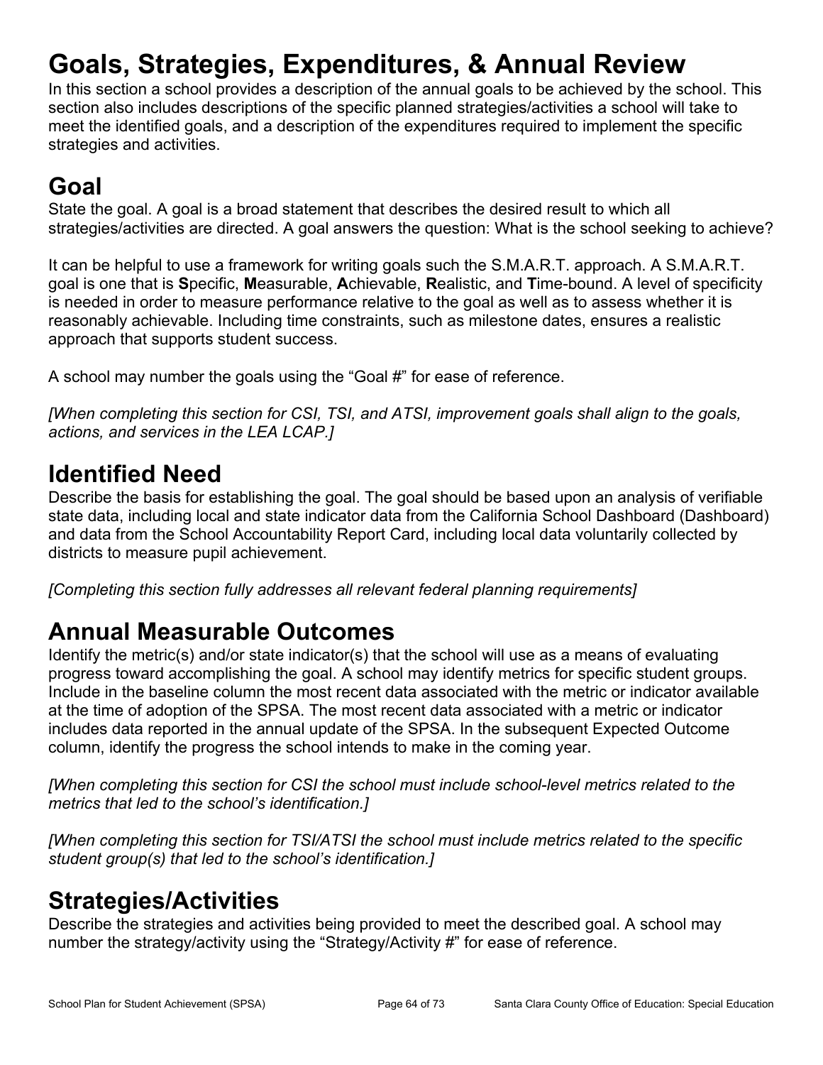# Goals, Strategies, Expenditures, & Annual Review

In this section a school provides a description of the annual goals to be achieved by the school. This section also includes descriptions of the specific planned strategies/activities a school will take to meet the identified goals, and a description of the expenditures required to implement the specific strategies and activities.

## Goal

State the goal. A goal is a broad statement that describes the desired result to which all strategies/activities are directed. A goal answers the question: What is the school seeking to achieve?

It can be helpful to use a framework for writing goals such the S.M.A.R.T. approach. A S.M.A.R.T. goal is one that is **S**pecific, **M**easurable, **A**chievable, **R**ealistic, and **T**ime-bound. A level of specificity is needed in order to measure performance relative to the goal as well as to assess whether it is reasonably achievable. Including time constraints, such as milestone dates, ensures a realistic approach that supports student success.

A school may number the goals using the “Goal #” for ease of reference.

*[When completing this section for CSI, TSI, and ATSI, improvement goals shall align to the goals, actions, and services in the LEA LCAP.]*

## Identified Need

Describe the basis for establishing the goal. The goal should be based upon an analysis of verifiable state data, including local and state indicator data from the California School Dashboard (Dashboard) and data from the School Accountability Report Card, including local data voluntarily collected by districts to measure pupil achievement.

*[Completing this section fully addresses all relevant federal planning requirements]*

## Annual Measurable Outcomes

Identify the metric(s) and/or state indicator(s) that the school will use as a means of evaluating progress toward accomplishing the goal. A school may identify metrics for specific student groups. Include in the baseline column the most recent data associated with the metric or indicator available at the time of adoption of the SPSA. The most recent data associated with a metric or indicator includes data reported in the annual update of the SPSA. In the subsequent Expected Outcome column, identify the progress the school intends to make in the coming year.

*[When completing this section for CSI the school must include school-level metrics related to the metrics that led to the school’s identification.]*

*[When completing this section for TSI/ATSI the school must include metrics related to the specific student group(s) that led to the school’s identification.]*

## Strategies/Activities

Describe the strategies and activities being provided to meet the described goal. A school may number the strategy/activity using the “Strategy/Activity #” for ease of reference.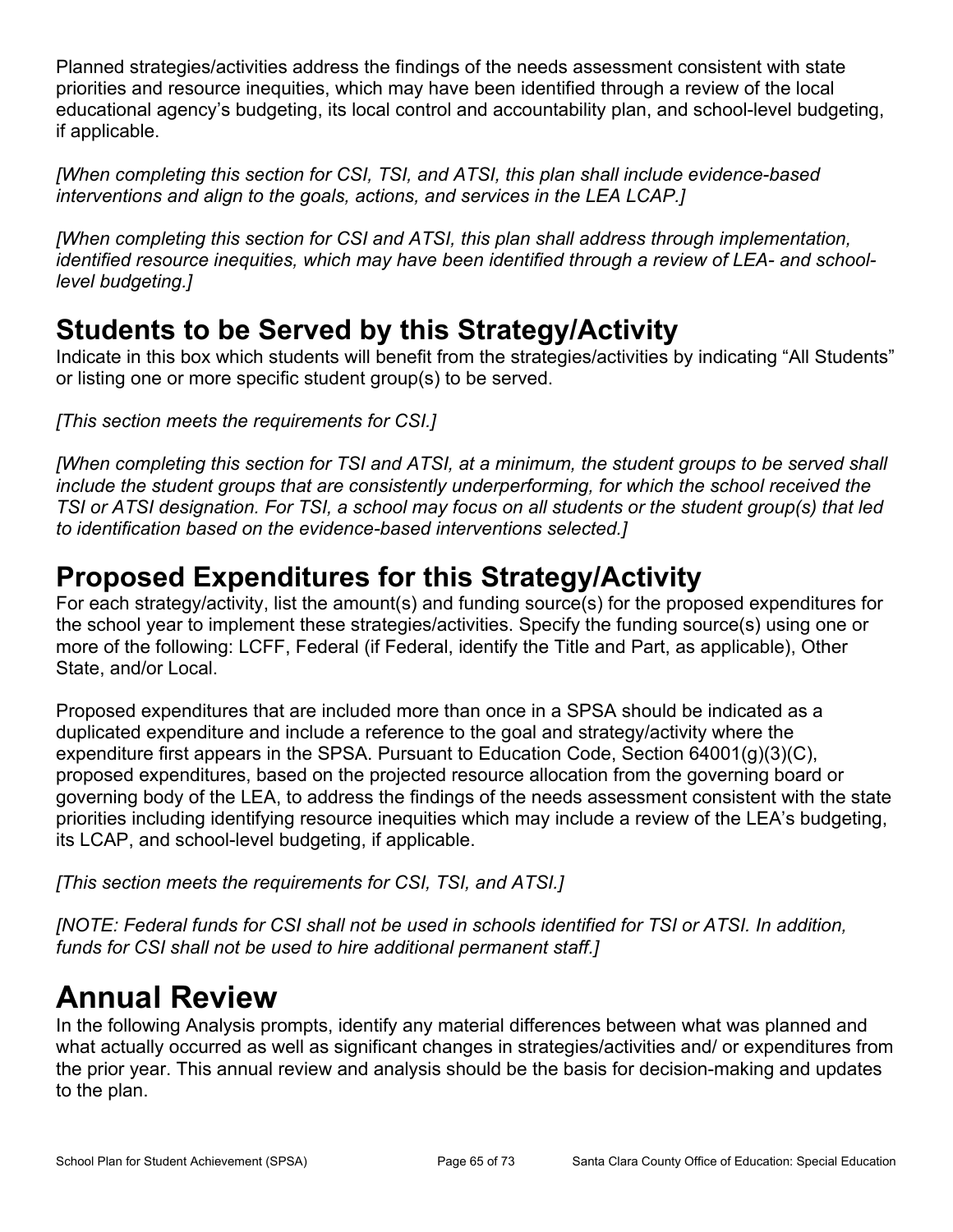Planned strategies/activities address the findings of the needs assessment consistent with state priorities and resource inequities, which may have been identified through a review of the local educational agency's budgeting, its local control and accountability plan, and school-level budgeting, if applicable.

*[When completing this section for CSI, TSI, and ATSI, this plan shall include evidence-based interventions and align to the goals, actions, and services in the LEA LCAP.]*

*[When completing this section for CSI and ATSI, this plan shall address through implementation, identified resource inequities, which may have been identified through a review of LEA- and school-level budgeting.]*

## Students to be Served by this Strategy/Activity

Indicate in this box which students will benefit from the strategies/activities by indicating "All Students" or listing one or more specific student group(s) to be served.

*[This section meets the requirements for CSI.]*

*[When completing this section for TSI and ATSI, at a minimum, the student groups to be served shall include the student groups that are consistently underperforming, for which the school received the TSI or ATSI designation. For TSI, a school may focus on all students or the student group(s) that led to identification based on the evidence-based interventions selected.]*

## Proposed Expenditures for this Strategy/Activity

For each strategy/activity, list the amount(s) and funding source(s) for the proposed expenditures for the school year to implement these strategies/activities. Specify the funding source(s) using one or more of the following: LCFF, Federal (if Federal, identify the Title and Part, as applicable), Other State, and/or Local.

Proposed expenditures that are included more than once in a SPSA should be indicated as a duplicated expenditure and include a reference to the goal and strategy/activity where the expenditure first appears in the SPSA. Pursuant to Education Code, Section 64001(g)(3)(C), proposed expenditures, based on the projected resource allocation from the governing board or governing body of the LEA, to address the findings of the needs assessment consistent with the state priorities including identifying resource inequities which may include a review of the LEA's budgeting, its LCAP, and school-level budgeting, if applicable.

*[This section meets the requirements for CSI, TSI, and ATSI.]*

*[NOTE: Federal funds for CSI shall not be used in schools identified for TSI or ATSI. In addition, funds for CSI shall not be used to hire additional permanent staff.]*

# Annual Review

In the following Analysis prompts, identify any material differences between what was planned and what actually occurred as well as significant changes in strategies/activities and/ or expenditures from the prior year. This annual review and analysis should be the basis for decision-making and updates to the plan.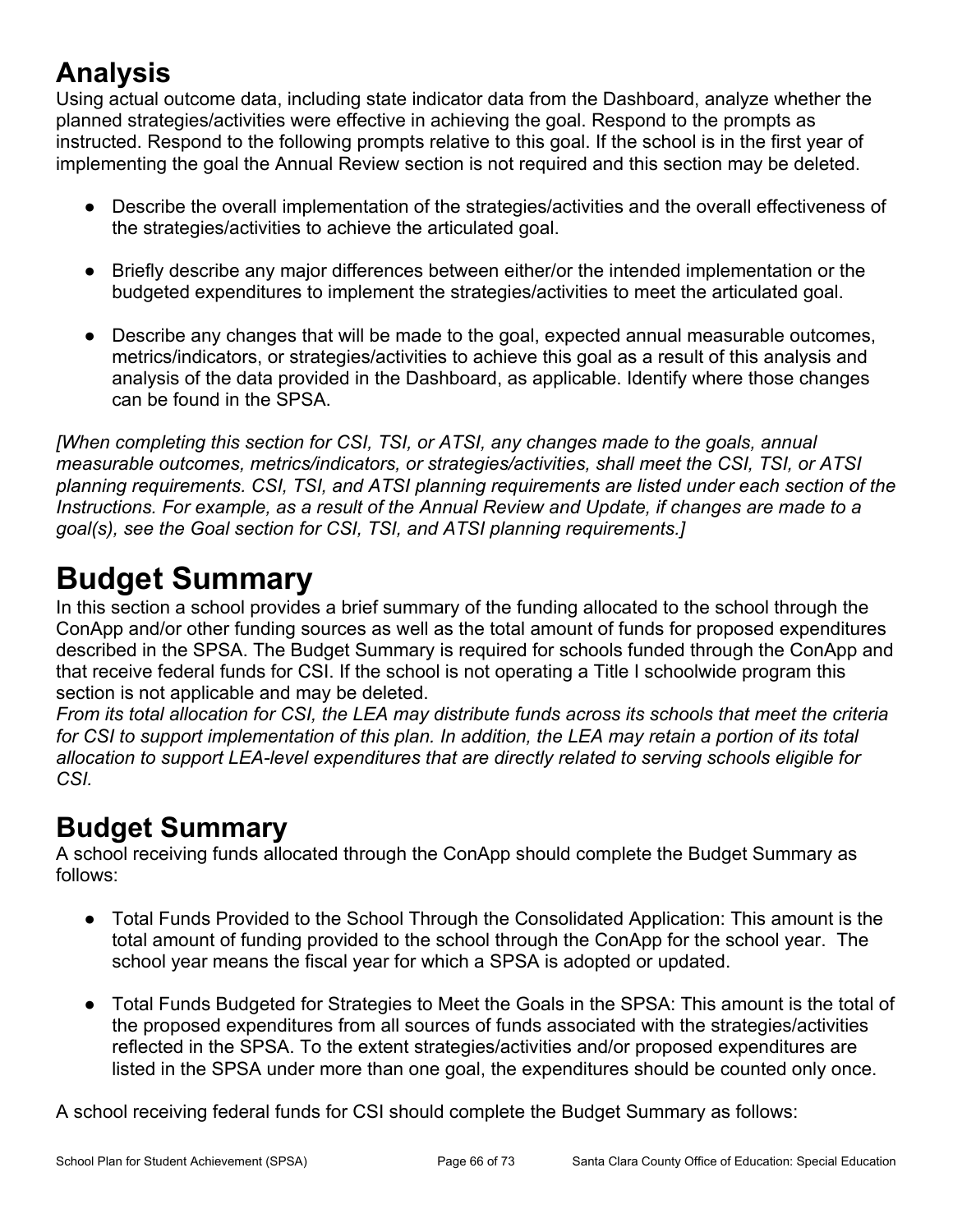## Analysis

Using actual outcome data, including state indicator data from the Dashboard, analyze whether the planned strategies/activities were effective in achieving the goal. Respond to the prompts as instructed. Respond to the following prompts relative to this goal. If the school is in the first year of implementing the goal the Annual Review section is not required and this section may be deleted.

- Describe the overall implementation of the strategies/activities and the overall effectiveness of the strategies/activities to achieve the articulated goal.
- Briefly describe any major differences between either/or the intended implementation or the budgeted expenditures to implement the strategies/activities to meet the articulated goal.
- Describe any changes that will be made to the goal, expected annual measurable outcomes, metrics/indicators, or strategies/activities to achieve this goal as a result of this analysis and analysis of the data provided in the Dashboard, as applicable. Identify where those changes can be found in the SPSA.

*[When completing this section for CSI, TSI, or ATSI, any changes made to the goals, annual measurable outcomes, metrics/indicators, or strategies/activities, shall meet the CSI, TSI, or ATSI planning requirements. CSI, TSI, and ATSI planning requirements are listed under each section of the Instructions. For example, as a result of the Annual Review and Update, if changes are made to a goal(s), see the Goal section for CSI, TSI, and ATSI planning requirements.]*

# Budget Summary

In this section a school provides a brief summary of the funding allocated to the school through the ConApp and/or other funding sources as well as the total amount of funds for proposed expenditures described in the SPSA. The Budget Summary is required for schools funded through the ConApp and that receive federal funds for CSI. If the school is not operating a Title I schoolwide program this section is not applicable and may be deleted.

*From its total allocation for CSI, the LEA may distribute funds across its schools that meet the criteria for CSI to support implementation of this plan. In addition, the LEA may retain a portion of its total allocation to support LEA-level expenditures that are directly related to serving schools eligible for CSI.*

## Budget Summary

A school receiving funds allocated through the ConApp should complete the Budget Summary as follows:

- Total Funds Provided to the School Through the Consolidated Application: This amount is the total amount of funding provided to the school through the ConApp for the school year. The school year means the fiscal year for which a SPSA is adopted or updated.
- Total Funds Budgeted for Strategies to Meet the Goals in the SPSA: This amount is the total of the proposed expenditures from all sources of funds associated with the strategies/activities reflected in the SPSA. To the extent strategies/activities and/or proposed expenditures are listed in the SPSA under more than one goal, the expenditures should be counted only once.

A school receiving federal funds for CSI should complete the Budget Summary as follows: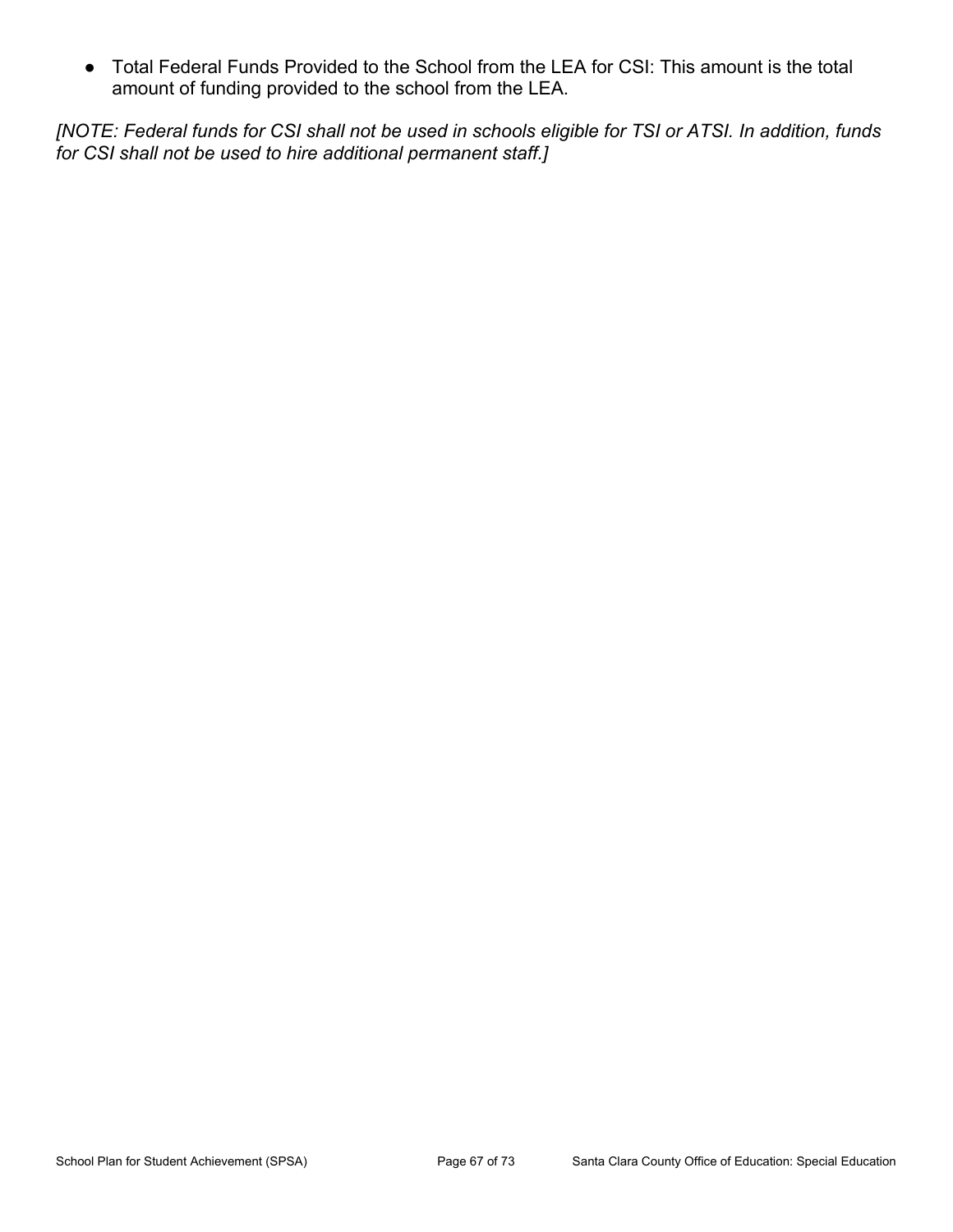- Total Federal Funds Provided to the School from the LEA for CSI: This amount is the total amount of funding provided to the school from the LEA.

*[NOTE: Federal funds for CSI shall not be used in schools eligible for TSI or ATSI. In addition, funds for CSI shall not be used to hire additional permanent staff.]*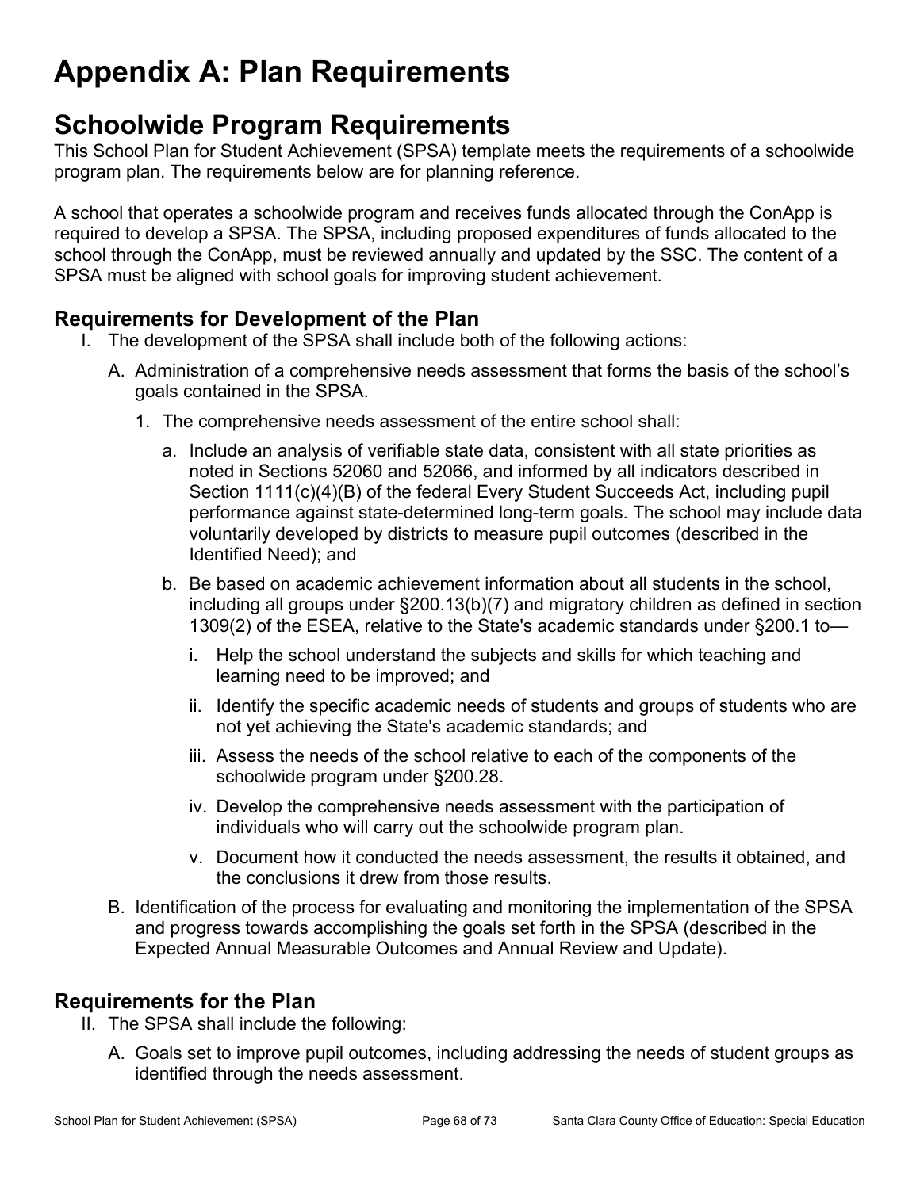# Appendix A: Plan Requirements

## Schoolwide Program Requirements

This School Plan for Student Achievement (SPSA) template meets the requirements of a schoolwide program plan. The requirements below are for planning reference.

A school that operates a schoolwide program and receives funds allocated through the ConApp is required to develop a SPSA. The SPSA, including proposed expenditures of funds allocated to the school through the ConApp, must be reviewed annually and updated by the SSC. The content of a SPSA must be aligned with school goals for improving student achievement.

### Requirements for Development of the Plan

I. The development of the SPSA shall include both of the following actions:

   A. Administration of a comprehensive needs assessment that forms the basis of the school's goals contained in the SPSA.

      1. The comprehensive needs assessment of the entire school shall:

         a. Include an analysis of verifiable state data, consistent with all state priorities as noted in Sections 52060 and 52066, and informed by all indicators described in Section 1111(c)(4)(B) of the federal Every Student Succeeds Act, including pupil performance against state-determined long-term goals. The school may include data voluntarily developed by districts to measure pupil outcomes (described in the Identified Need); and

         b. Be based on academic achievement information about all students in the school, including all groups under §200.13(b)(7) and migratory children as defined in section 1309(2) of the ESEA, relative to the State's academic standards under §200.1 to—

            i. Help the school understand the subjects and skills for which teaching and learning need to be improved; and

            ii. Identify the specific academic needs of students and groups of students who are not yet achieving the State's academic standards; and

            iii. Assess the needs of the school relative to each of the components of the schoolwide program under §200.28.

            iv. Develop the comprehensive needs assessment with the participation of individuals who will carry out the schoolwide program plan.

            v. Document how it conducted the needs assessment, the results it obtained, and the conclusions it drew from those results.

   B. Identification of the process for evaluating and monitoring the implementation of the SPSA and progress towards accomplishing the goals set forth in the SPSA (described in the Expected Annual Measurable Outcomes and Annual Review and Update).

### Requirements for the Plan

II. The SPSA shall include the following:

   A. Goals set to improve pupil outcomes, including addressing the needs of student groups as identified through the needs assessment.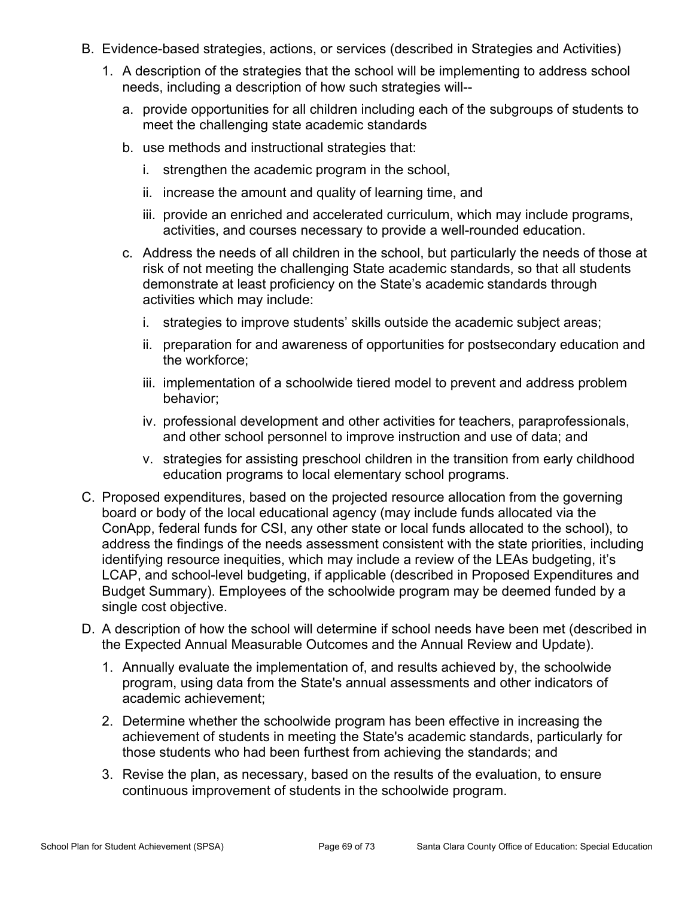B. Evidence-based strategies, actions, or services (described in Strategies and Activities)

   1. A description of the strategies that the school will be implementing to address school needs, including a description of how such strategies will--

      a. provide opportunities for all children including each of the subgroups of students to meet the challenging state academic standards

      b. use methods and instructional strategies that:

         i. strengthen the academic program in the school,

         ii. increase the amount and quality of learning time, and

         iii. provide an enriched and accelerated curriculum, which may include programs, activities, and courses necessary to provide a well-rounded education.

      c. Address the needs of all children in the school, but particularly the needs of those at risk of not meeting the challenging State academic standards, so that all students demonstrate at least proficiency on the State's academic standards through activities which may include:

         i. strategies to improve students' skills outside the academic subject areas;

         ii. preparation for and awareness of opportunities for postsecondary education and the workforce;

         iii. implementation of a schoolwide tiered model to prevent and address problem behavior;

         iv. professional development and other activities for teachers, paraprofessionals, and other school personnel to improve instruction and use of data; and

         v. strategies for assisting preschool children in the transition from early childhood education programs to local elementary school programs.

C. Proposed expenditures, based on the projected resource allocation from the governing board or body of the local educational agency (may include funds allocated via the ConApp, federal funds for CSI, any other state or local funds allocated to the school), to address the findings of the needs assessment consistent with the state priorities, including identifying resource inequities, which may include a review of the LEAs budgeting, it's LCAP, and school-level budgeting, if applicable (described in Proposed Expenditures and Budget Summary). Employees of the schoolwide program may be deemed funded by a single cost objective.

D. A description of how the school will determine if school needs have been met (described in the Expected Annual Measurable Outcomes and the Annual Review and Update).

   1. Annually evaluate the implementation of, and results achieved by, the schoolwide program, using data from the State's annual assessments and other indicators of academic achievement;

   2. Determine whether the schoolwide program has been effective in increasing the achievement of students in meeting the State's academic standards, particularly for those students who had been furthest from achieving the standards; and

   3. Revise the plan, as necessary, based on the results of the evaluation, to ensure continuous improvement of students in the schoolwide program.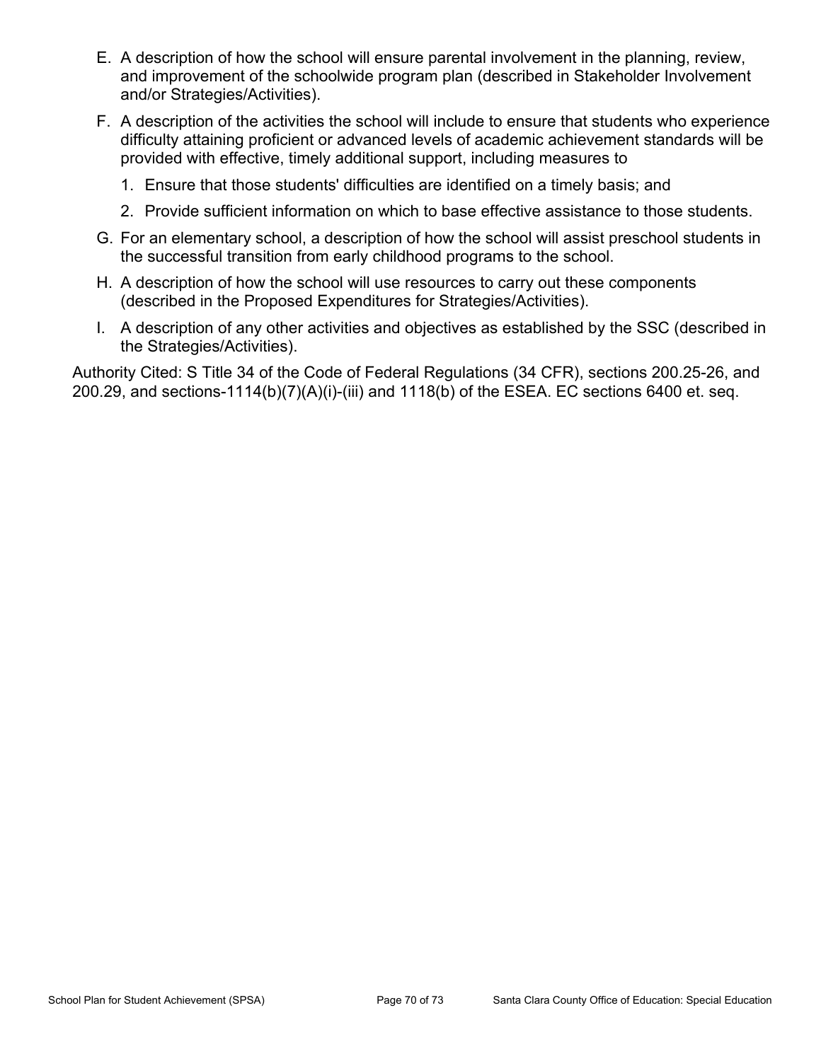E. A description of how the school will ensure parental involvement in the planning, review, and improvement of the schoolwide program plan (described in Stakeholder Involvement and/or Strategies/Activities).

F. A description of the activities the school will include to ensure that students who experience difficulty attaining proficient or advanced levels of academic achievement standards will be provided with effective, timely additional support, including measures to

   1. Ensure that those students' difficulties are identified on a timely basis; and

   2. Provide sufficient information on which to base effective assistance to those students.

G. For an elementary school, a description of how the school will assist preschool students in the successful transition from early childhood programs to the school.

H. A description of how the school will use resources to carry out these components (described in the Proposed Expenditures for Strategies/Activities).

I. A description of any other activities and objectives as established by the SSC (described in the Strategies/Activities).

Authority Cited: S Title 34 of the Code of Federal Regulations (34 CFR), sections 200.25-26, and 200.29, and sections-1114(b)(7)(A)(i)-(iii) and 1118(b) of the ESEA. EC sections 6400 et. seq.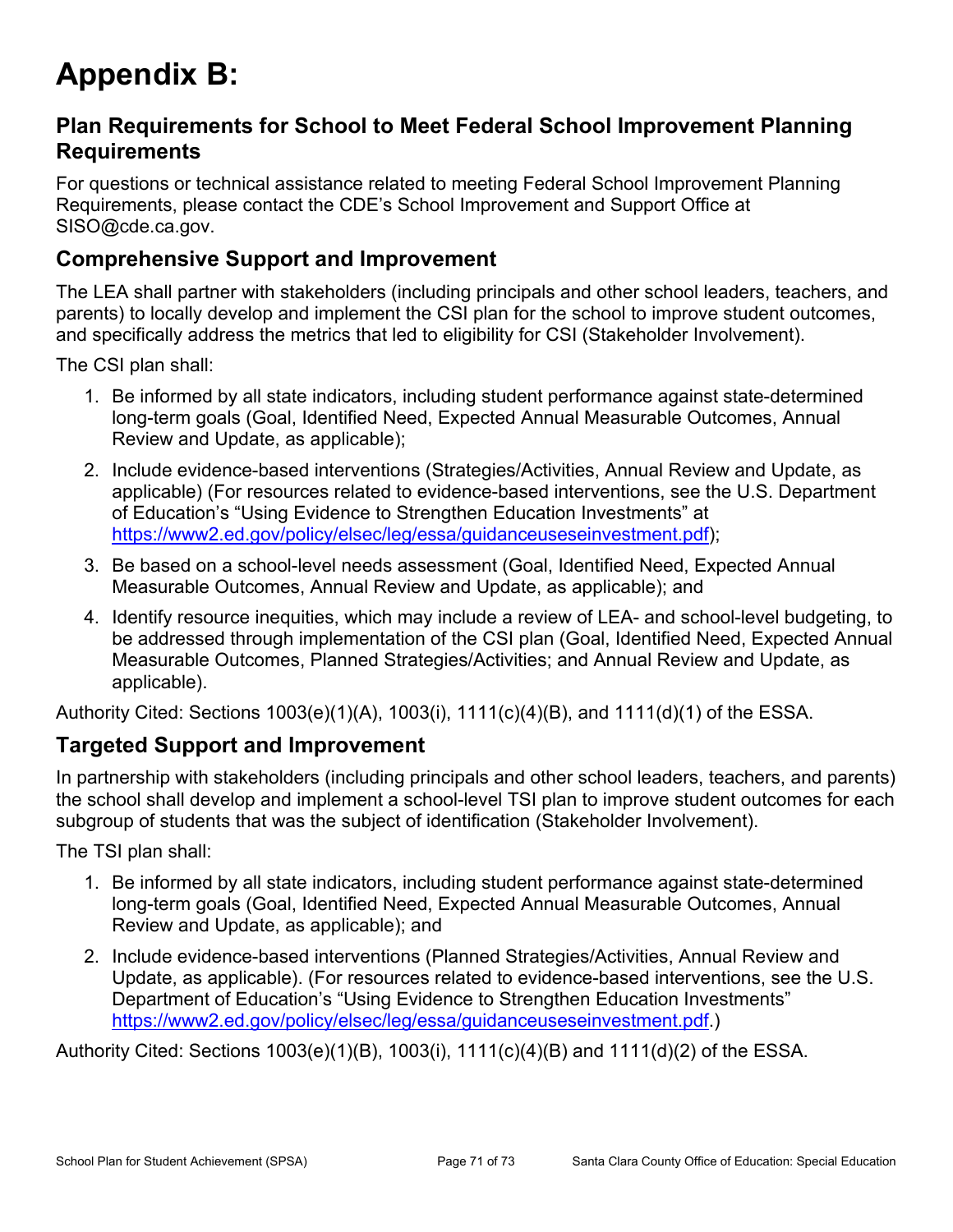# Appendix B:

## Plan Requirements for School to Meet Federal School Improvement Planning Requirements

For questions or technical assistance related to meeting Federal School Improvement Planning Requirements, please contact the CDE's School Improvement and Support Office at SISO@cde.ca.gov.

### Comprehensive Support and Improvement

The LEA shall partner with stakeholders (including principals and other school leaders, teachers, and parents) to locally develop and implement the CSI plan for the school to improve student outcomes, and specifically address the metrics that led to eligibility for CSI (Stakeholder Involvement).

The CSI plan shall:

1. Be informed by all state indicators, including student performance against state-determined long-term goals (Goal, Identified Need, Expected Annual Measurable Outcomes, Annual Review and Update, as applicable);
2. Include evidence-based interventions (Strategies/Activities, Annual Review and Update, as applicable) (For resources related to evidence-based interventions, see the U.S. Department of Education's "Using Evidence to Strengthen Education Investments" at [https://www2.ed.gov/policy/elsec/leg/essa/guidanceuseseinvestment.pdf](https://www2.ed.gov/policy/elsec/leg/essa/guidanceuseseinvestment.pdf));
3. Be based on a school-level needs assessment (Goal, Identified Need, Expected Annual Measurable Outcomes, Annual Review and Update, as applicable); and
4. Identify resource inequities, which may include a review of LEA- and school-level budgeting, to be addressed through implementation of the CSI plan (Goal, Identified Need, Expected Annual Measurable Outcomes, Planned Strategies/Activities; and Annual Review and Update, as applicable).

Authority Cited: Sections 1003(e)(1)(A), 1003(i), 1111(c)(4)(B), and 1111(d)(1) of the ESSA.

### Targeted Support and Improvement

In partnership with stakeholders (including principals and other school leaders, teachers, and parents) the school shall develop and implement a school-level TSI plan to improve student outcomes for each subgroup of students that was the subject of identification (Stakeholder Involvement).

The TSI plan shall:

1. Be informed by all state indicators, including student performance against state-determined long-term goals (Goal, Identified Need, Expected Annual Measurable Outcomes, Annual Review and Update, as applicable); and
2. Include evidence-based interventions (Planned Strategies/Activities, Annual Review and Update, as applicable). (For resources related to evidence-based interventions, see the U.S. Department of Education's "Using Evidence to Strengthen Education Investments" [https://www2.ed.gov/policy/elsec/leg/essa/guidanceuseseinvestment.pdf](https://www2.ed.gov/policy/elsec/leg/essa/guidanceuseseinvestment.pdf).)

Authority Cited: Sections 1003(e)(1)(B), 1003(i), 1111(c)(4)(B) and 1111(d)(2) of the ESSA.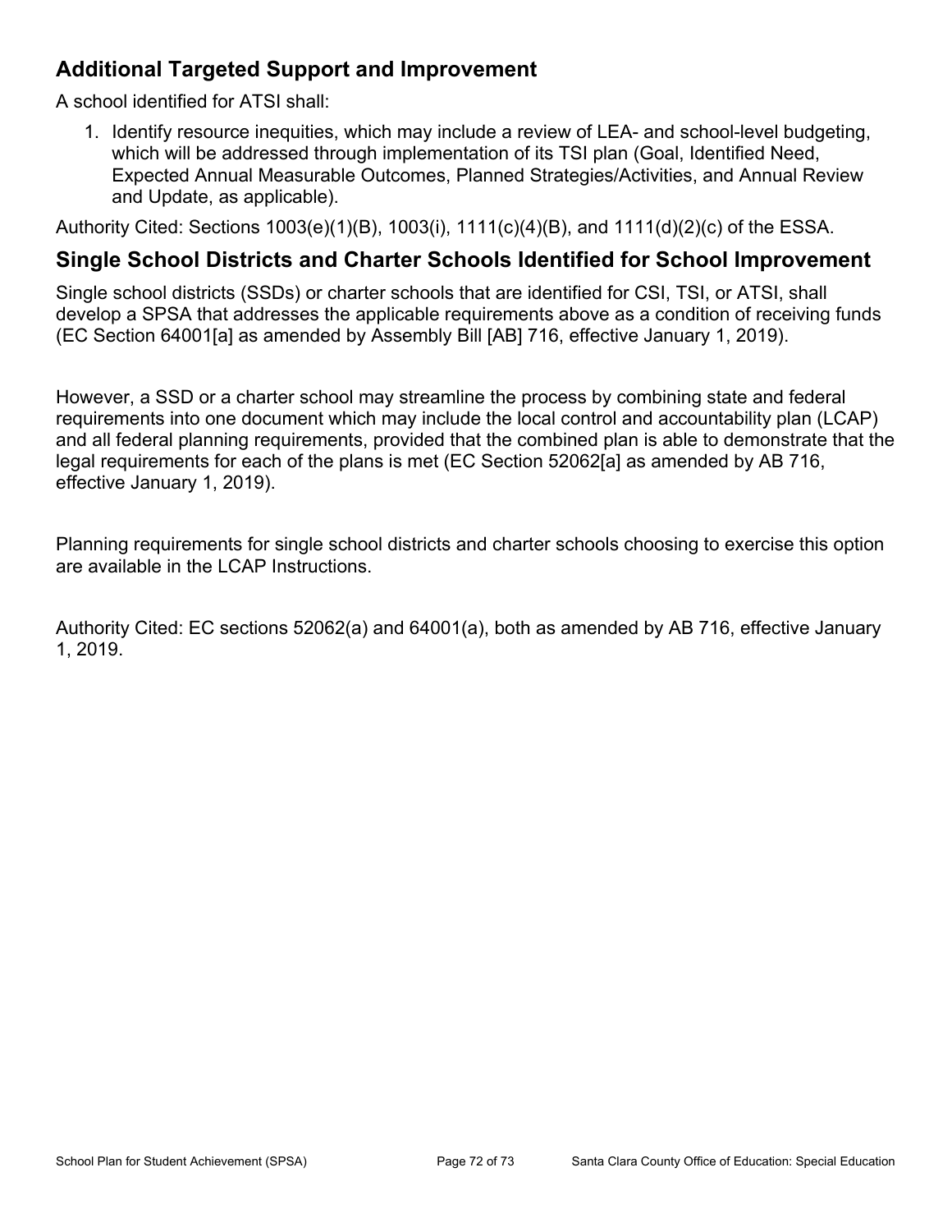## Additional Targeted Support and Improvement

A school identified for ATSI shall:

1. Identify resource inequities, which may include a review of LEA- and school-level budgeting, which will be addressed through implementation of its TSI plan (Goal, Identified Need, Expected Annual Measurable Outcomes, Planned Strategies/Activities, and Annual Review and Update, as applicable).

Authority Cited: Sections 1003(e)(1)(B), 1003(i), 1111(c)(4)(B), and 1111(d)(2)(c) of the ESSA.

## Single School Districts and Charter Schools Identified for School Improvement

Single school districts (SSDs) or charter schools that are identified for CSI, TSI, or ATSI, shall develop a SPSA that addresses the applicable requirements above as a condition of receiving funds (EC Section 64001[a] as amended by Assembly Bill [AB] 716, effective January 1, 2019).

However, a SSD or a charter school may streamline the process by combining state and federal requirements into one document which may include the local control and accountability plan (LCAP) and all federal planning requirements, provided that the combined plan is able to demonstrate that the legal requirements for each of the plans is met (EC Section 52062[a] as amended by AB 716, effective January 1, 2019).

Planning requirements for single school districts and charter schools choosing to exercise this option are available in the LCAP Instructions.

Authority Cited: EC sections 52062(a) and 64001(a), both as amended by AB 716, effective January 1, 2019.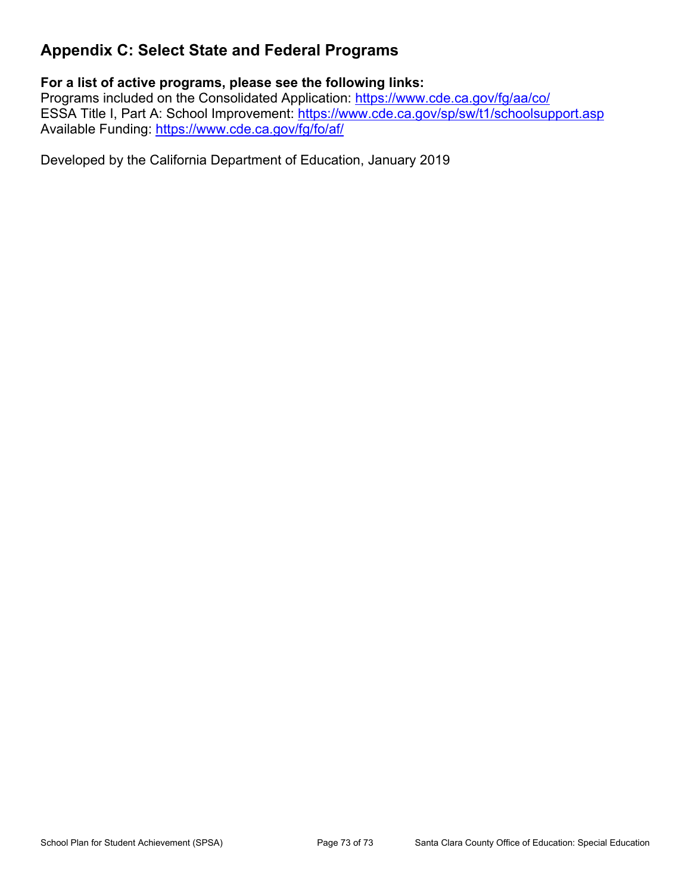## Appendix C: Select State and Federal Programs

**For a list of active programs, please see the following links:**
Programs included on the Consolidated Application: https://www.cde.ca.gov/fg/aa/co/
ESSA Title I, Part A: School Improvement: https://www.cde.ca.gov/sp/sw/t1/schoolsupport.asp
Available Funding: https://www.cde.ca.gov/fg/fo/af/

Developed by the California Department of Education, January 2019